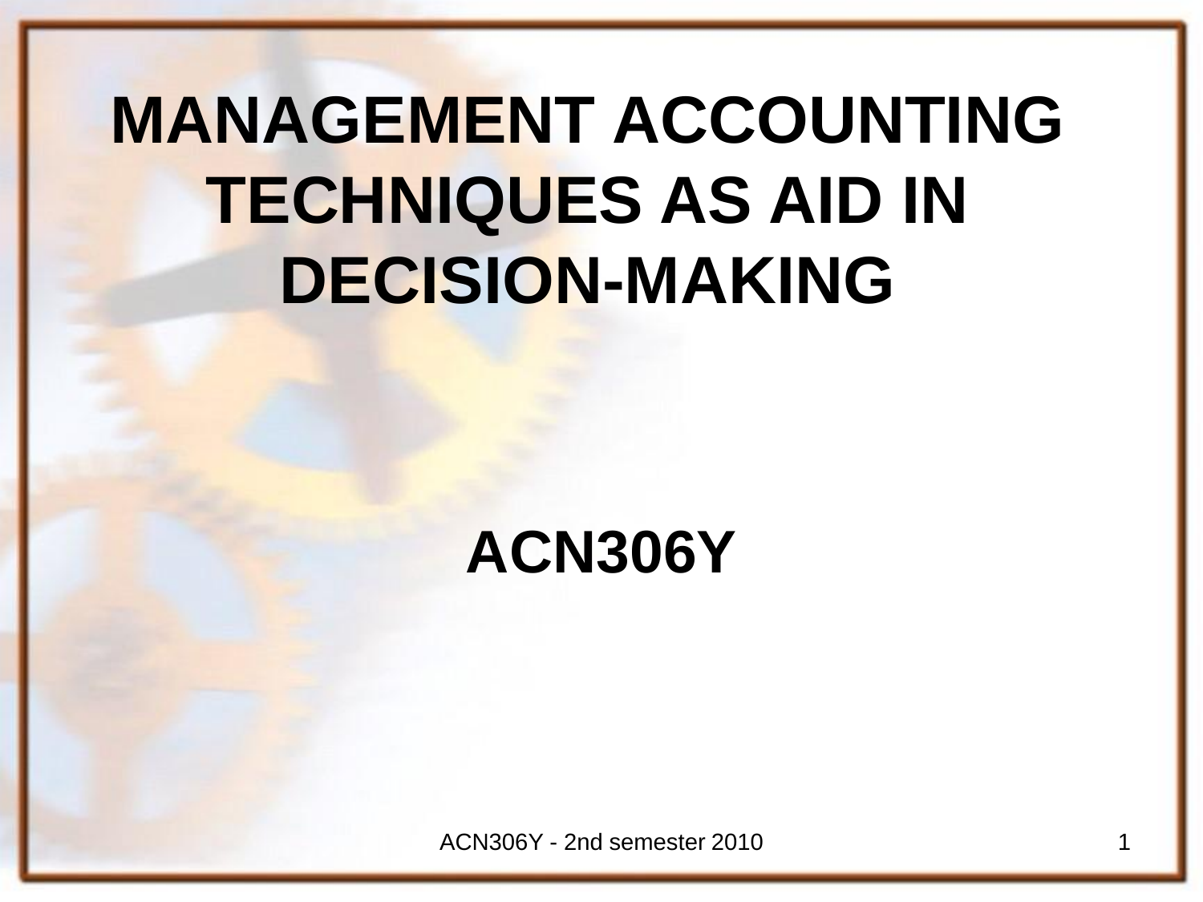# MANAGEMENT ACCOUNTING TECHNIQUES AS AID IN DECISION-MAKING

## ACN306Y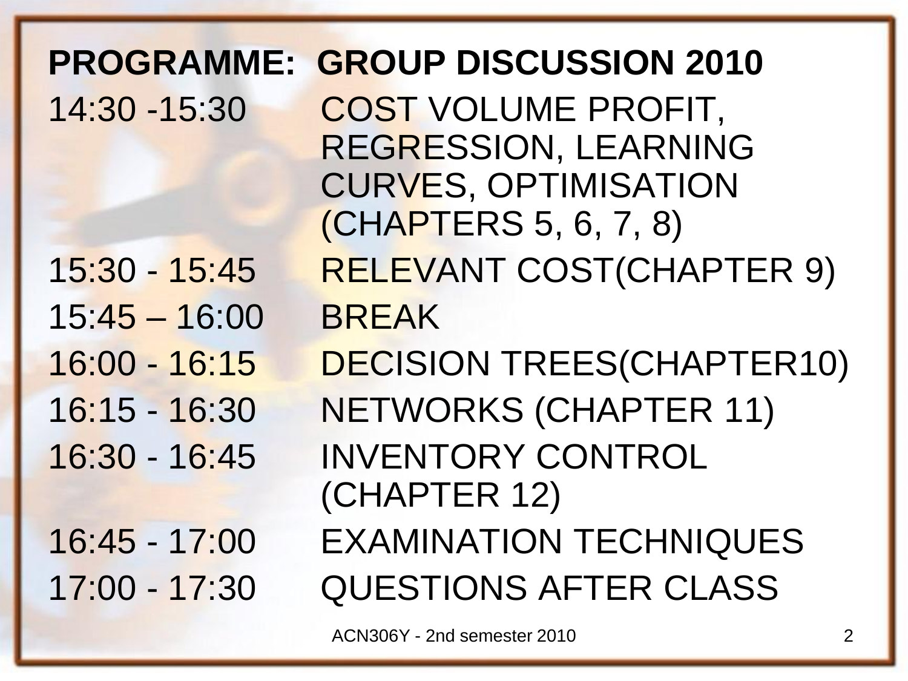**PROGRAMME: GROUP DISCUSSION 2010**

| | |
|---|---|
| 14:30 -15:30 | COST VOLUME PROFIT, REGRESSION, LEARNING CURVES, OPTIMISATION (CHAPTERS 5, 6, 7, 8) |
| 15:30 - 15:45 | RELEVANT COST(CHAPTER 9) |
| 15:45 – 16:00 | BREAK |
| 16:00 - 16:15 | DECISION TREES(CHAPTER10) |
| 16:15 - 16:30 | NETWORKS (CHAPTER 11) |
| 16:30 - 16:45 | INVENTORY CONTROL (CHAPTER 12) |
| 16:45 - 17:00 | EXAMINATION TECHNIQUES |
| 17:00 - 17:30 | QUESTIONS AFTER CLASS |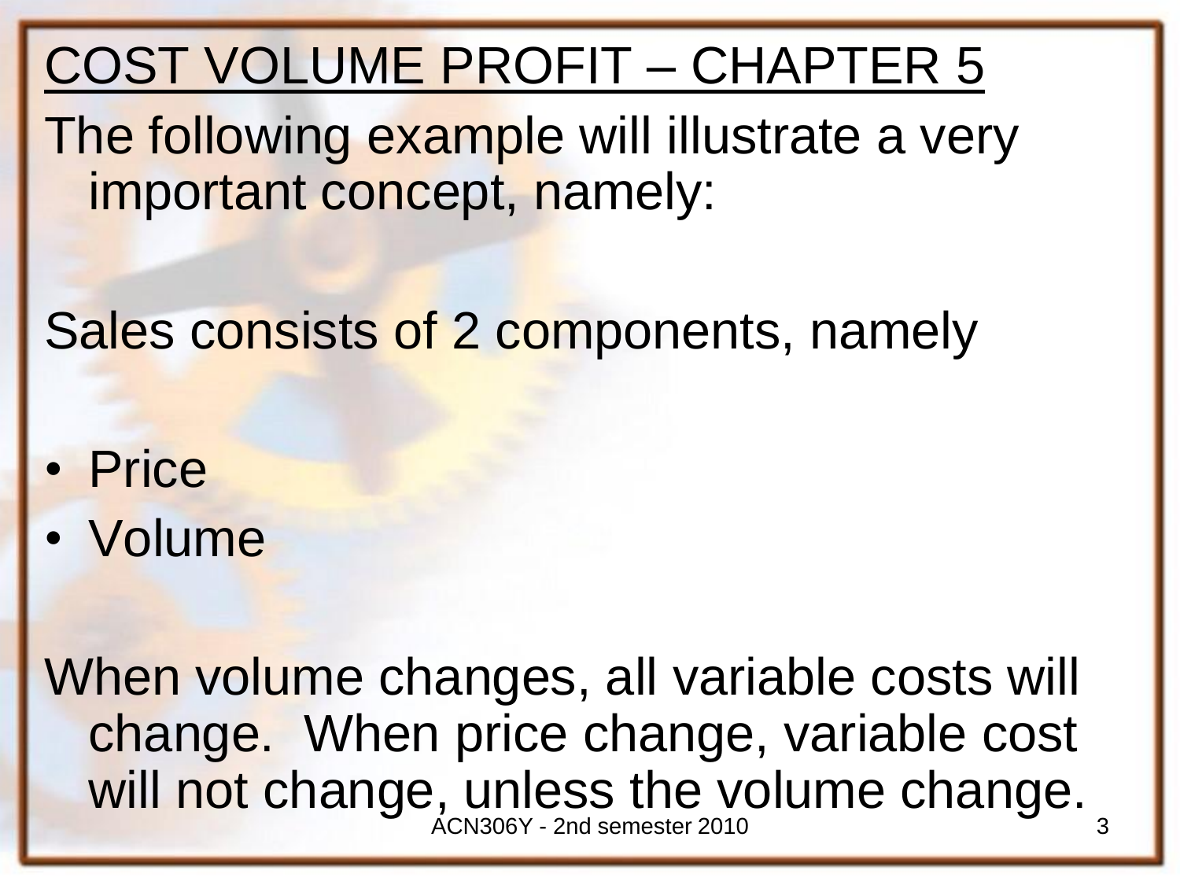# COST VOLUME PROFIT – CHAPTER 5

The following example will illustrate a very important concept, namely:

Sales consists of 2 components, namely

- Price
- Volume

When volume changes, all variable costs will change. When price change, variable cost will not change, unless the volume change.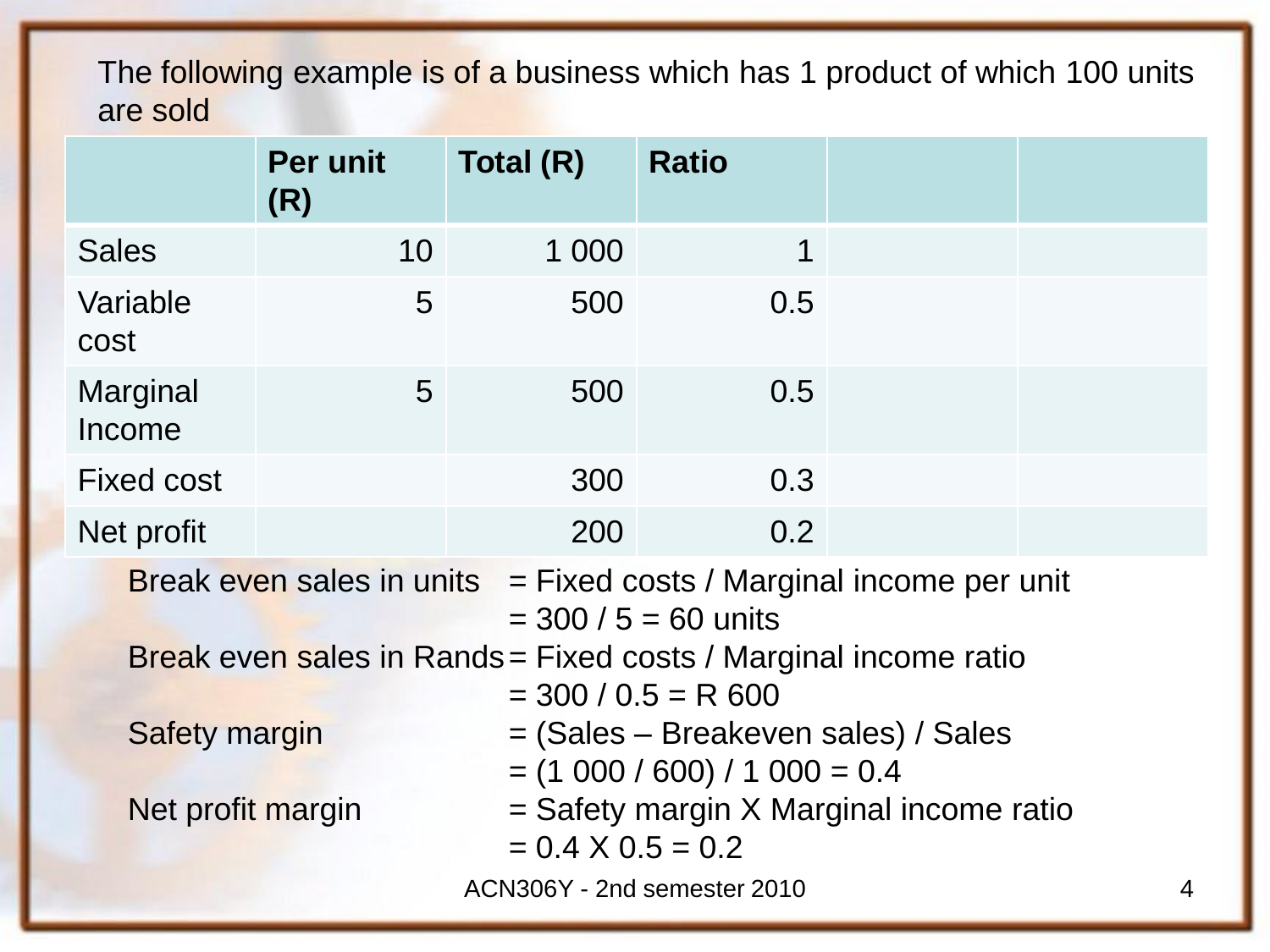The following example is of a business which has 1 product of which 100 units are sold

| | Per unit (R) | Total (R) | Ratio | | |
|---|---|---|---|---|---|
| Sales | 10 | 1 000 | 1 | | |
| Variable cost | 5 | 500 | 0.5 | | |
| Marginal Income | 5 | 500 | 0.5 | | |
| Fixed cost | | 300 | 0.3 | | |
| Net profit | | 200 | 0.2 | | |

Break even sales in units = Fixed costs / Marginal income per unit
= 300 / 5 = 60 units

Break even sales in Rands = Fixed costs / Marginal income ratio
= 300 / 0.5 = R 600

Safety margin = (Sales – Breakeven sales) / Sales
= (1 000 / 600) / 1 000 = 0.4

Net profit margin = Safety margin X Marginal income ratio
= 0.4 X 0.5 = 0.2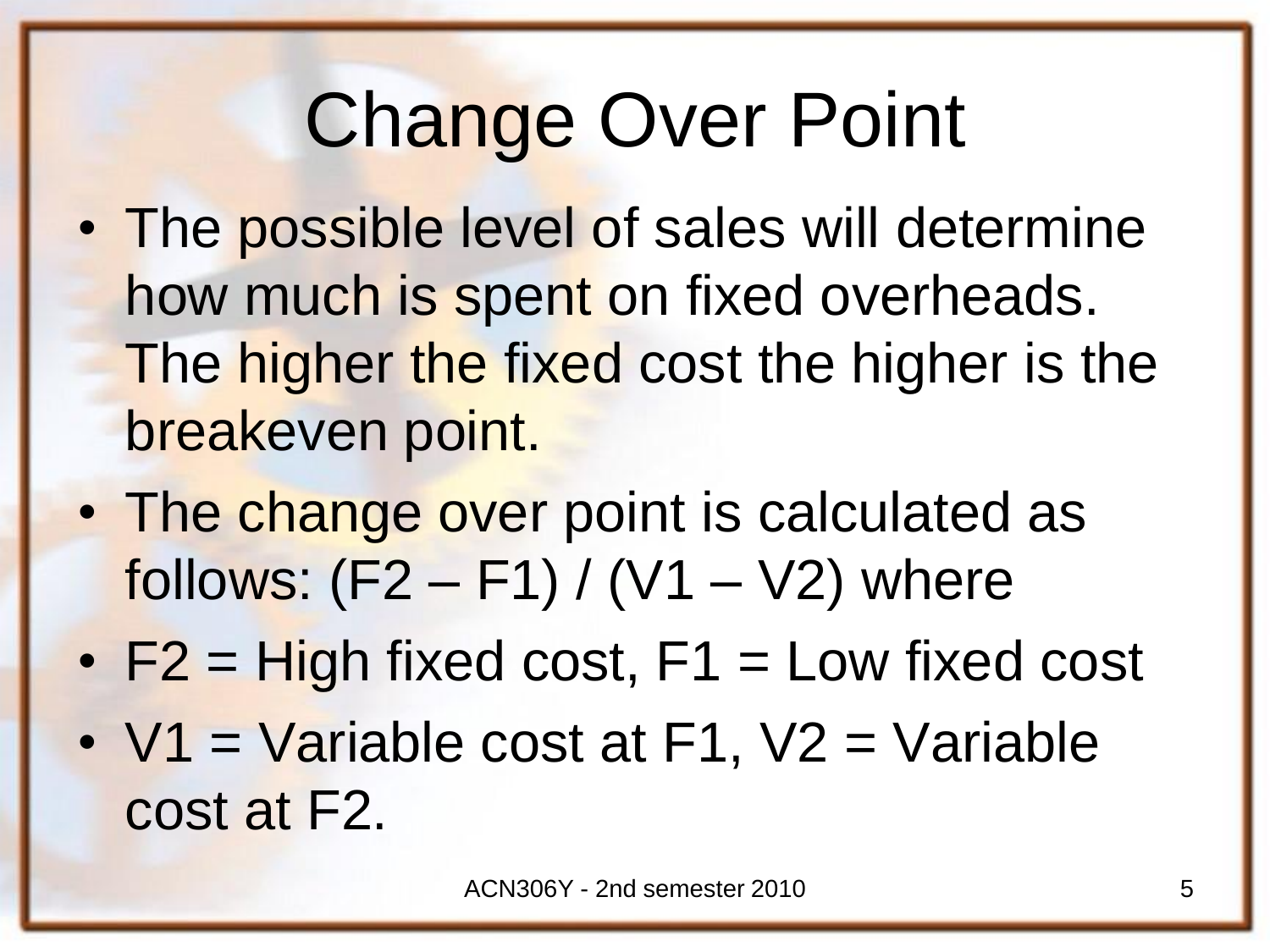# Change Over Point

- The possible level of sales will determine how much is spent on fixed overheads. The higher the fixed cost the higher is the breakeven point.
- The change over point is calculated as follows: $(F2 – F1) / (V1 – V2)$ where
- $F2$ = High fixed cost, $F1$ = Low fixed cost
- $V1$ = Variable cost at $F1$, $V2$ = Variable cost at $F2$.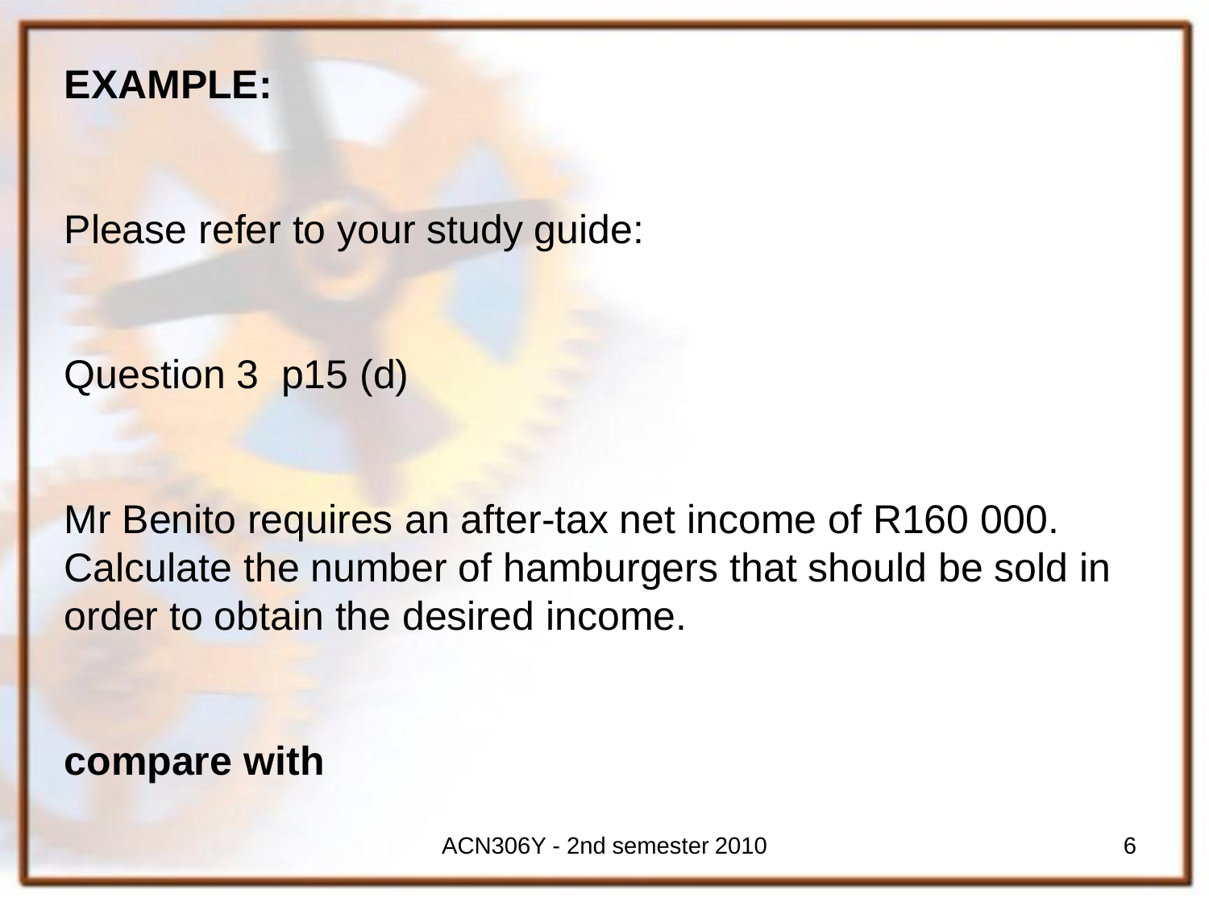**EXAMPLE:**

Please refer to your study guide:

Question 3 p15 (d)

Mr Benito requires an after-tax net income of R160 000. Calculate the number of hamburgers that should be sold in order to obtain the desired income.

**compare with**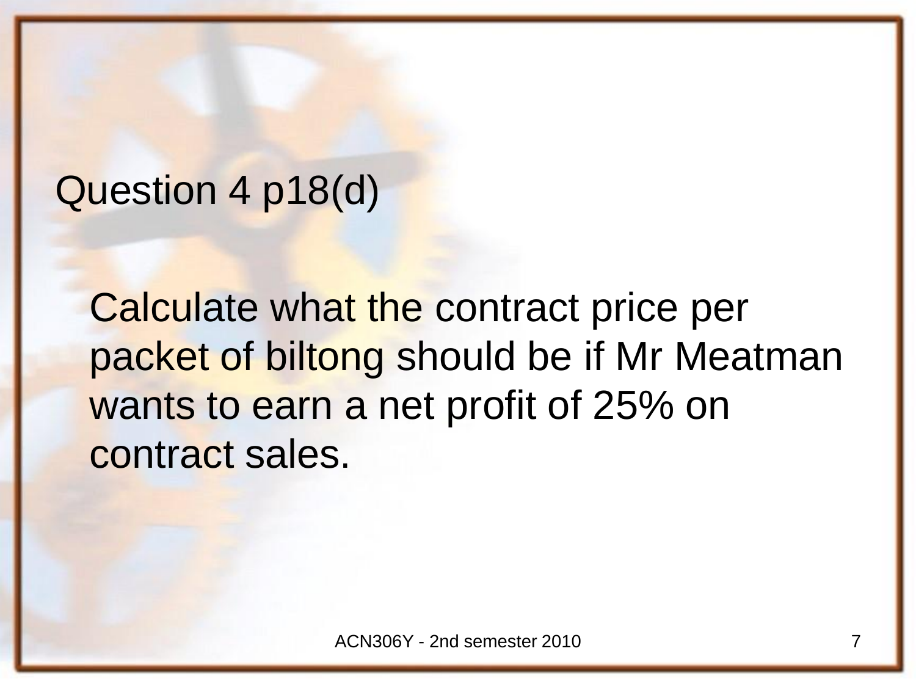## Question 4 p18(d)

Calculate what the contract price per packet of biltong should be if Mr Meatman wants to earn a net profit of 25% on contract sales.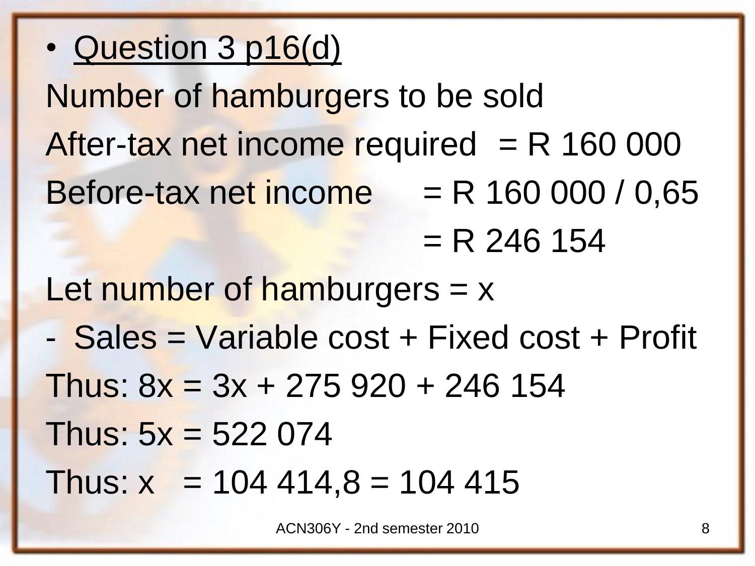- <u>Question 3 p16(d)</u>

Number of hamburgers to be sold

After-tax net income required = R 160 000

Before-tax net income = R 160 000 / 0,65

= R 246 154

Let number of hamburgers = x

- Sales = Variable cost + Fixed cost + Profit

Thus: $8x = 3x + 275\ 920 + 246\ 154$

Thus: $5x = 522\ 074$

Thus: $x = 104\ 414{,}8 = 104\ 415$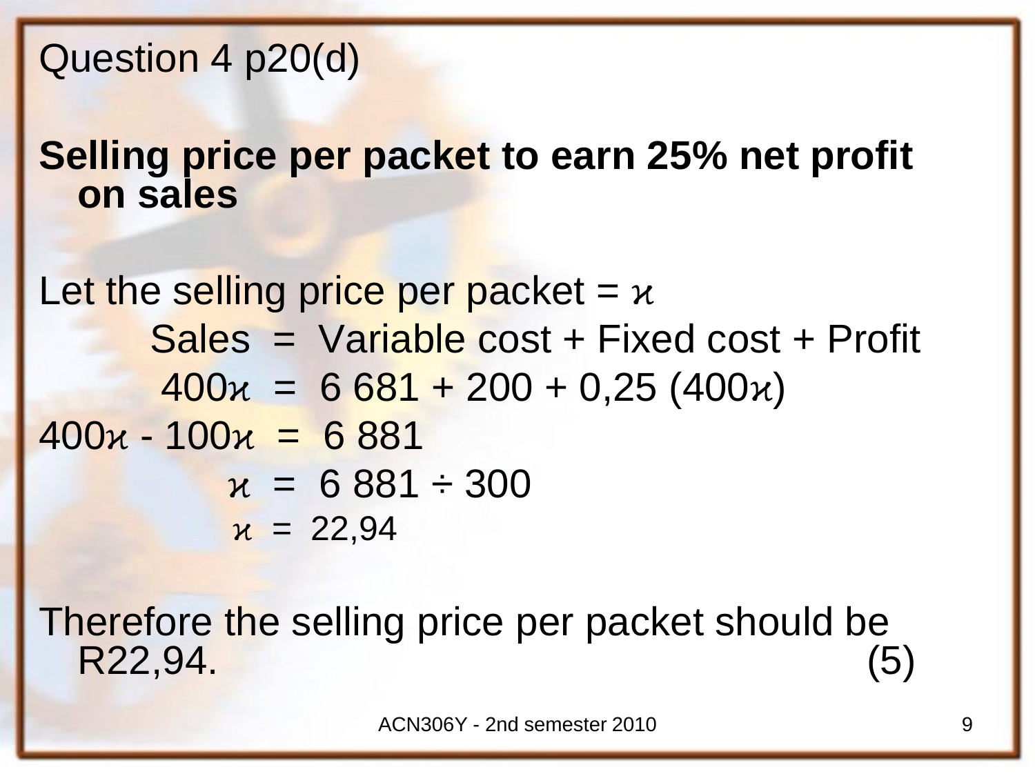Question 4 p20(d)

**Selling price per packet to earn 25% net profit on sales**

Let the selling price per packet = $x$

$$\text{Sales} = \text{Variable cost} + \text{Fixed cost} + \text{Profit}$$

$$400x = 6\,681 + 200 + 0{,}25\,(400x)$$

$$400x - 100x = 6\,881$$

$$x = 6\,881 \div 300$$

$$x = 22{,}94$$

Therefore the selling price per packet should be R22,94. (5)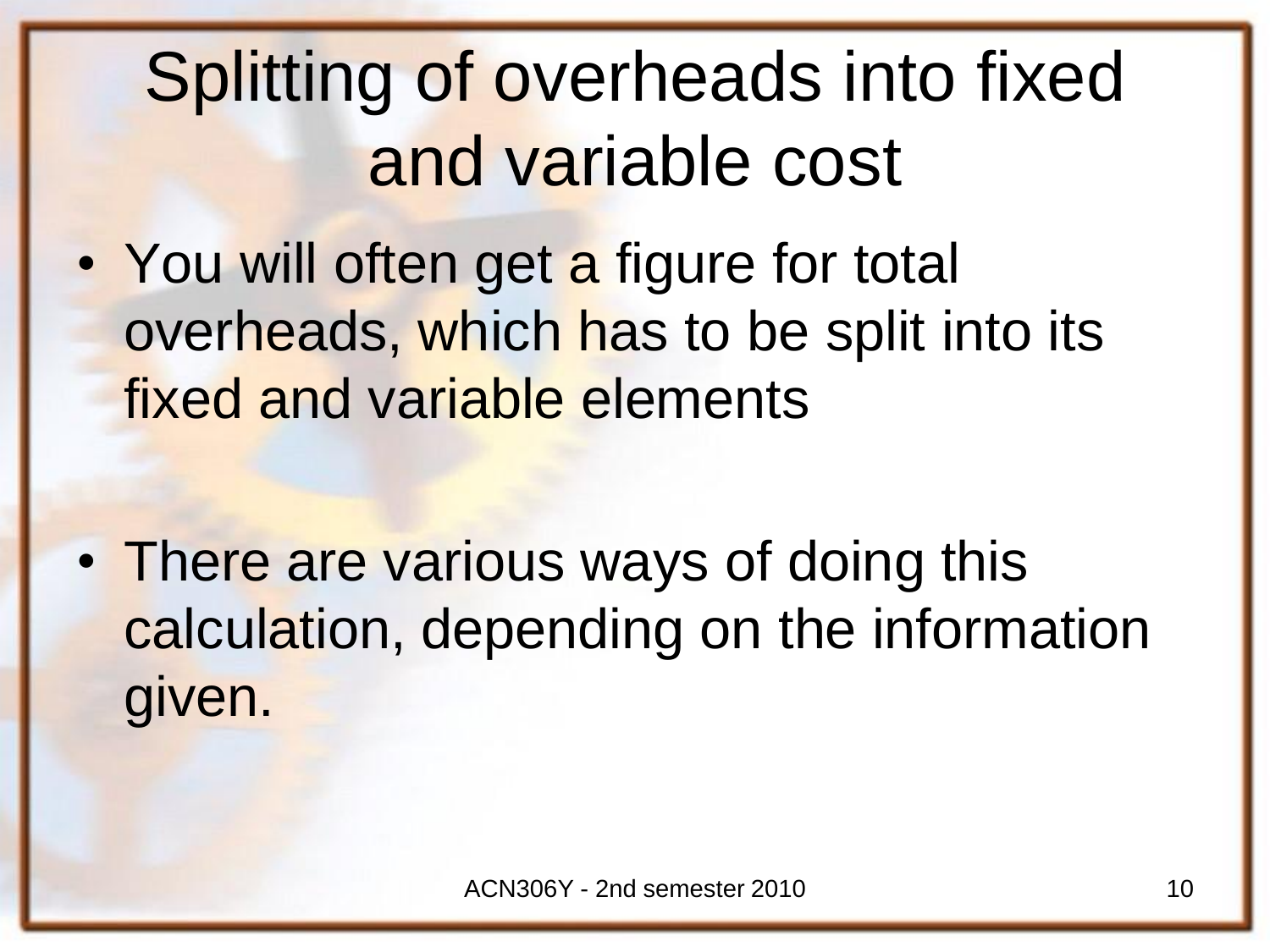# Splitting of overheads into fixed and variable cost

- You will often get a figure for total overheads, which has to be split into its fixed and variable elements
- There are various ways of doing this calculation, depending on the information given.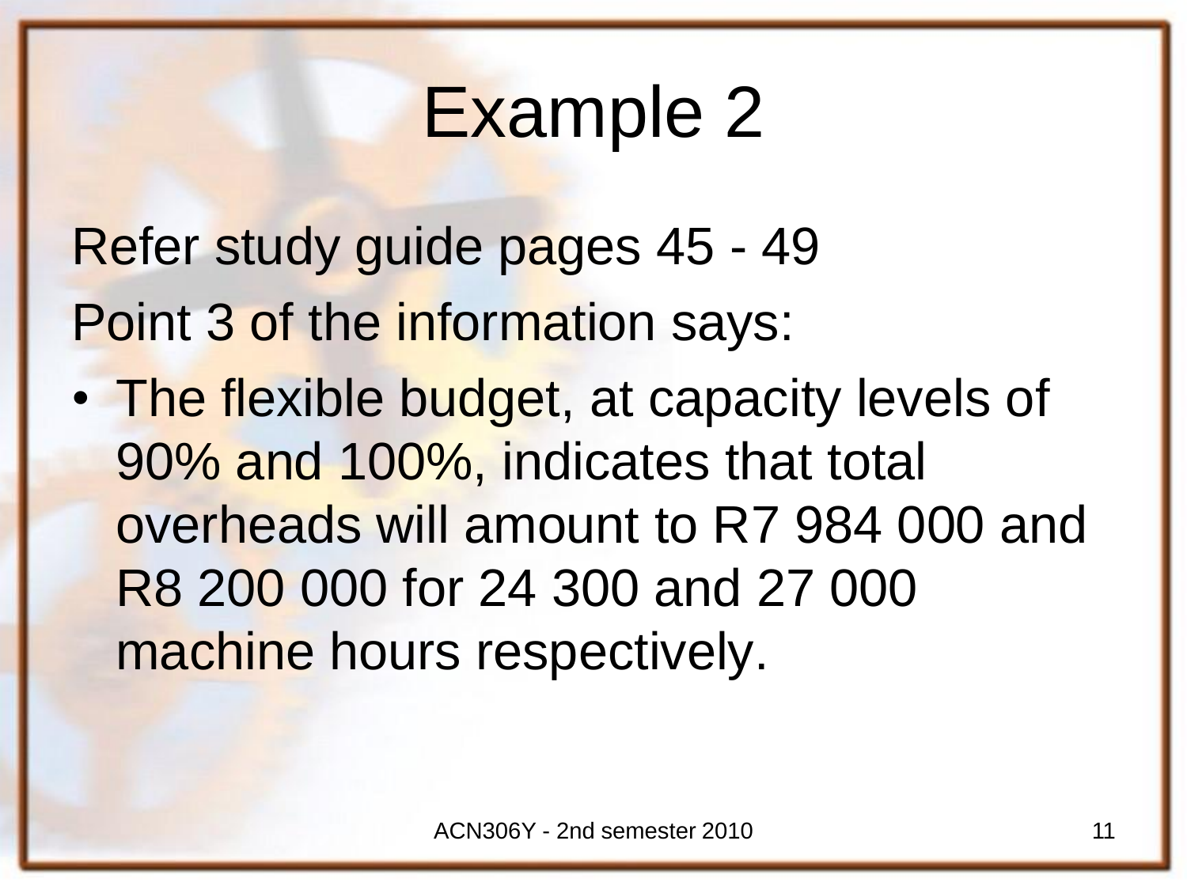# Example 2

Refer study guide pages 45 - 49

Point 3 of the information says:

- The flexible budget, at capacity levels of 90% and 100%, indicates that total overheads will amount to R7 984 000 and R8 200 000 for 24 300 and 27 000 machine hours respectively.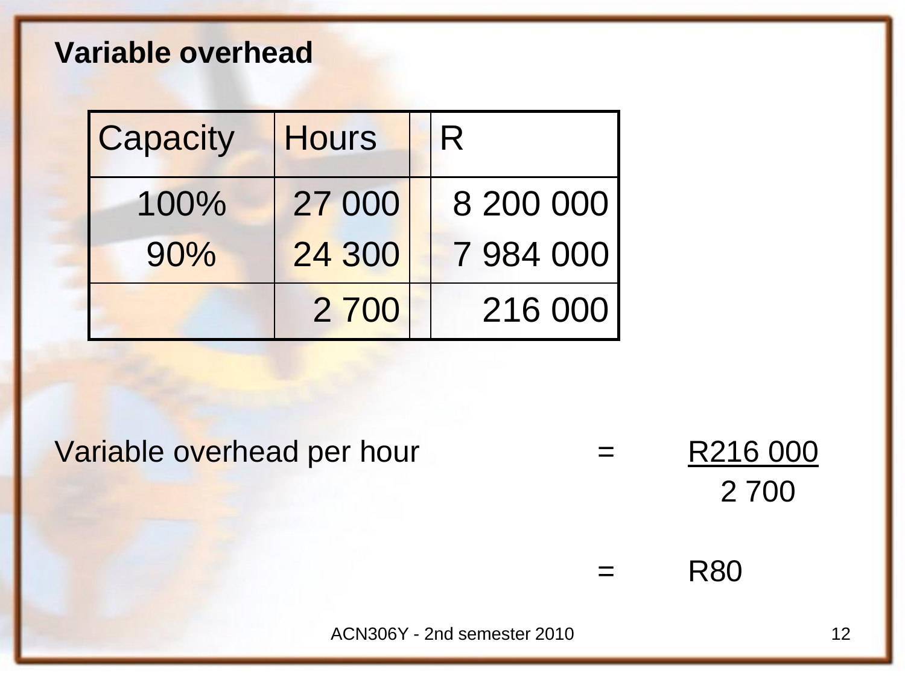**Variable overhead**

| Capacity | Hours | | R |
|---|---|---|---|
| 100% | 27 000 | | 8 200 000 |
| 90% | 24 300 | | 7 984 000 |
| | 2 700 | | 216 000 |

Variable overhead per hour $= \frac{R216\ 000}{2\ 700}$

$= R80$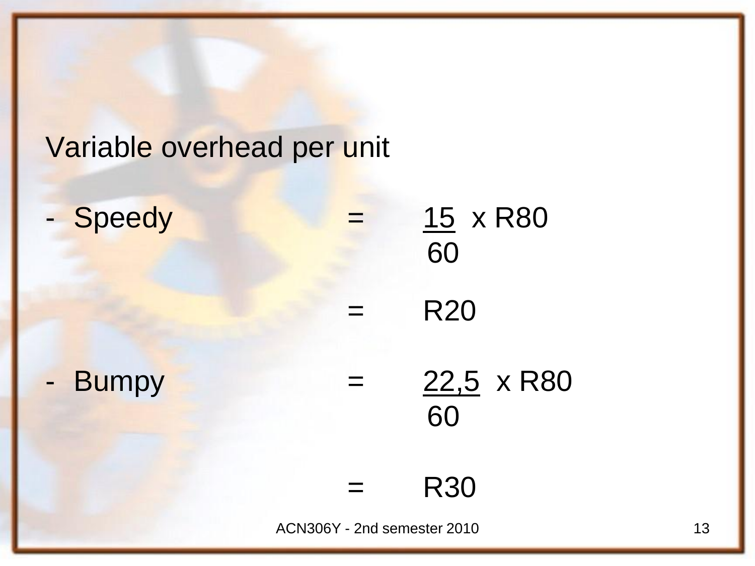Variable overhead per unit

- Speedy $= \frac{15}{60} \times R80$

$= R20$

- Bumpy $= \frac{22{,}5}{60} \times R80$

$= R30$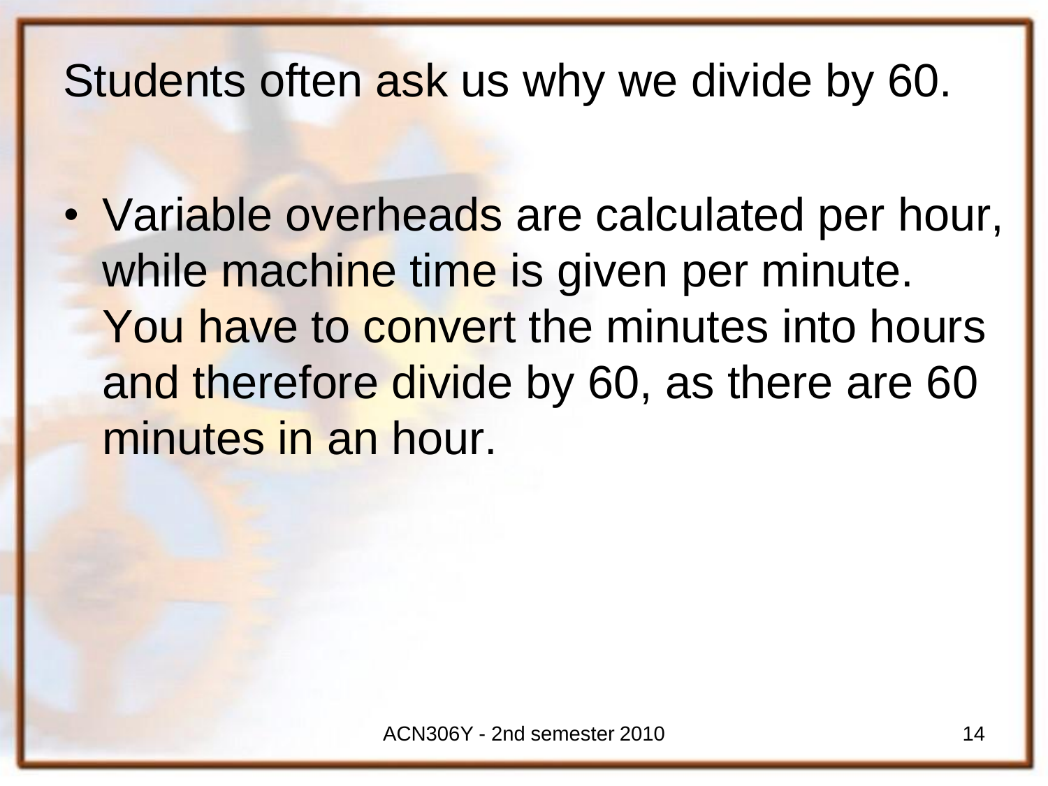# Students often ask us why we divide by 60.

- Variable overheads are calculated per hour, while machine time is given per minute. You have to convert the minutes into hours and therefore divide by 60, as there are 60 minutes in an hour.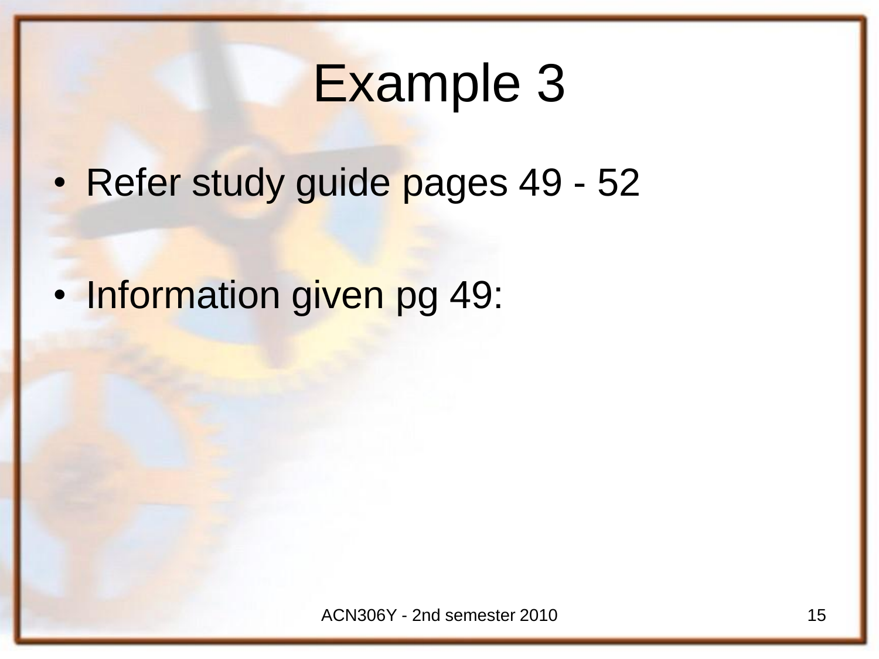# Example 3

- Refer study guide pages 49 - 52
- Information given pg 49: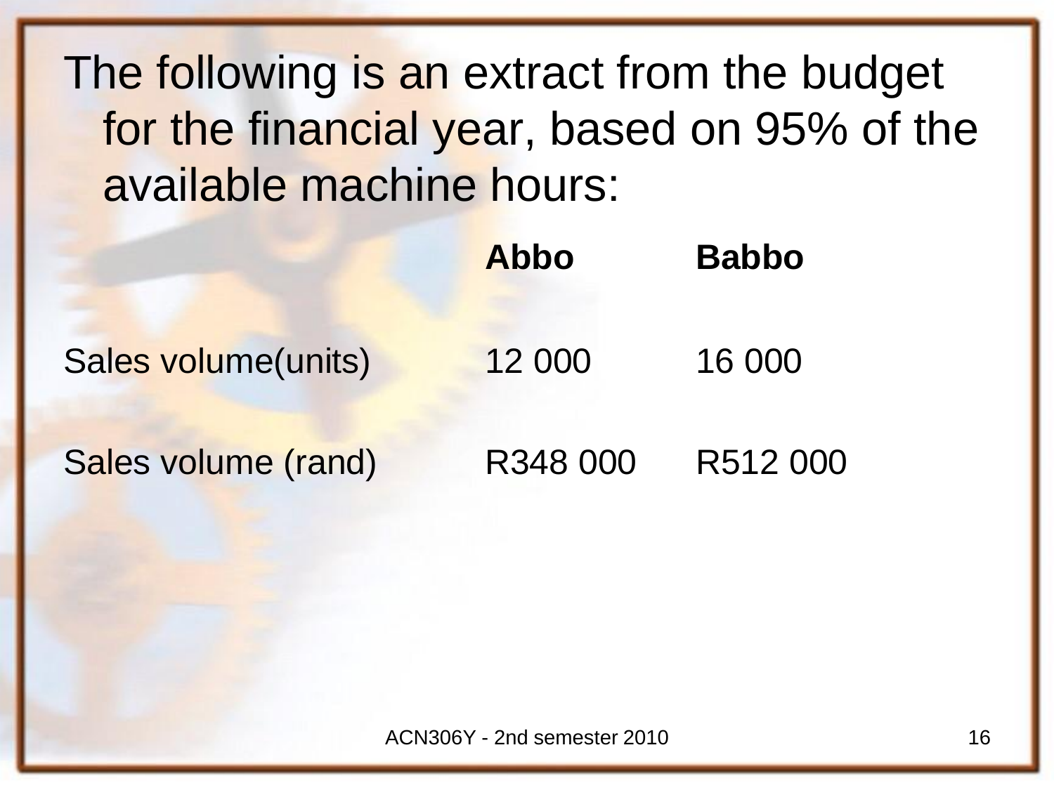The following is an extract from the budget for the financial year, based on 95% of the available machine hours:

| | Abbo | Babbo |
|---|---|---|
| Sales volume(units) | 12 000 | 16 000 |
| Sales volume (rand) | R348 000 | R512 000 |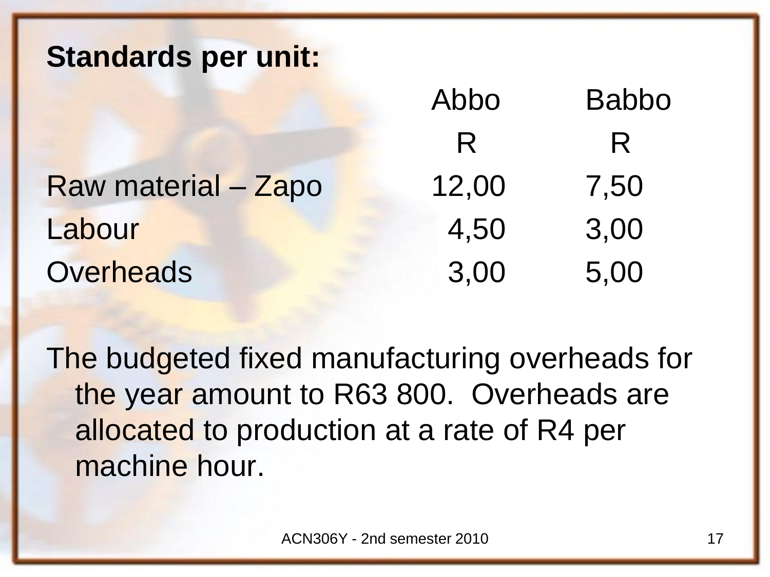**Standards per unit:**

| | Abbo | Babbo |
| --- | --- | --- |
| | R | R |
| Raw material – Zapo | 12,00 | 7,50 |
| Labour | 4,50 | 3,00 |
| Overheads | 3,00 | 5,00 |

The budgeted fixed manufacturing overheads for the year amount to R63 800. Overheads are allocated to production at a rate of R4 per machine hour.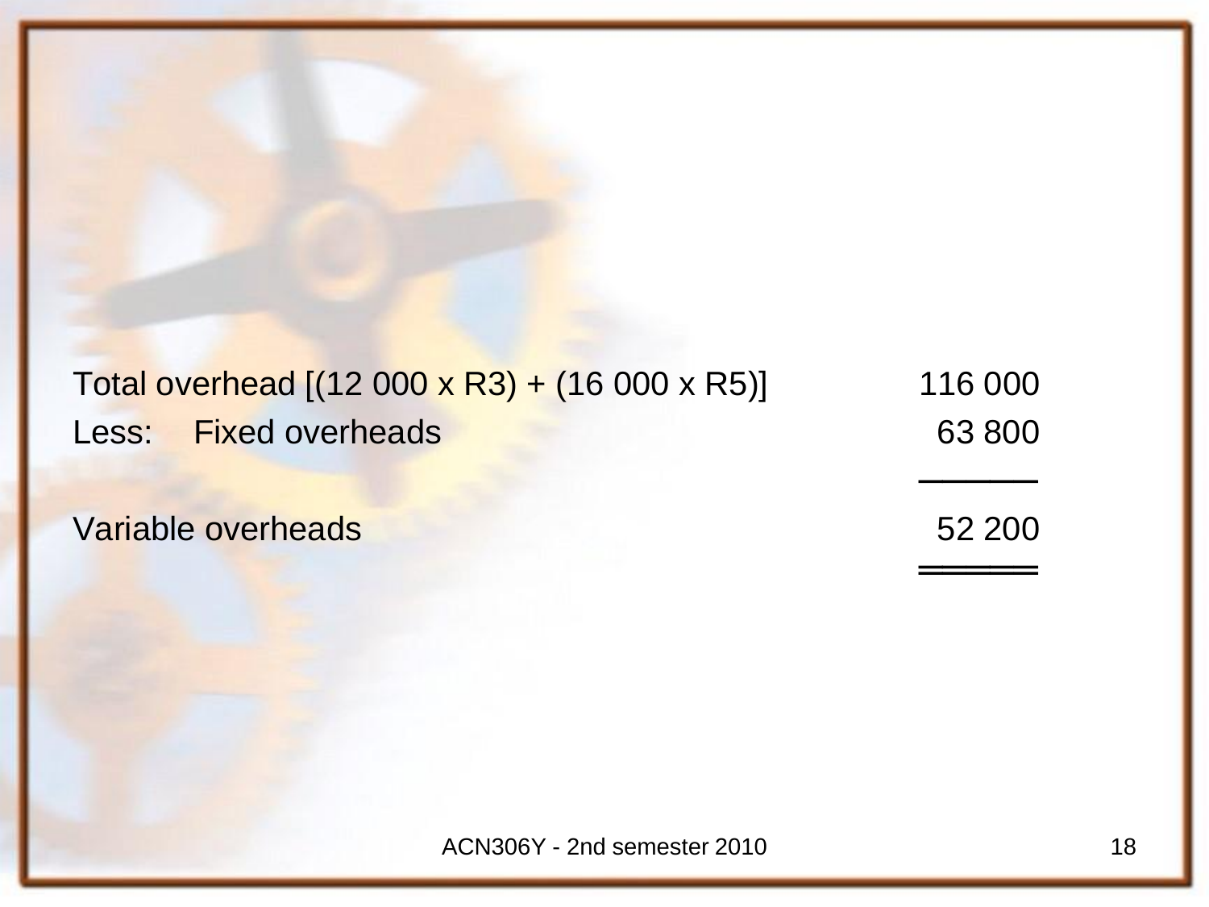| | | |
|---|---|---|
| Total overhead [(12 000 x R3) + (16 000 x R5)] | | 116 000 |
| Less: | Fixed overheads | 63 800 |
| Variable overheads | | 52 200 |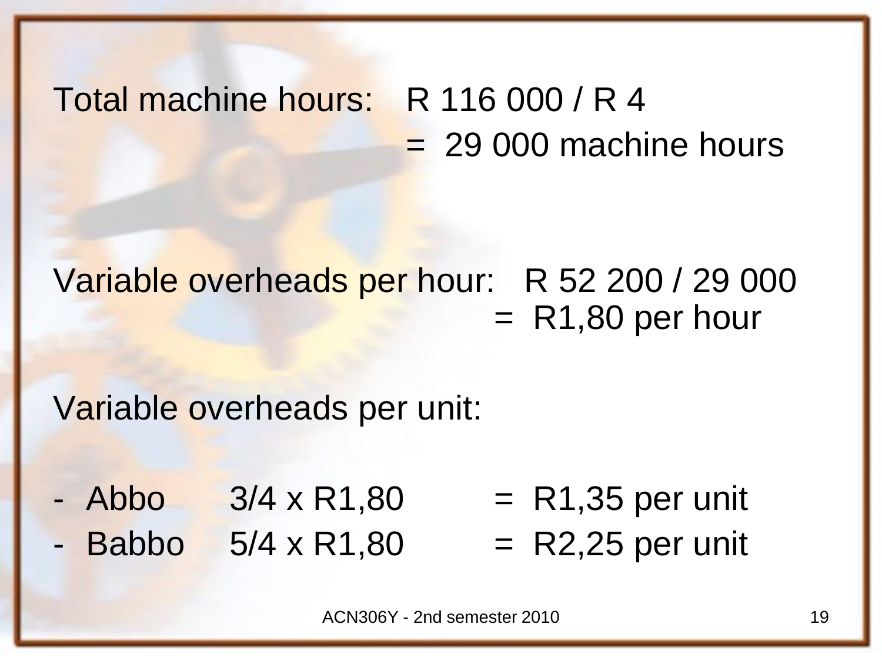Total machine hours: R 116 000 / R 4
= 29 000 machine hours

Variable overheads per hour: R 52 200 / 29 000
= R1,80 per hour

Variable overheads per unit:

- Abbo 3/4 x R1,80 = R1,35 per unit
- Babbo 5/4 x R1,80 = R2,25 per unit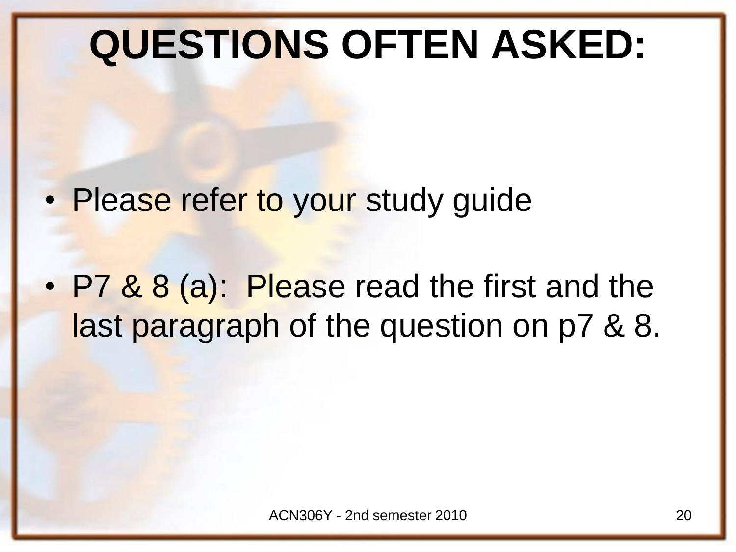# QUESTIONS OFTEN ASKED:

- Please refer to your study guide
- P7 & 8 (a): Please read the first and the last paragraph of the question on p7 & 8.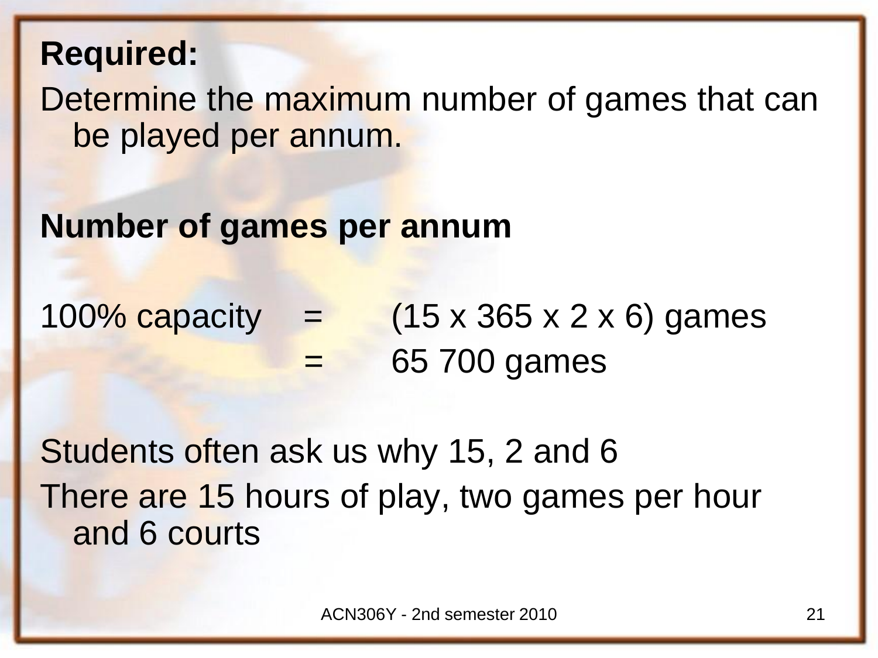**Required:**

Determine the maximum number of games that can be played per annum.

**Number of games per annum**

100% capacity = (15 x 365 x 2 x 6) games

= 65 700 games

Students often ask us why 15, 2 and 6

There are 15 hours of play, two games per hour and 6 courts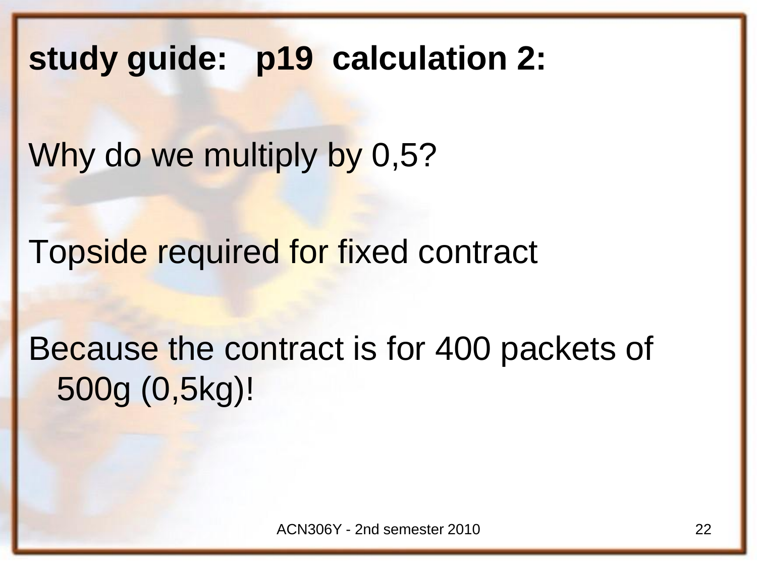**study guide: p19 calculation 2:**

Why do we multiply by 0,5?

Topside required for fixed contract

Because the contract is for 400 packets of 500g (0,5kg)!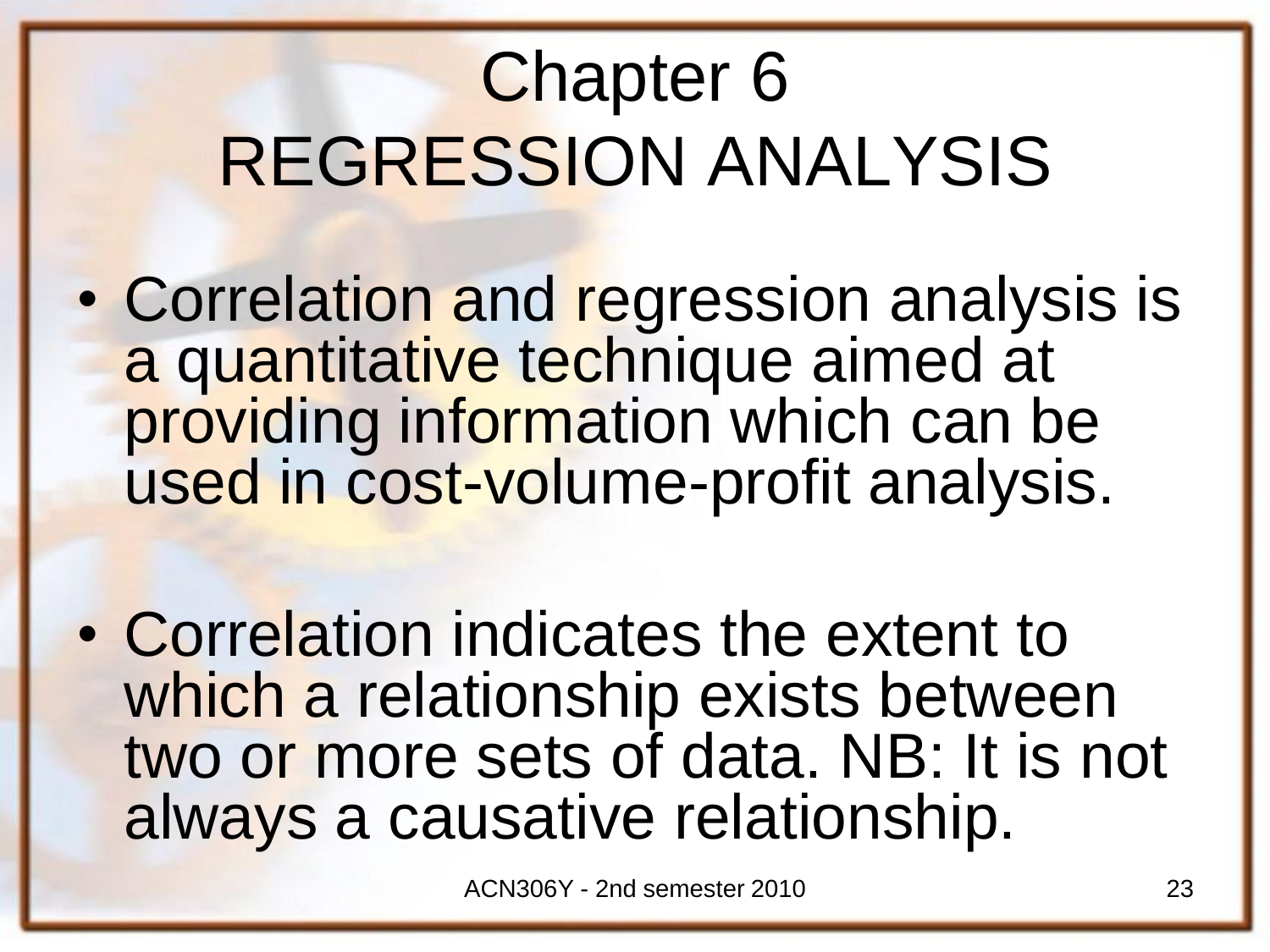# Chapter 6
# REGRESSION ANALYSIS

- Correlation and regression analysis is a quantitative technique aimed at providing information which can be used in cost-volume-profit analysis.

- Correlation indicates the extent to which a relationship exists between two or more sets of data. NB: It is not always a causative relationship.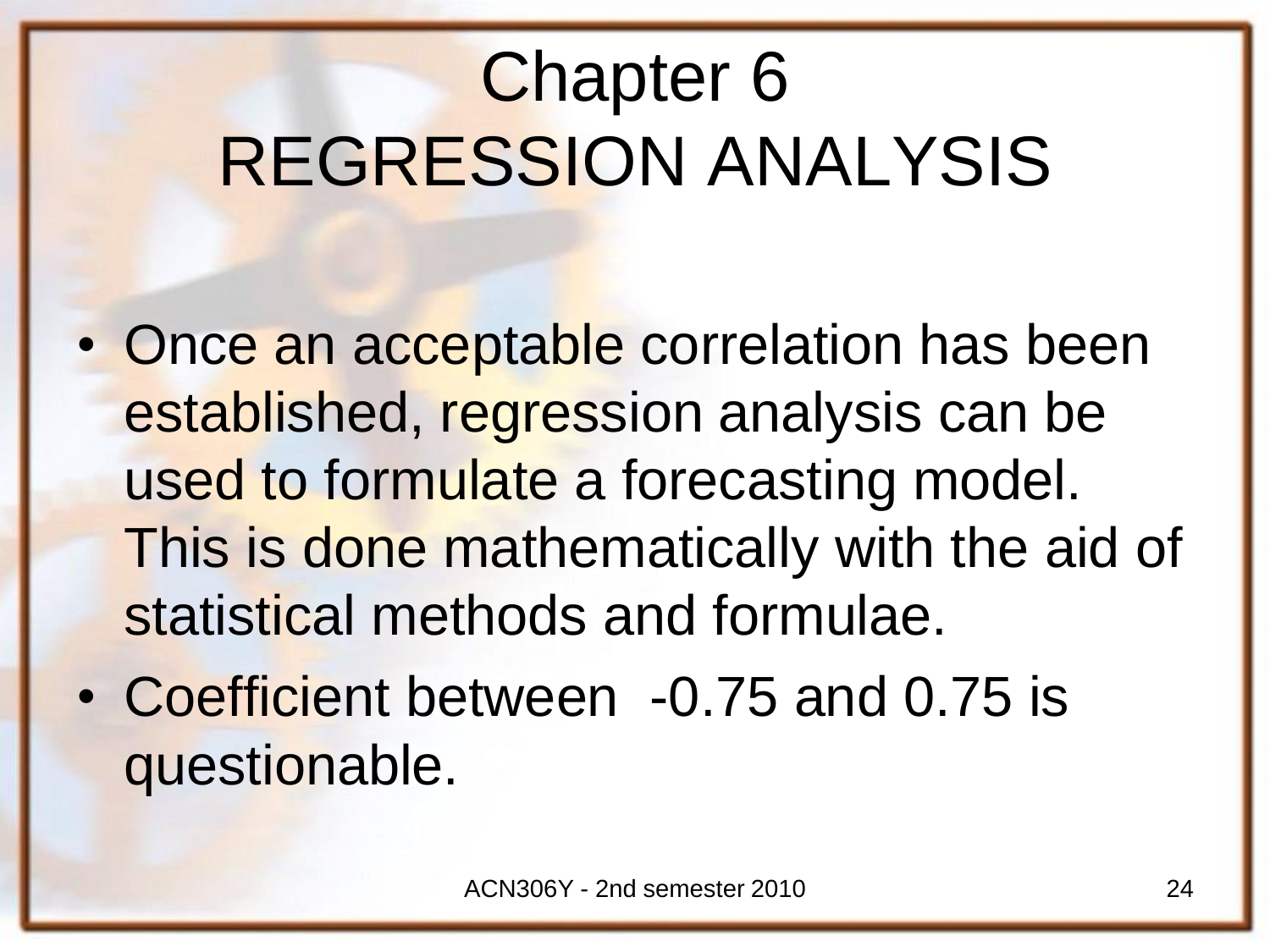# Chapter 6
# REGRESSION ANALYSIS

- Once an acceptable correlation has been established, regression analysis can be used to formulate a forecasting model. This is done mathematically with the aid of statistical methods and formulae.
- Coefficient between -0.75 and 0.75 is questionable.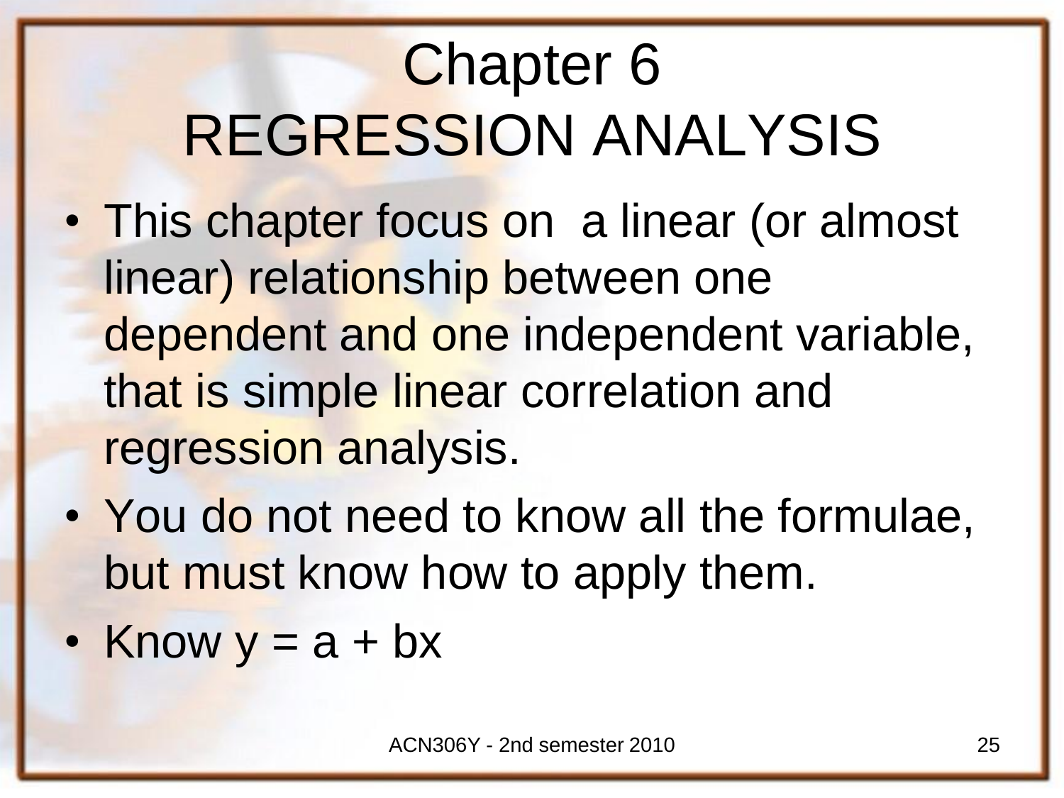# Chapter 6
# REGRESSION ANALYSIS

- This chapter focus on a linear (or almost linear) relationship between one dependent and one independent variable, that is simple linear correlation and regression analysis.
- You do not need to know all the formulae, but must know how to apply them.
- Know $y = a + bx$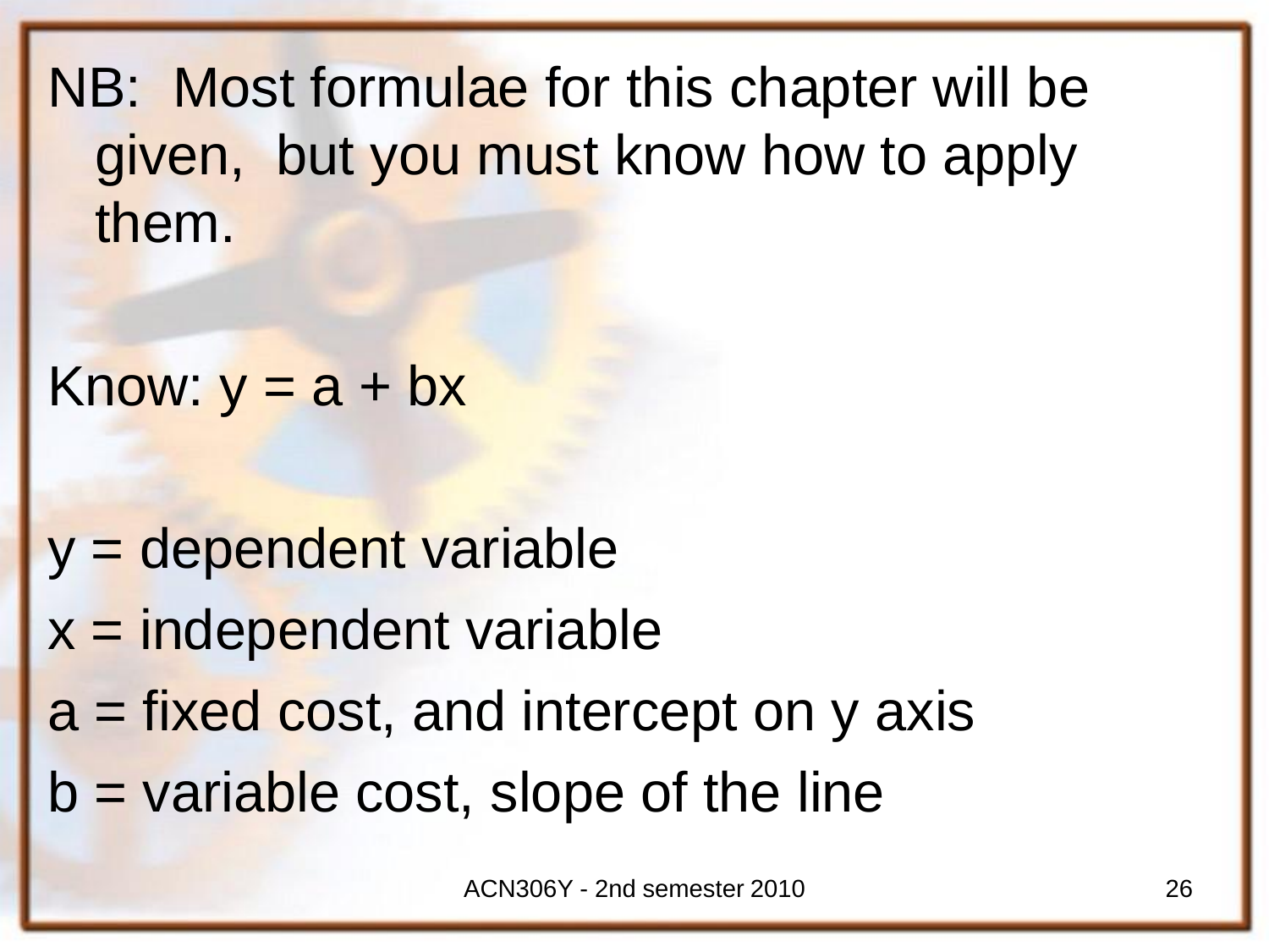NB: Most formulae for this chapter will be given, but you must know how to apply them.

Know: $y = a + bx$

$y$ = dependent variable

$x$ = independent variable

$a$ = fixed cost, and intercept on y axis

$b$ = variable cost, slope of the line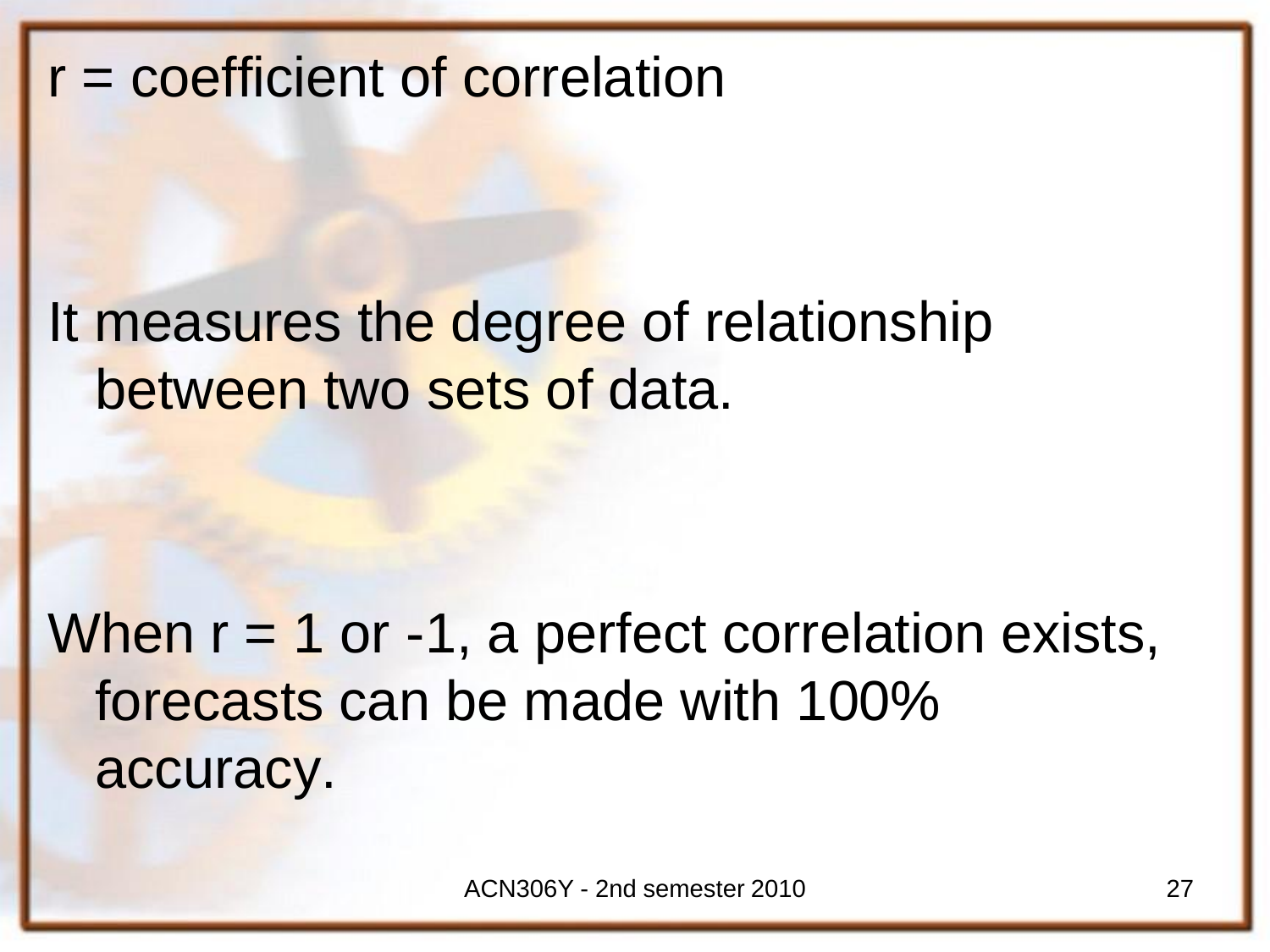$r$ = coefficient of correlation

It measures the degree of relationship between two sets of data.

When $r = 1$ or $-1$, a perfect correlation exists, forecasts can be made with 100% accuracy.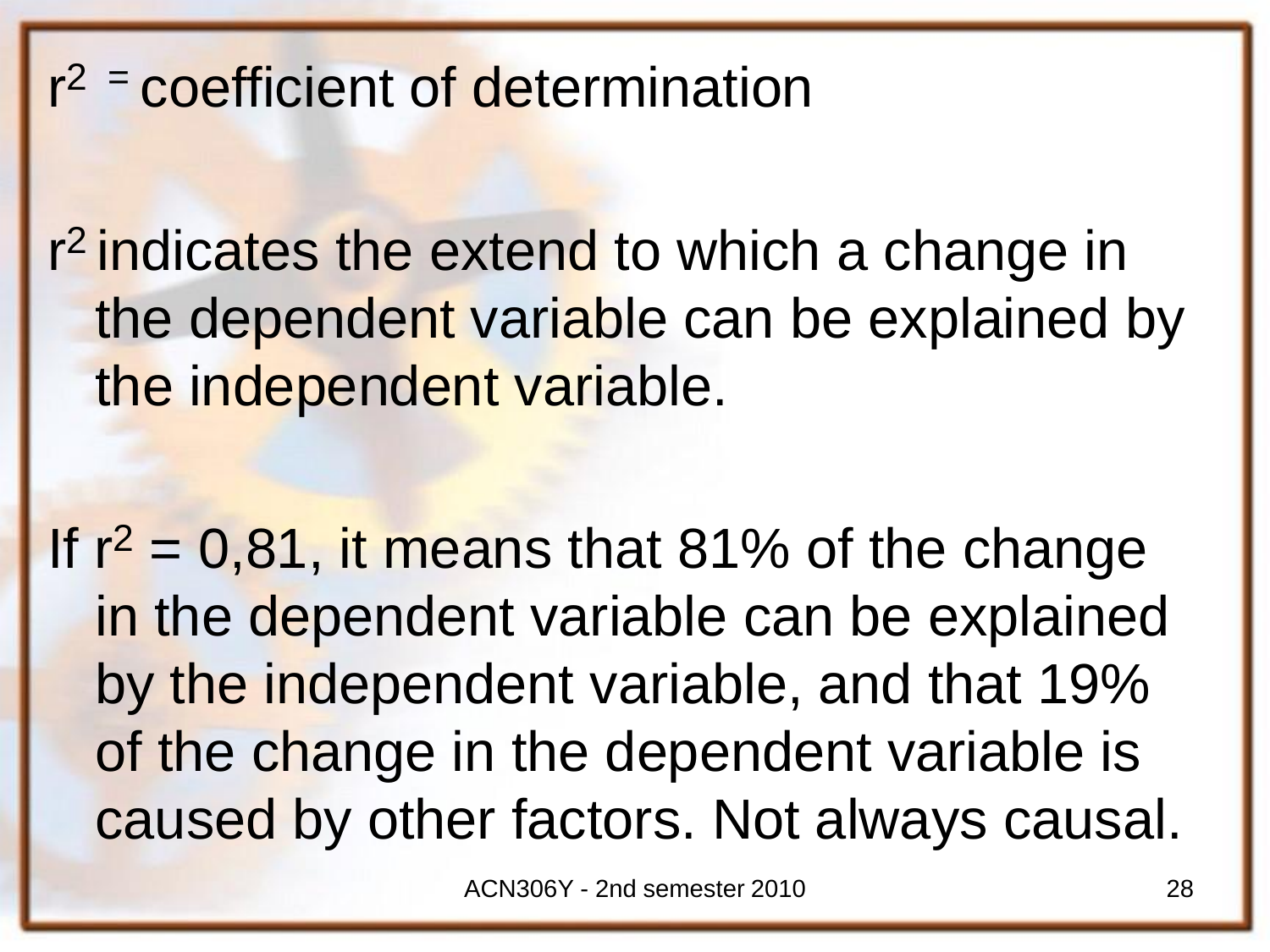$r^2$ = coefficient of determination

$r^2$ indicates the extend to which a change in the dependent variable can be explained by the independent variable.

If $r^2$ = 0,81, it means that 81% of the change in the dependent variable can be explained by the independent variable, and that 19% of the change in the dependent variable is caused by other factors. Not always causal.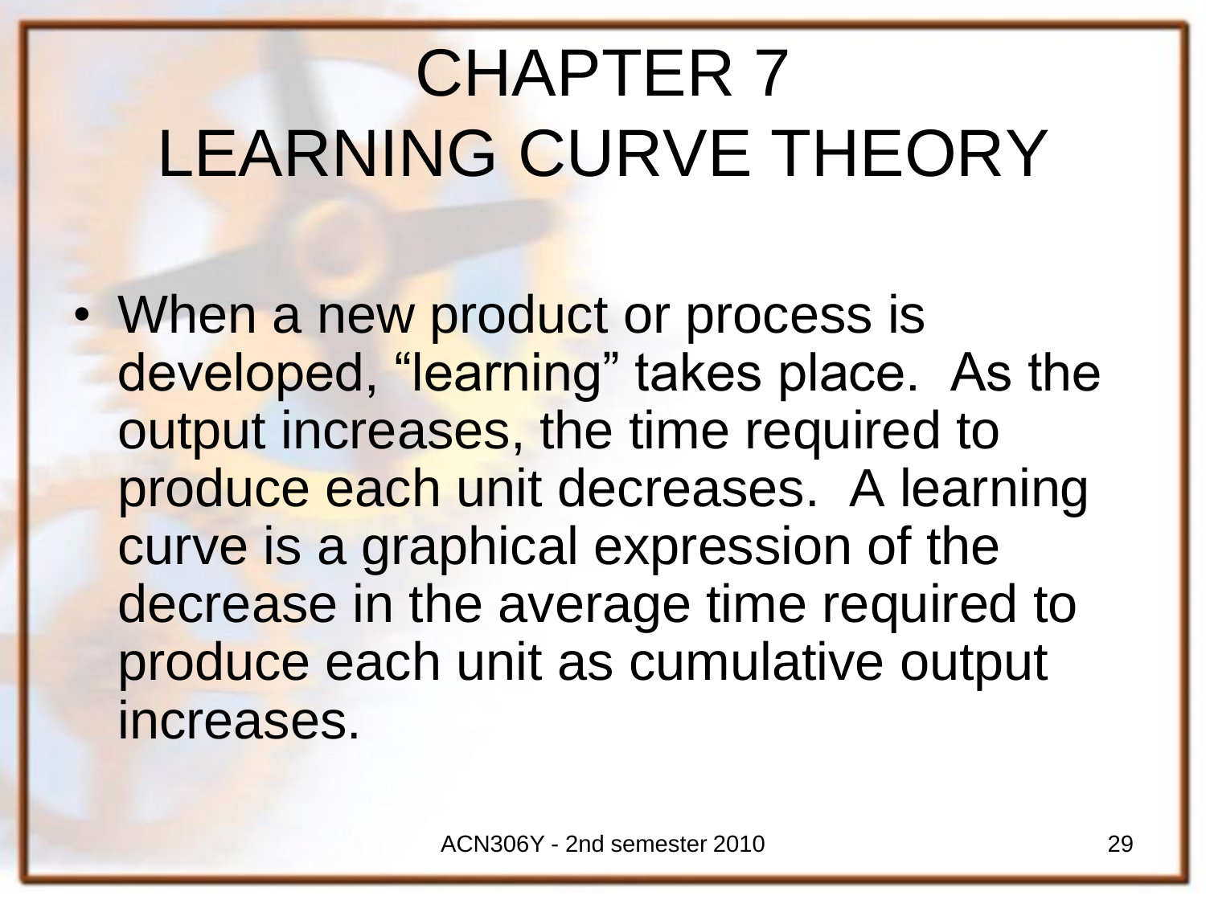# CHAPTER 7
# LEARNING CURVE THEORY

- When a new product or process is developed, "learning" takes place. As the output increases, the time required to produce each unit decreases. A learning curve is a graphical expression of the decrease in the average time required to produce each unit as cumulative output increases.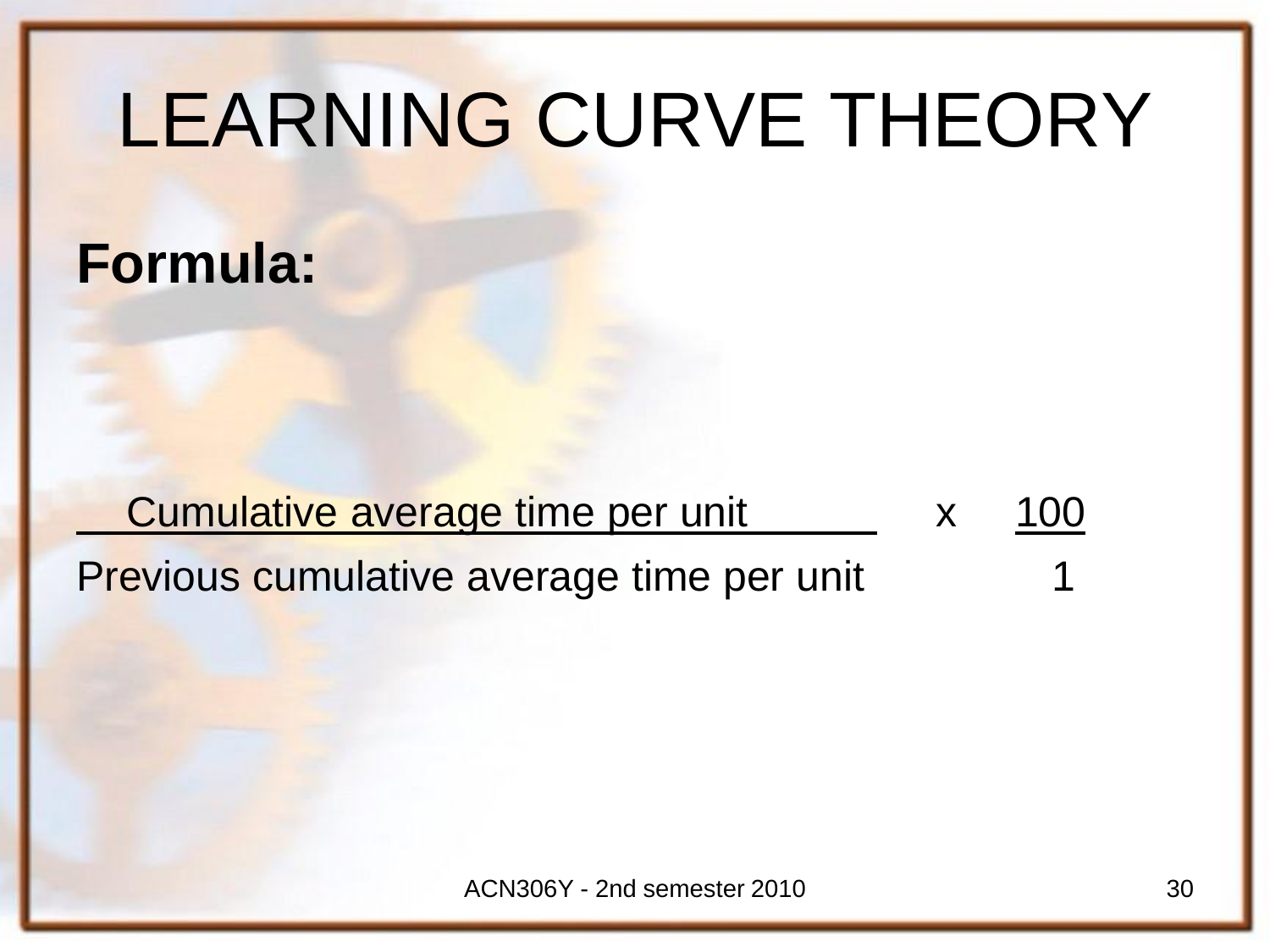# LEARNING CURVE THEORY

**Formula:**

$$\frac{\text{Cumulative average time per unit}}{\text{Previous cumulative average time per unit}} \times \frac{100}{1}$$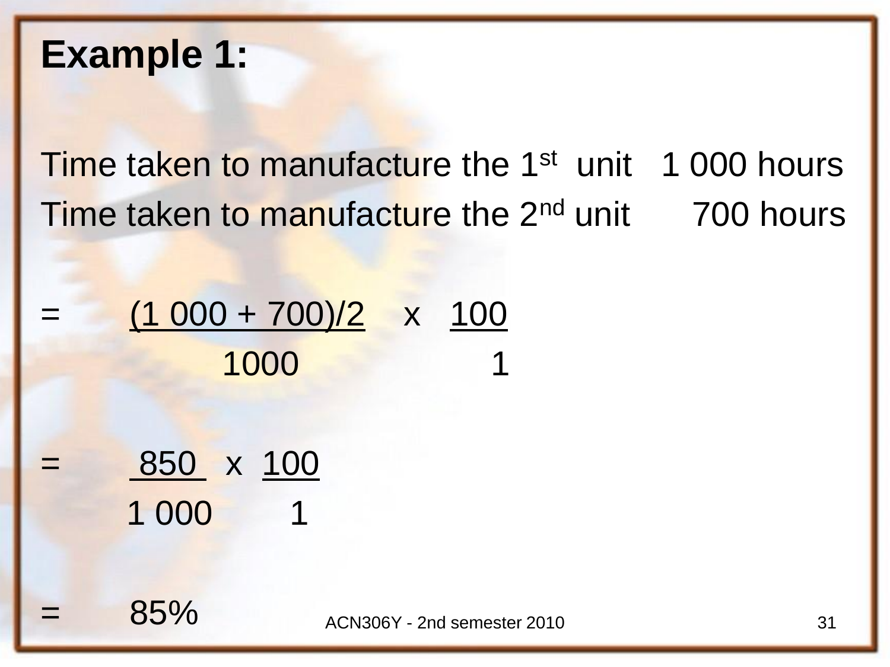**Example 1:**

Time taken to manufacture the 1st unit 1 000 hours

Time taken to manufacture the 2nd unit 700 hours

$$= \frac{(1\,000 + 700)/2}{1000} \times \frac{100}{1}$$

$$= \frac{850}{1\,000} \times \frac{100}{1}$$

$$= 85\%$$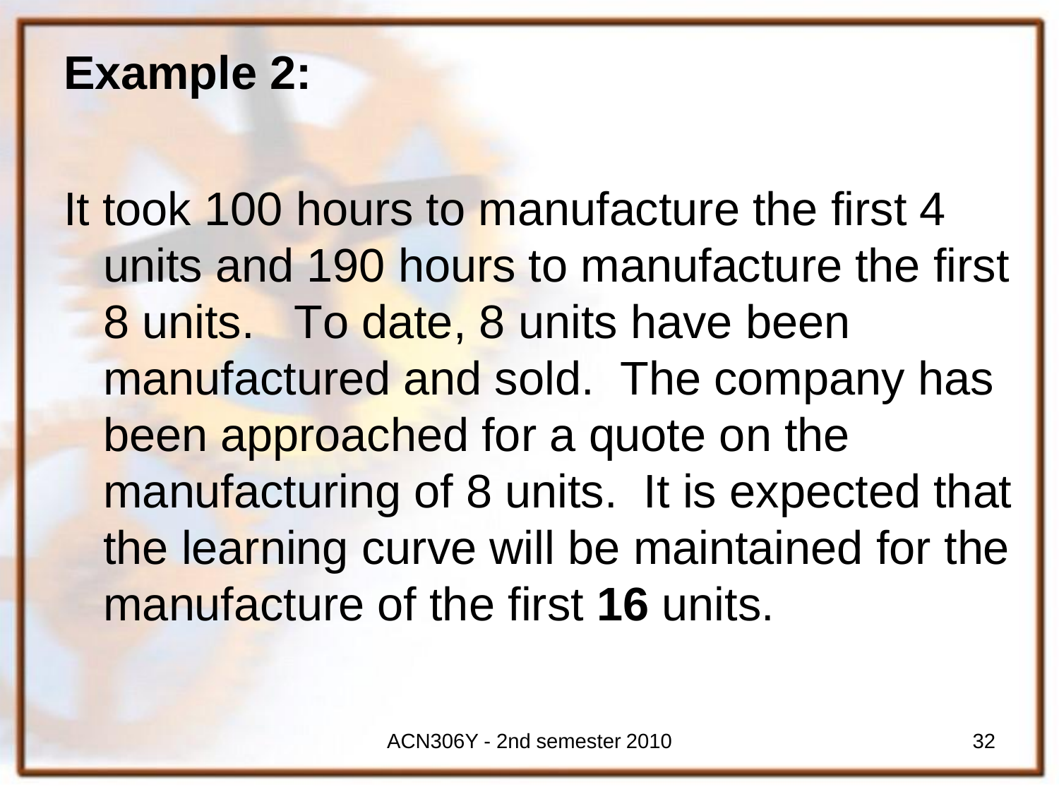**Example 2:**

It took 100 hours to manufacture the first 4 units and 190 hours to manufacture the first 8 units.   To date, 8 units have been manufactured and sold.  The company has been approached for a quote on the manufacturing of 8 units.  It is expected that the learning curve will be maintained for the manufacture of the first **16** units.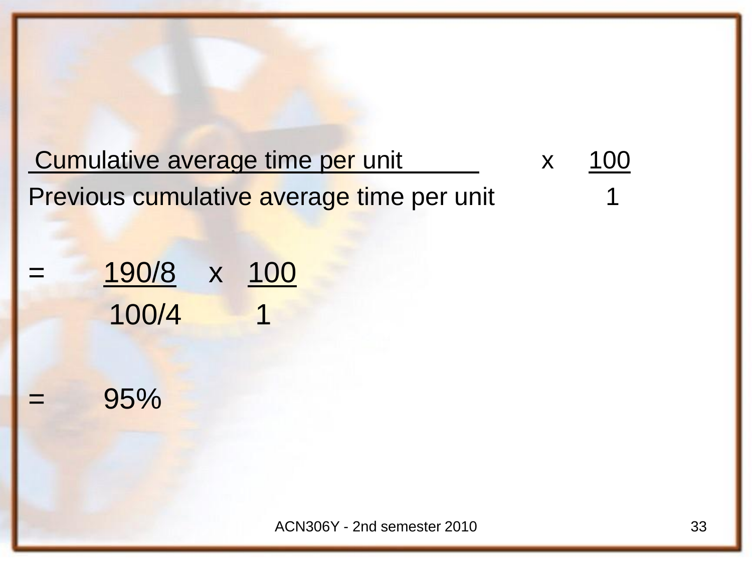$$\frac{\text{Cumulative average time per unit}}{\text{Previous cumulative average time per unit}} \times \frac{100}{1}$$

$$= \frac{190/8}{100/4} \times \frac{100}{1}$$

$$= 95\%$$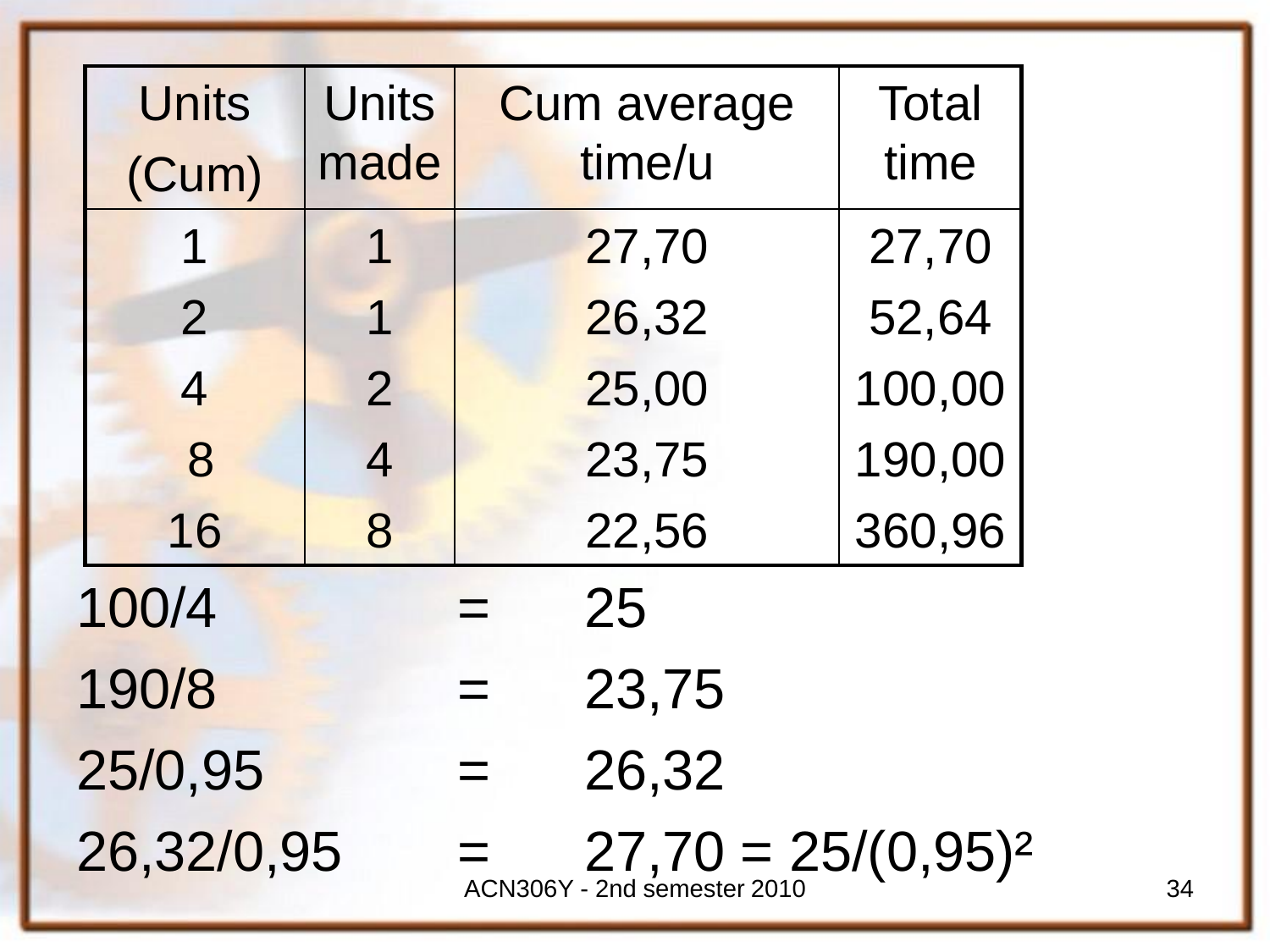| Units (Cum) | Units made | Cum average time/u | Total time |
|---|---|---|---|
| 1 | 1 | 27,70 | 27,70 |
| 2 | 1 | 26,32 | 52,64 |
| 4 | 2 | 25,00 | 100,00 |
| 8 | 4 | 23,75 | 190,00 |
| 16 | 8 | 22,56 | 360,96 |

100/4 = 25

190/8 = 23,75

25/0,95 = 26,32

26,32/0,95 = 27,70 = $25/(0,95)^2$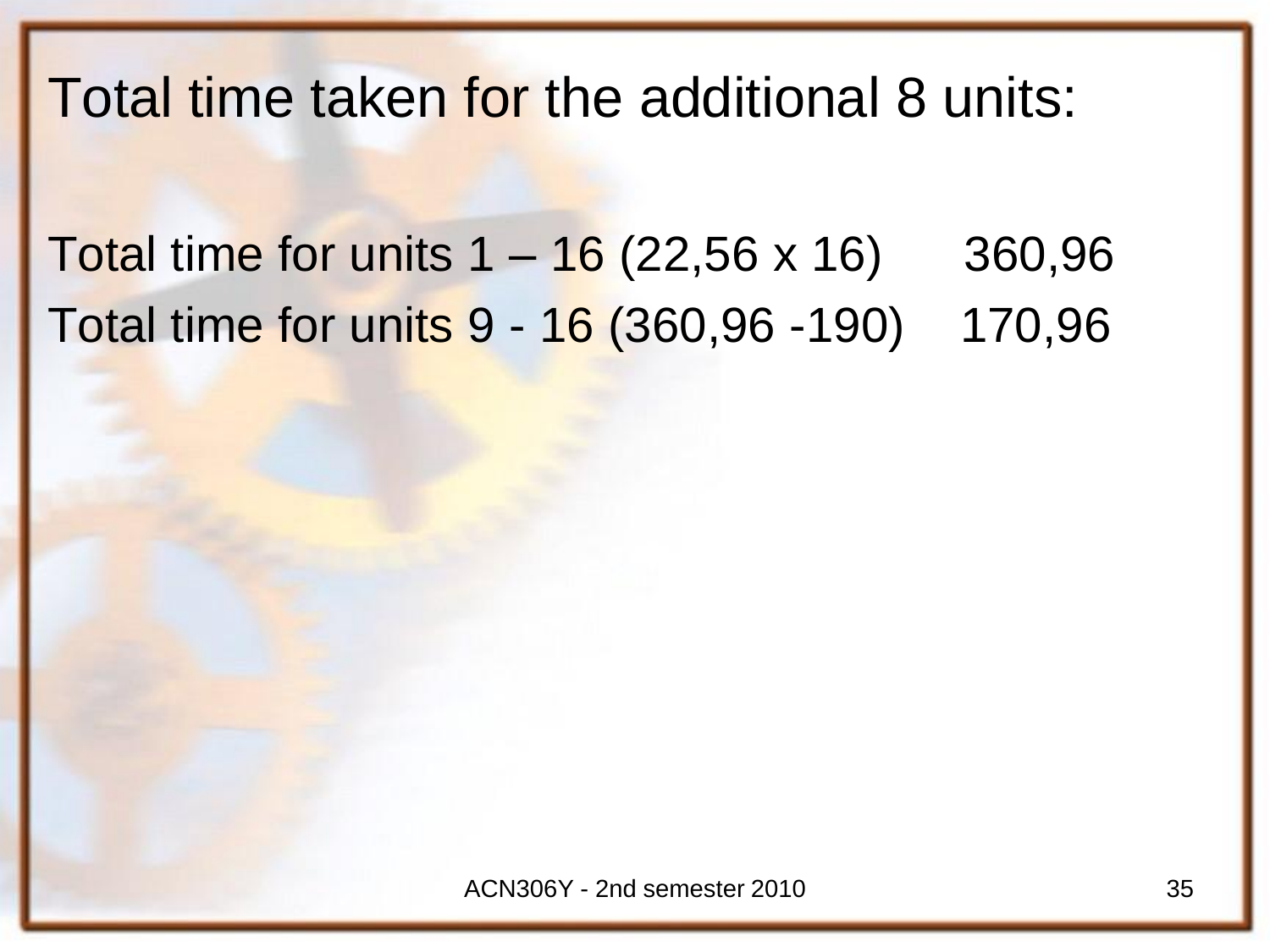Total time taken for the additional 8 units:

| | |
|---|---|
| Total time for units 1 – 16 (22,56 x 16) | 360,96 |
| Total time for units 9 - 16 (360,96 -190) | 170,96 |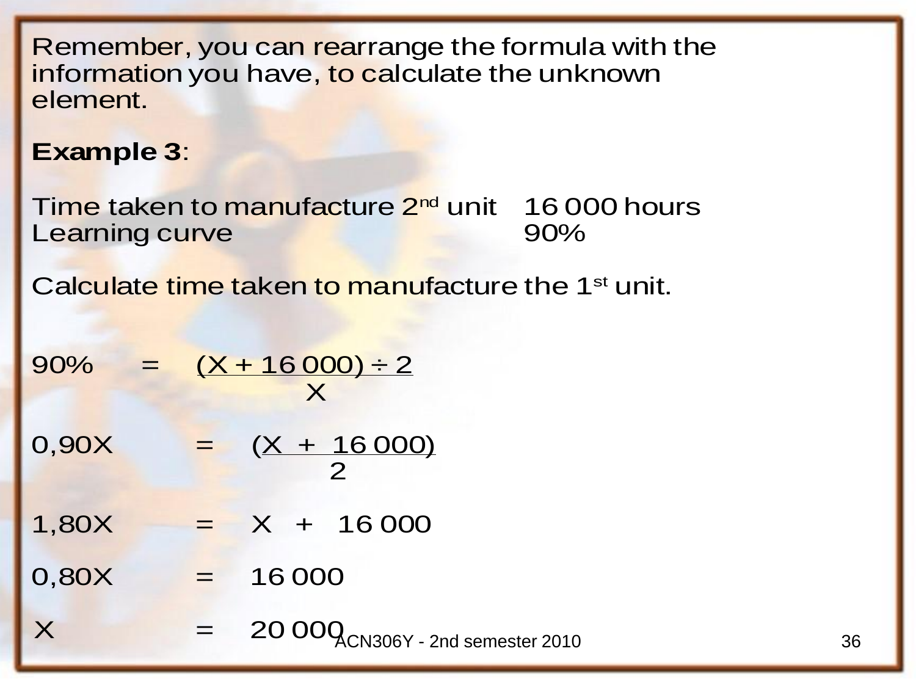Remember, you can rearrange the formula with the information you have, to calculate the unknown element.

**Example 3**:

| | |
|---|---|
| Time taken to manufacture 2nd unit | 16 000 hours |
| Learning curve | 90% |

Calculate time taken to manufacture the 1st unit.

$$90\% = \frac{(X + 16\,000) \div 2}{X}$$

$$0{,}90X = \frac{(X + 16\,000)}{2}$$

$$1{,}80X = X + 16\,000$$

$$0{,}80X = 16\,000$$

$$X = 20\,000$$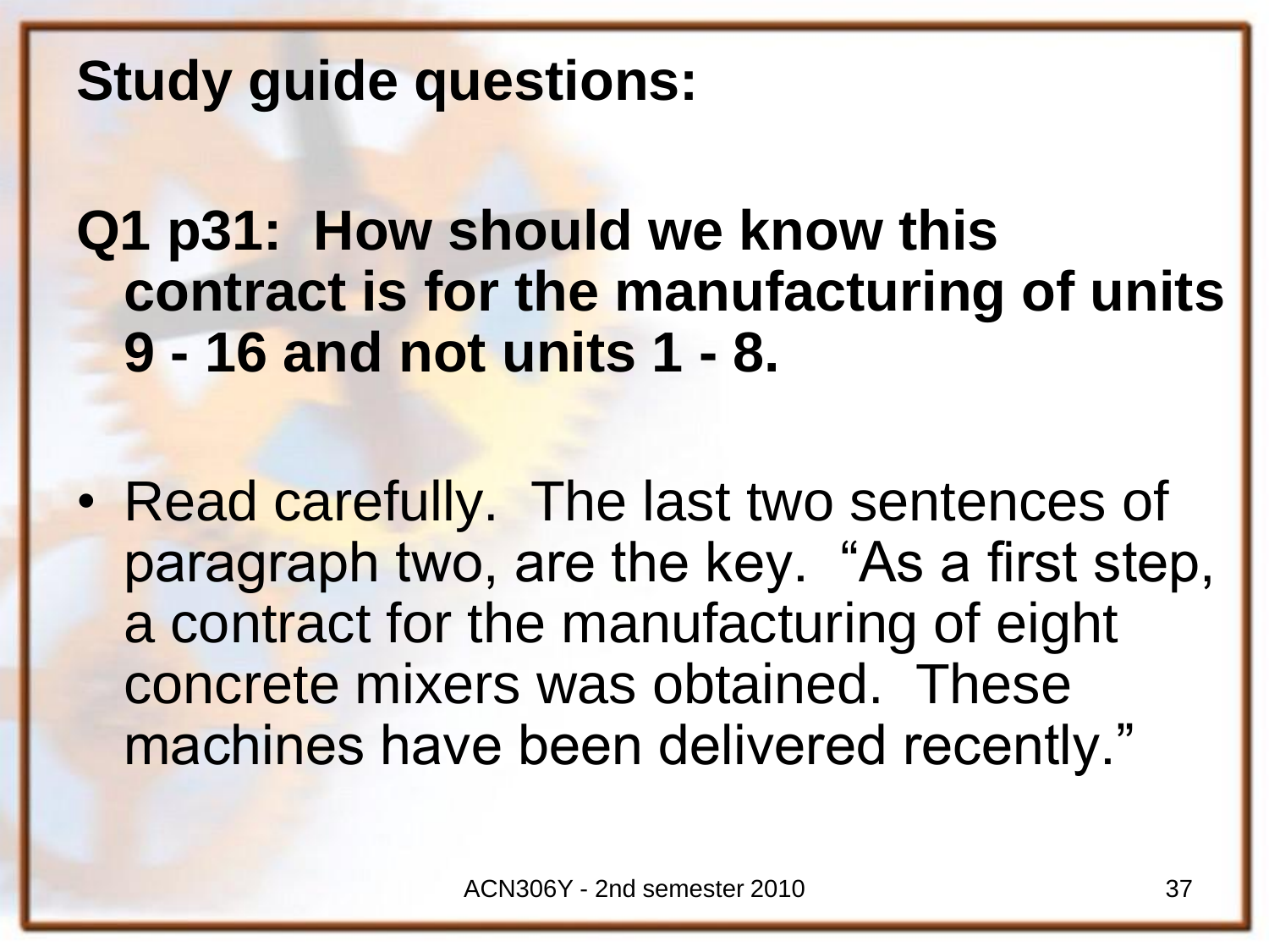**Study guide questions:**

**Q1 p31: How should we know this contract is for the manufacturing of units 9 - 16 and not units 1 - 8.**

- Read carefully. The last two sentences of paragraph two, are the key. “As a first step, a contract for the manufacturing of eight concrete mixers was obtained. These machines have been delivered recently.”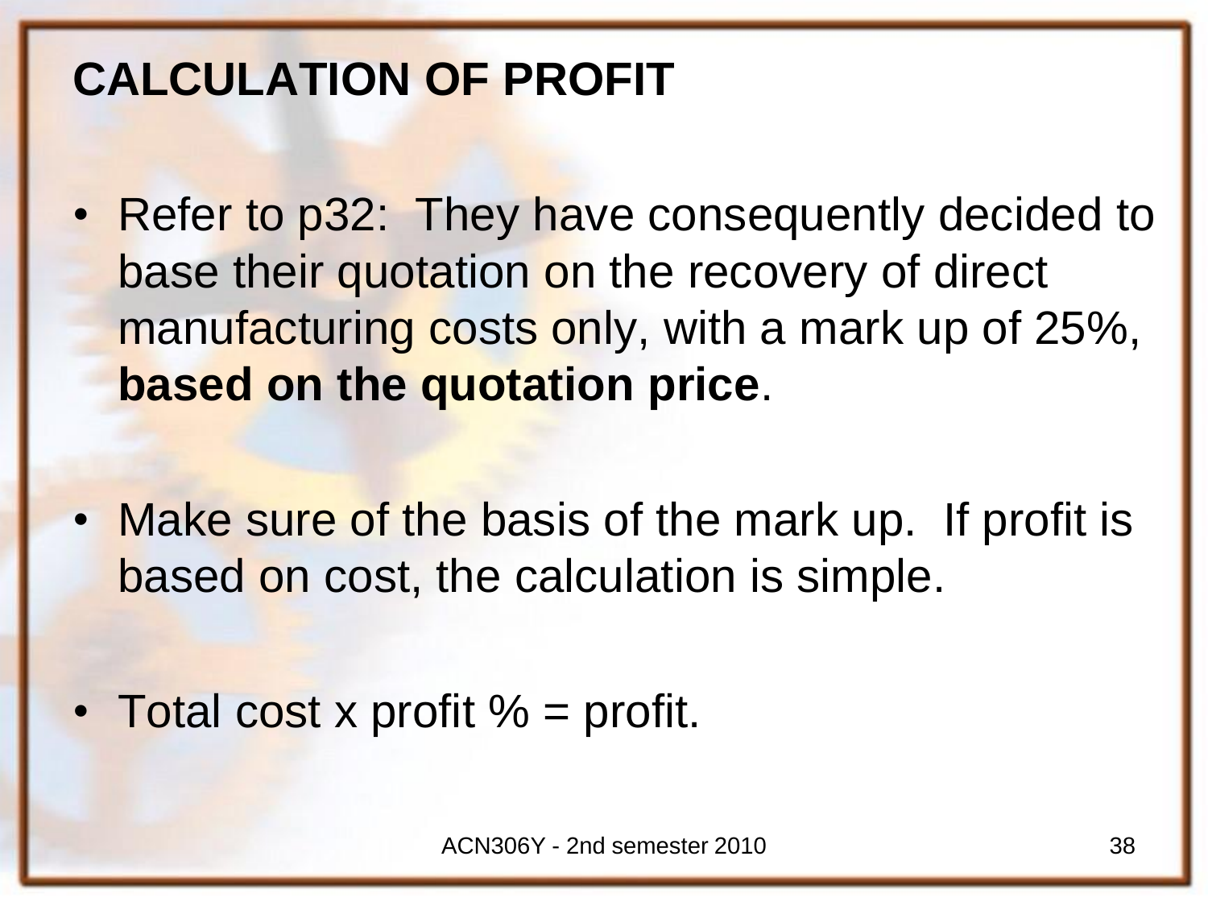# CALCULATION OF PROFIT

- Refer to p32: They have consequently decided to base their quotation on the recovery of direct manufacturing costs only, with a mark up of 25%, **based on the quotation price**.
- Make sure of the basis of the mark up. If profit is based on cost, the calculation is simple.
- Total cost x profit % = profit.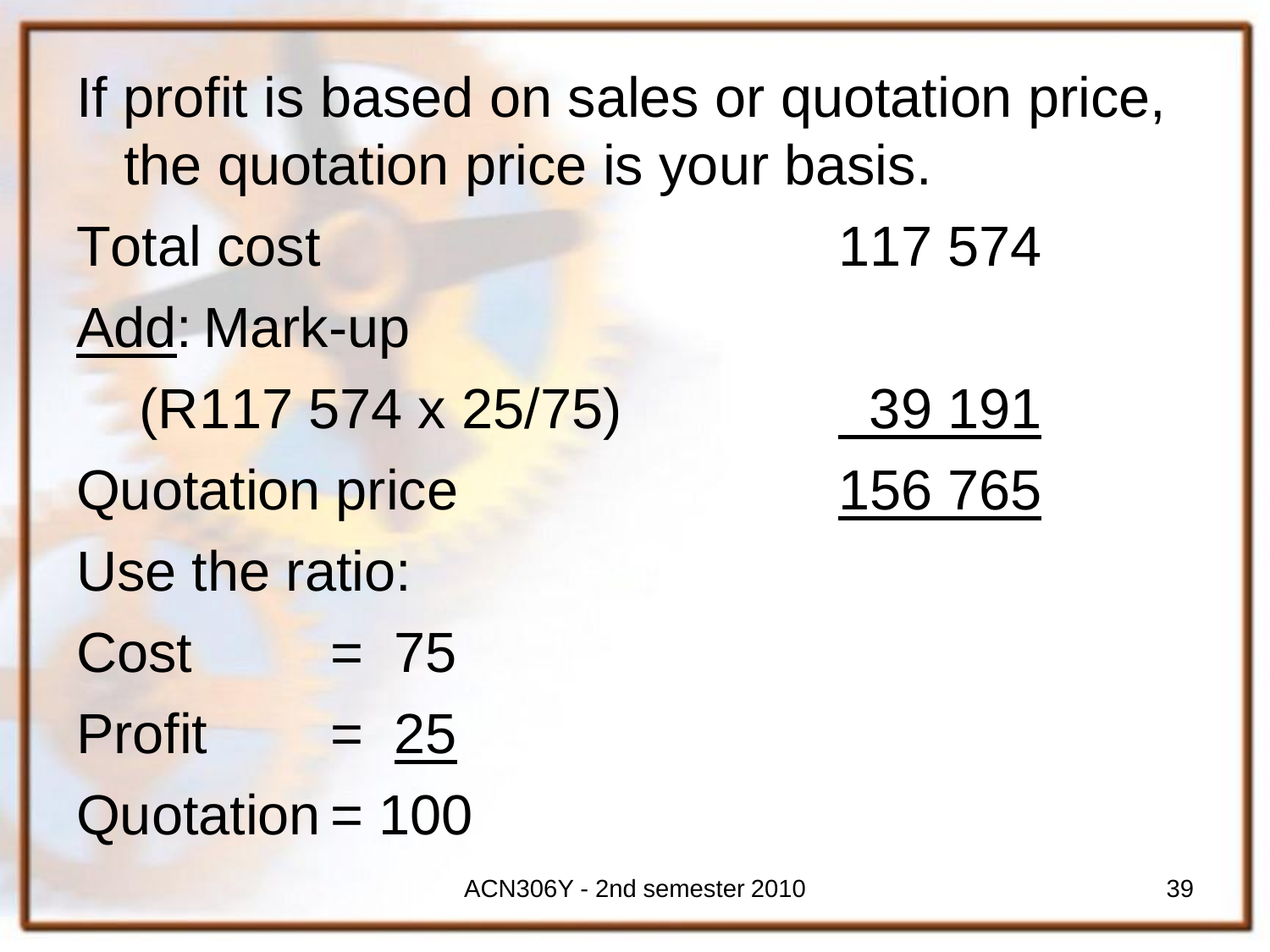If profit is based on sales or quotation price, the quotation price is your basis.

| | |
|---|---|
| Total cost | 117 574 |
| Add: Mark-up | |
| (R117 574 x 25/75) | 39 191 |
| Quotation price | 156 765 |

Use the ratio:

Cost = 75

Profit = 25

Quotation = 100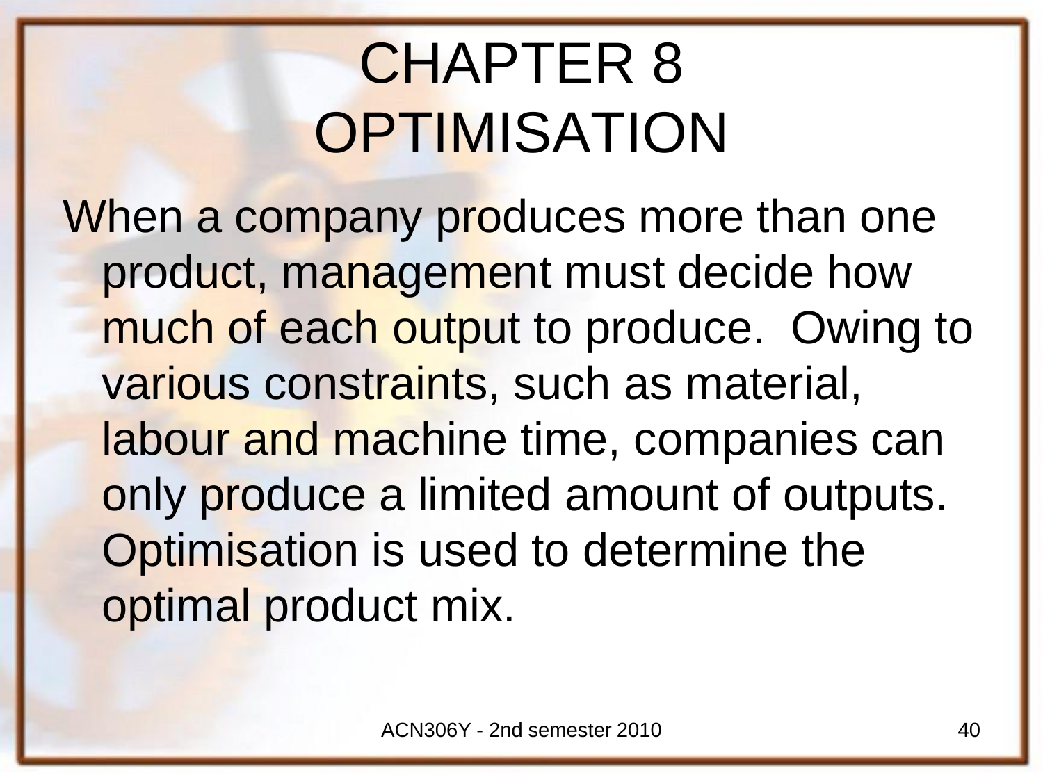# CHAPTER 8
# OPTIMISATION

When a company produces more than one product, management must decide how much of each output to produce. Owing to various constraints, such as material, labour and machine time, companies can only produce a limited amount of outputs. Optimisation is used to determine the optimal product mix.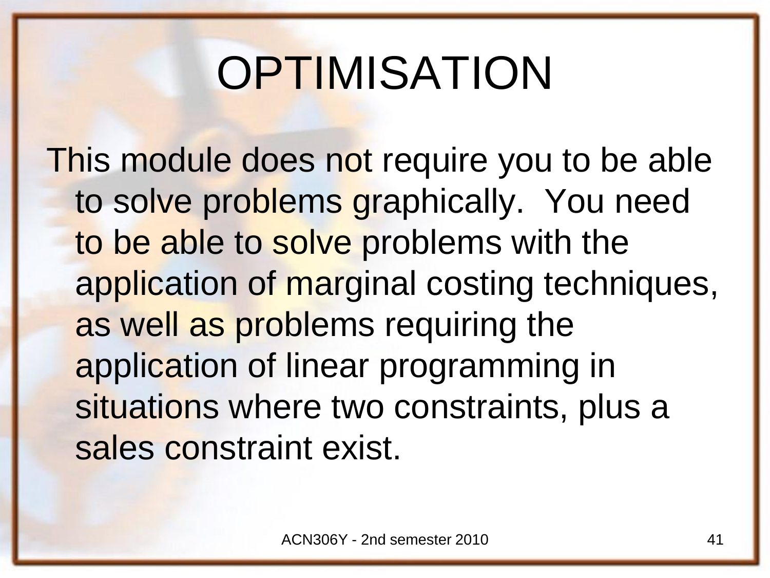# OPTIMISATION

This module does not require you to be able to solve problems graphically. You need to be able to solve problems with the application of marginal costing techniques, as well as problems requiring the application of linear programming in situations where two constraints, plus a sales constraint exist.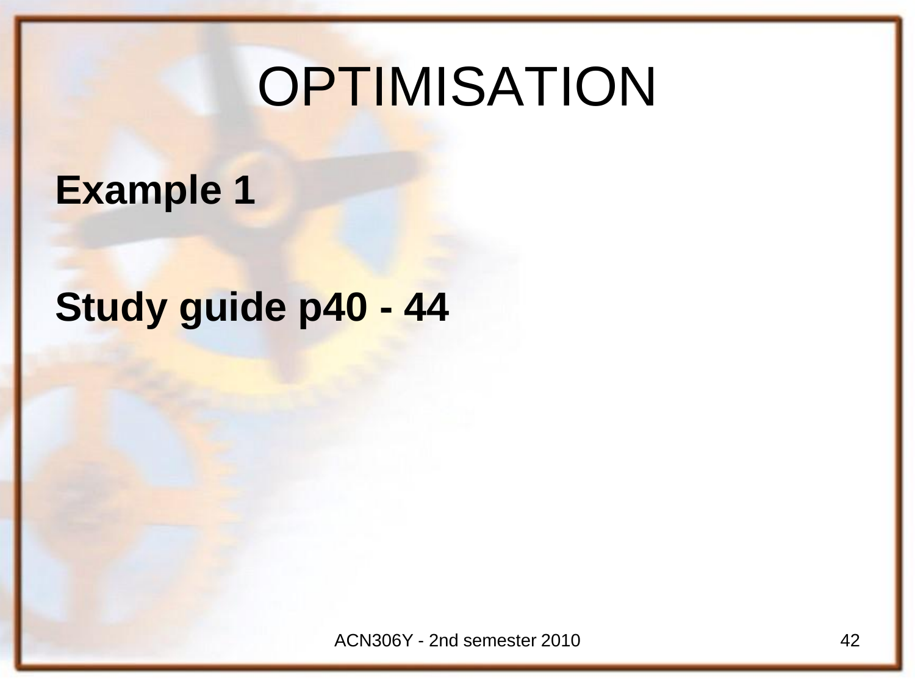# OPTIMISATION

**Example 1**

**Study guide p40 - 44**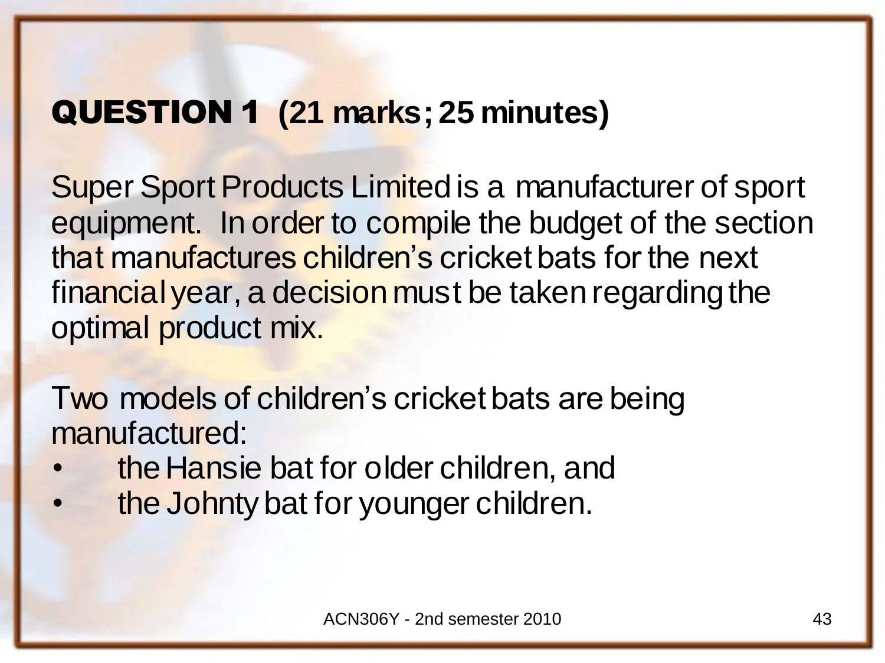## QUESTION 1 (21 marks; 25 minutes)

Super Sport Products Limited is a manufacturer of sport equipment. In order to compile the budget of the section that manufactures children's cricket bats for the next financial year, a decision must be taken regarding the optimal product mix.

Two models of children's cricket bats are being manufactured:

- the Hansie bat for older children, and
- the Johnty bat for younger children.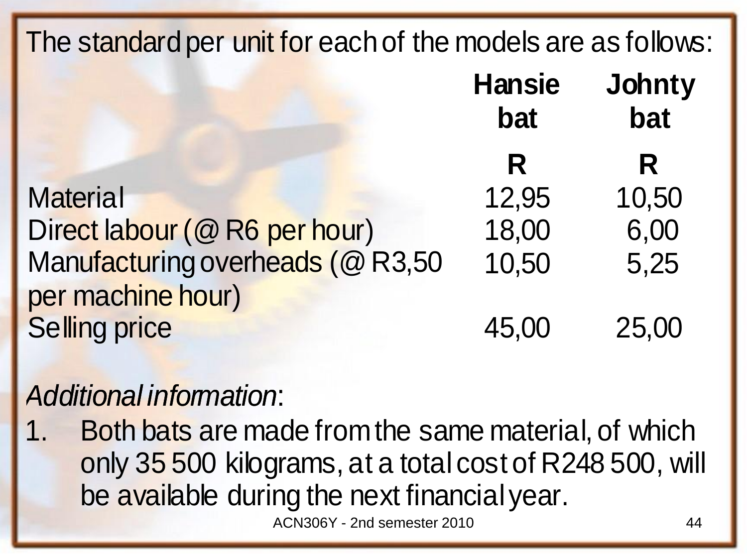The standard per unit for each of the models are as follows:

| | Hansie bat | Johnty bat |
|---|---|---|
| | **R** | **R** |
| Material | 12,95 | 10,50 |
| Direct labour (@ R6 per hour) | 18,00 | 6,00 |
| Manufacturing overheads (@ R3,50 per machine hour) | 10,50 | 5,25 |
| Selling price | 45,00 | 25,00 |

*Additional information*:

1. Both bats are made from the same material, of which only 35 500 kilograms, at a total cost of R248 500, will be available during the next financial year.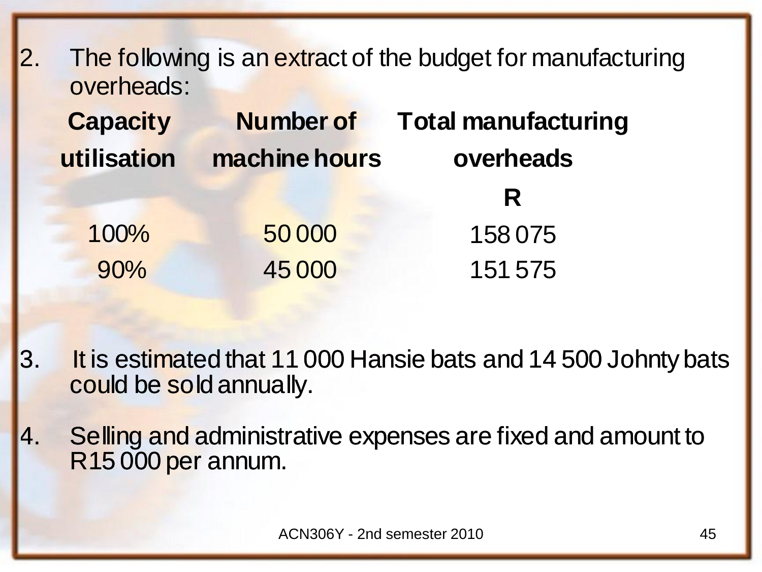2. The following is an extract of the budget for manufacturing overheads:

| Capacity utilisation | Number of machine hours | Total manufacturing overheads |
|---|---|---|
| | | R |
| 100% | 50 000 | 158 075 |
| 90% | 45 000 | 151 575 |

3. It is estimated that 11 000 Hansie bats and 14 500 Johnty bats could be sold annually.

4. Selling and administrative expenses are fixed and amount to R15 000 per annum.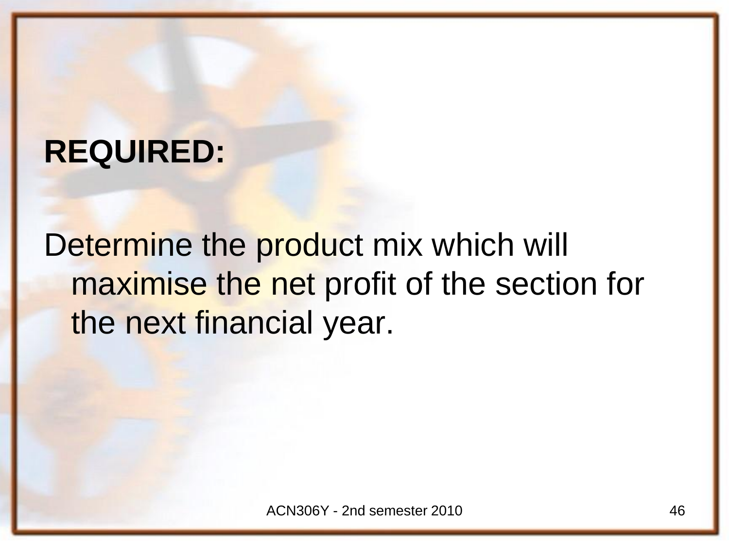**REQUIRED:**

Determine the product mix which will maximise the net profit of the section for the next financial year.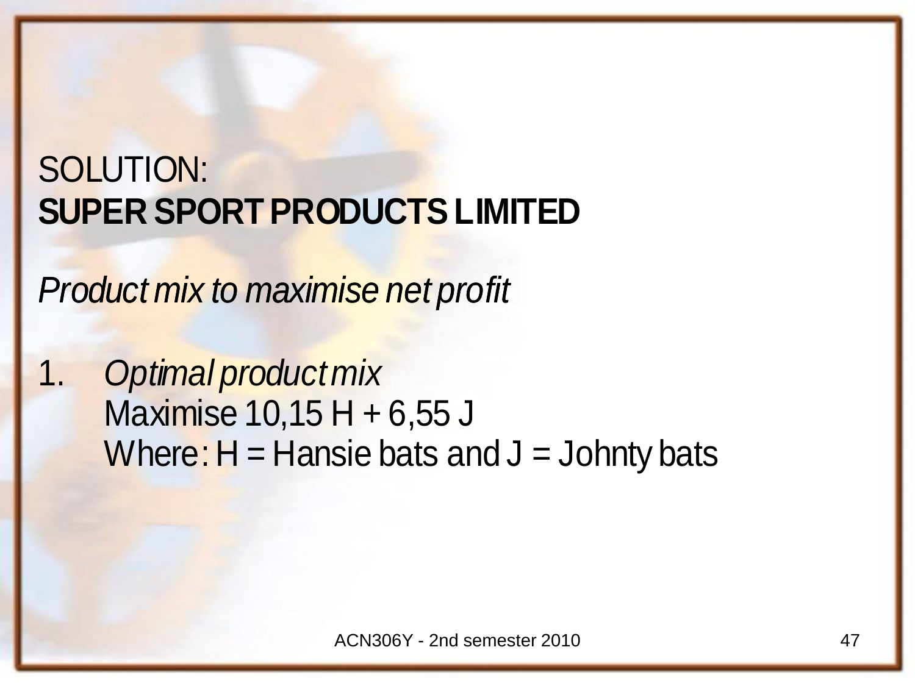SOLUTION:

**SUPER SPORT PRODUCTS LIMITED**

*Product mix to maximise net profit*

1. *Optimal product mix*

   Maximise 10,15 H + 6,55 J

   Where: H = Hansie bats and J = Johnty bats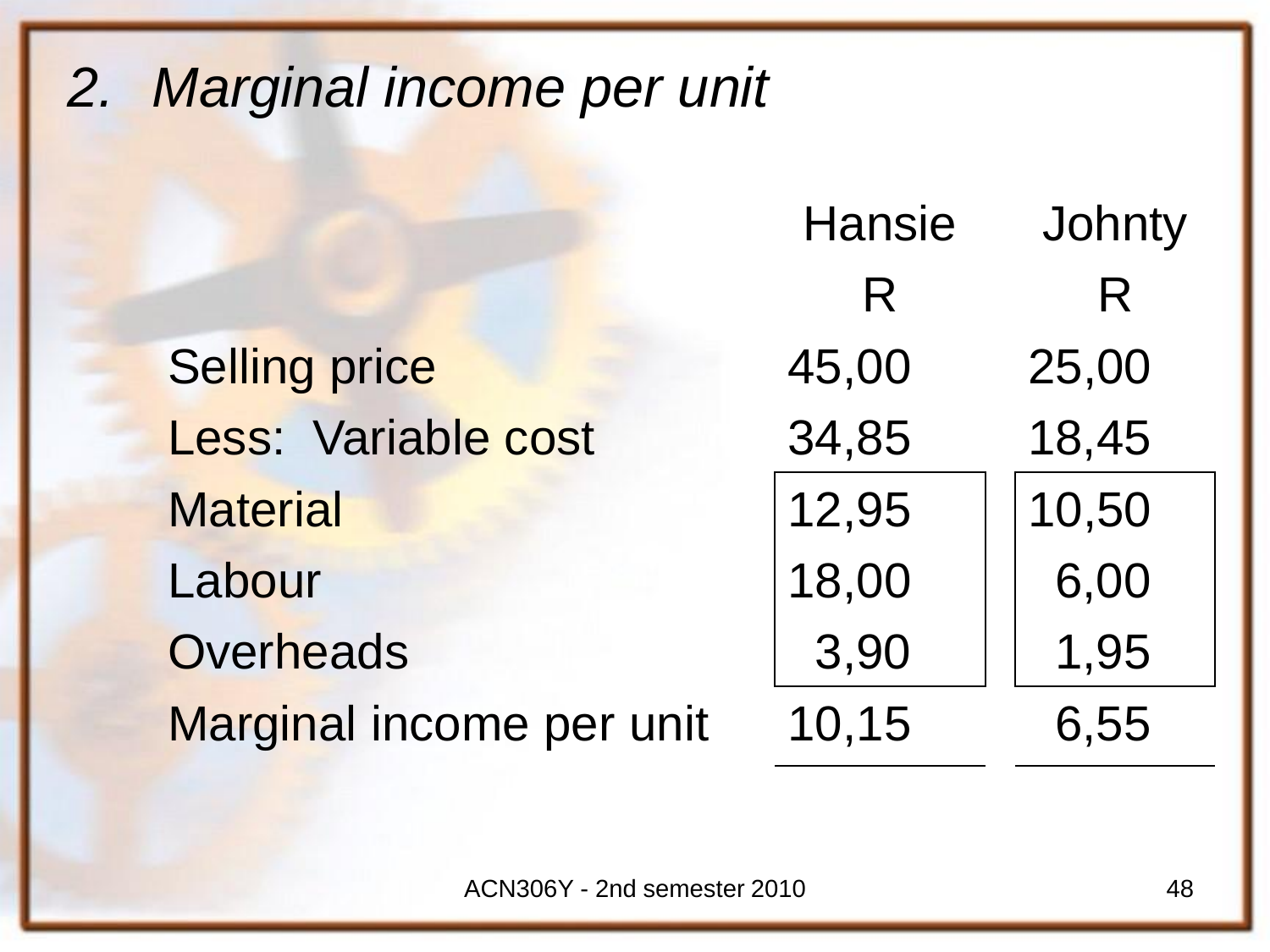## *2. Marginal income per unit*

| | Hansie | Johnty |
|---|---|---|
| | R | R |
| Selling price | 45,00 | 25,00 |
| Less: Variable cost | 34,85 | 18,45 |
| Material | 12,95 | 10,50 |
| Labour | 18,00 | 6,00 |
| Overheads | 3,90 | 1,95 |
| Marginal income per unit | 10,15 | 6,55 |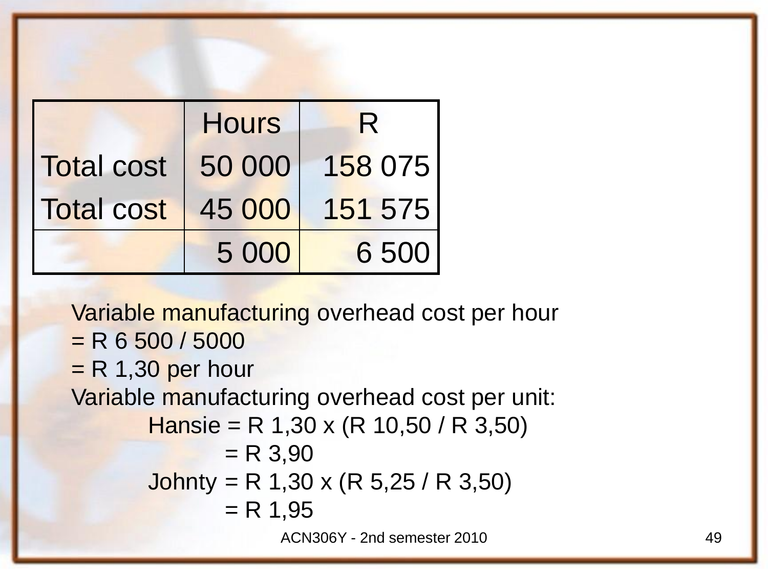| | Hours | R |
|---|---|---|
| Total cost | 50 000 | 158 075 |
| Total cost | 45 000 | 151 575 |
| | 5 000 | 6 500 |

Variable manufacturing overhead cost per hour
= R 6 500 / 5000
= R 1,30 per hour

Variable manufacturing overhead cost per unit:

Hansie = R 1,30 x (R 10,50 / R 3,50)
= R 3,90

Johnty = R 1,30 x (R 5,25 / R 3,50)
= R 1,95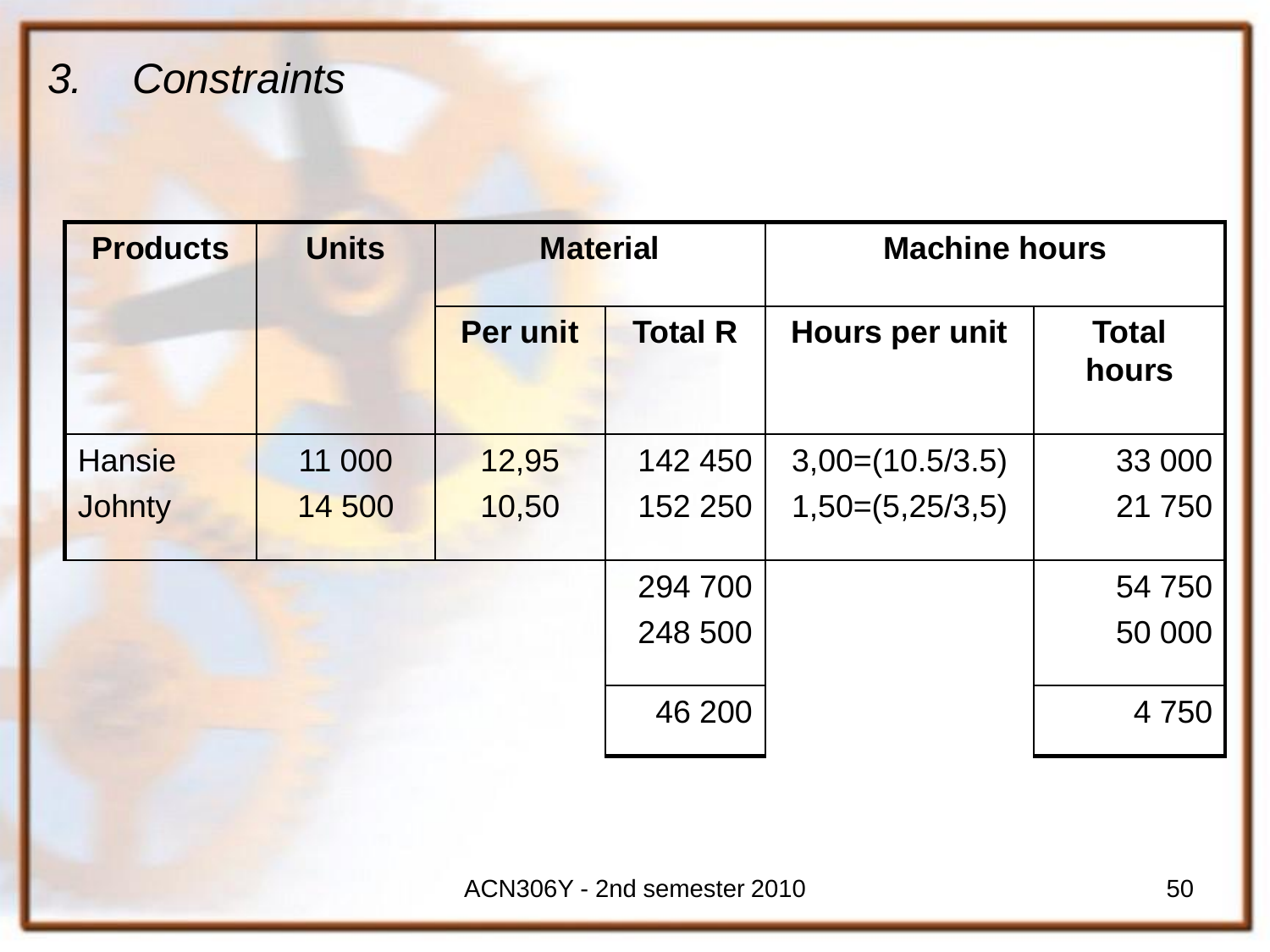## 3. *Constraints*

| Products | Units | Material | | Machine hours | |
|---|---|---|---|---|---|
| | | Per unit | Total R | Hours per unit | Total hours |
| Hansie | 11 000 | 12,95 | 142 450 | 3,00=(10.5/3.5) | 33 000 |
| Johnty | 14 500 | 10,50 | 152 250 | 1,50=(5,25/3,5) | 21 750 |
| | | | 294 700 | | 54 750 |
| | | | 248 500 | | 50 000 |
| | | | 46 200 | | 4 750 |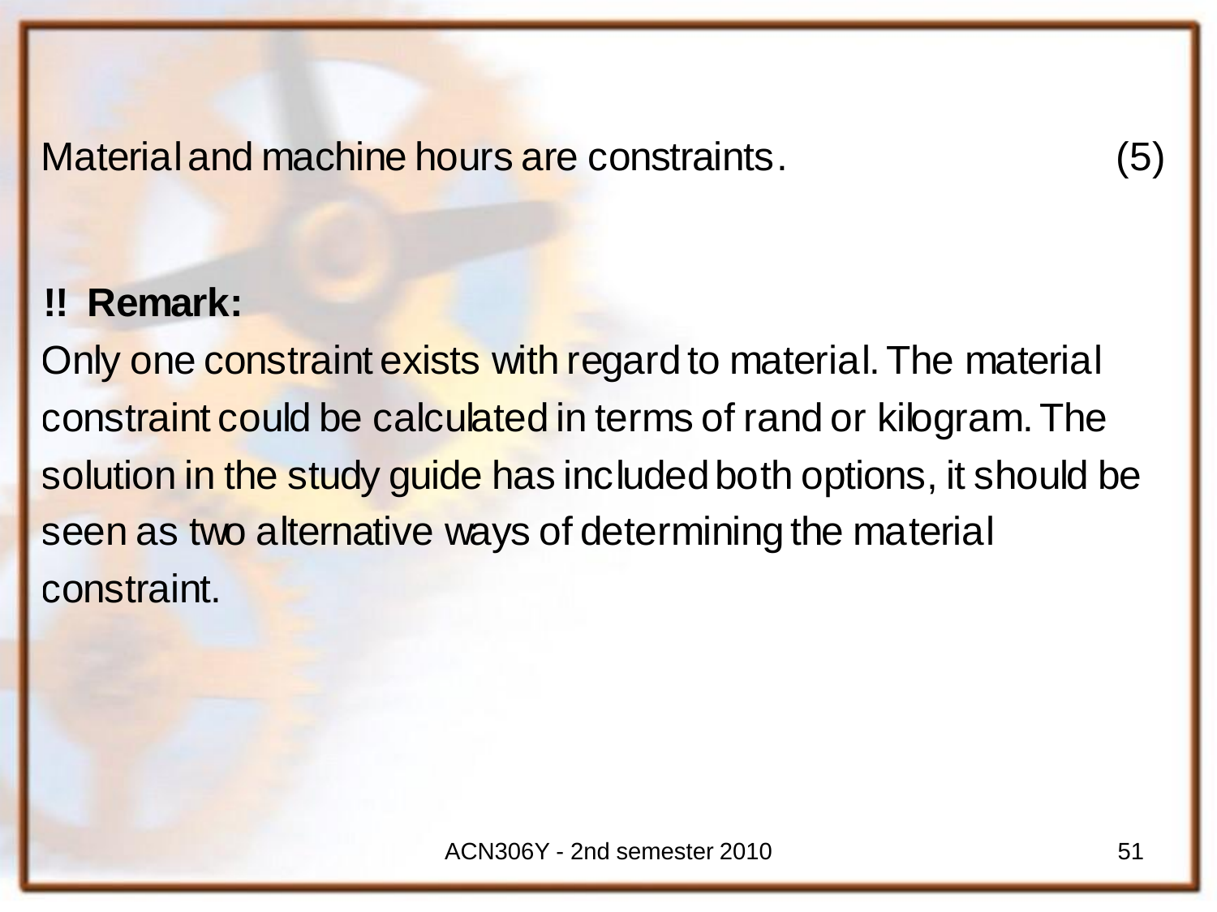Material and machine hours are constraints. (5)

**!! Remark:**

Only one constraint exists with regard to material. The material constraint could be calculated in terms of rand or kilogram. The solution in the study guide has included both options, it should be seen as two alternative ways of determining the material constraint.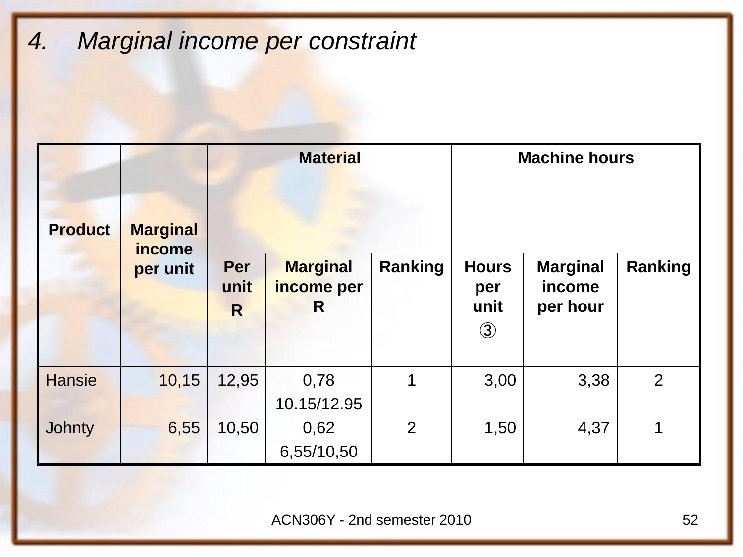## 4. *Marginal income per constraint*

| Product | Marginal income per unit | Material | | | Machine hours | | |
|---|---|---|---|---|---|---|---|
| | | Per unit R | Marginal income per R | Ranking | Hours per unit ③ | Marginal income per hour | Ranking |
| Hansie | 10,15 | 12,95 | 0,78 10.15/12.95 | 1 | 3,00 | 3,38 | 2 |
| Johnty | 6,55 | 10,50 | 0,62 6,55/10,50 | 2 | 1,50 | 4,37 | 1 |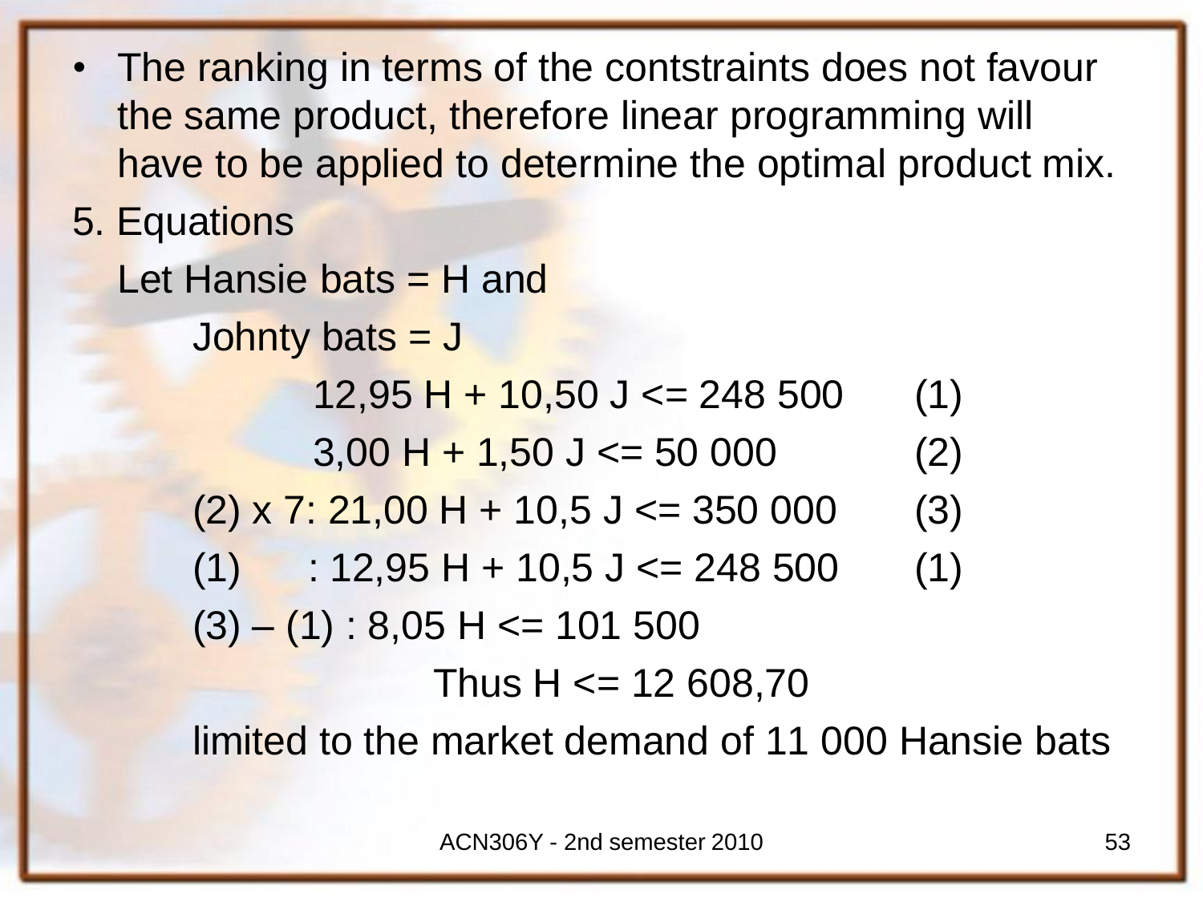- The ranking in terms of the contstraints does not favour the same product, therefore linear programming will have to be applied to determine the optimal product mix.

5. Equations

Let Hansie bats = H and

Johnty bats = J

$$12{,}95\ H + 10{,}50\ J \leq 248\ 500 \qquad (1)$$

$$3{,}00\ H + 1{,}50\ J \leq 50\ 000 \qquad (2)$$

(2) x 7: $21{,}00\ H + 10{,}5\ J \leq 350\ 000 \qquad (3)$

(1) : $12{,}95\ H + 10{,}5\ J \leq 248\ 500 \qquad (1)$

(3) – (1) : $8{,}05\ H \leq 101\ 500$

Thus $H \leq 12\ 608{,}70$

limited to the market demand of 11 000 Hansie bats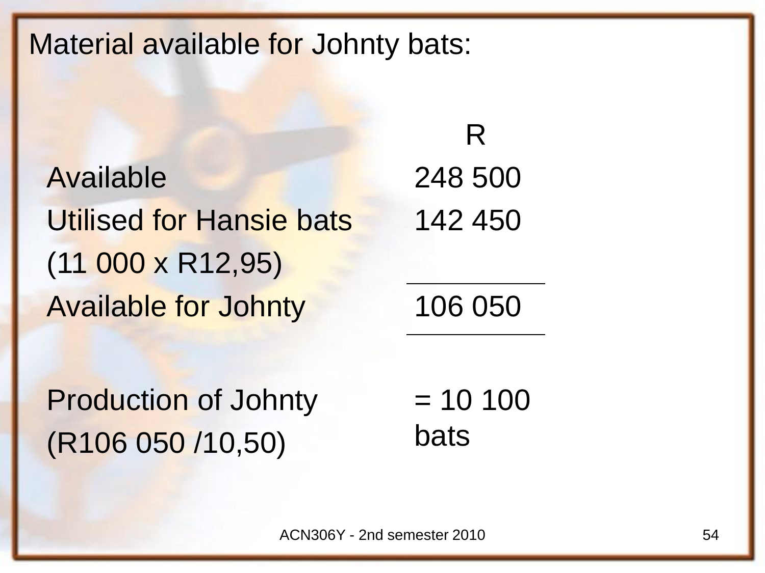Material available for Johnty bats:

| | R |
|---|---|
| Available | 248 500 |
| Utilised for Hansie bats (11 000 x R12,95) | 142 450 |
| Available for Johnty | 106 050 |
| | |
| Production of Johnty (R106 050 /10,50) | = 10 100 bats |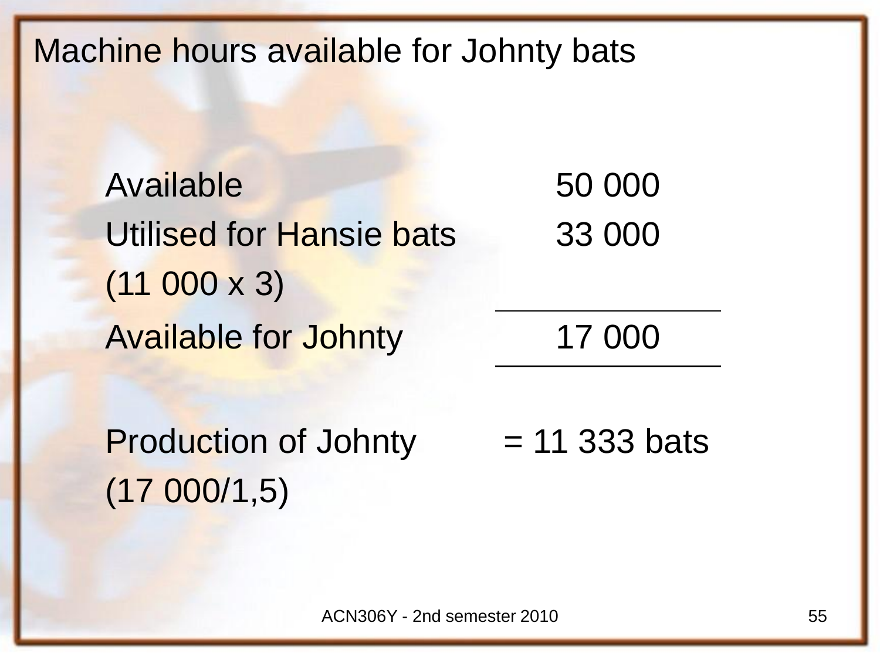# Machine hours available for Johnty bats

| | |
|---|---|
| Available | 50 000 |
| Utilised for Hansie bats (11 000 x 3) | 33 000 |
| Available for Johnty | 17 000 |

Production of Johnty (17 000/1,5) = 11 333 bats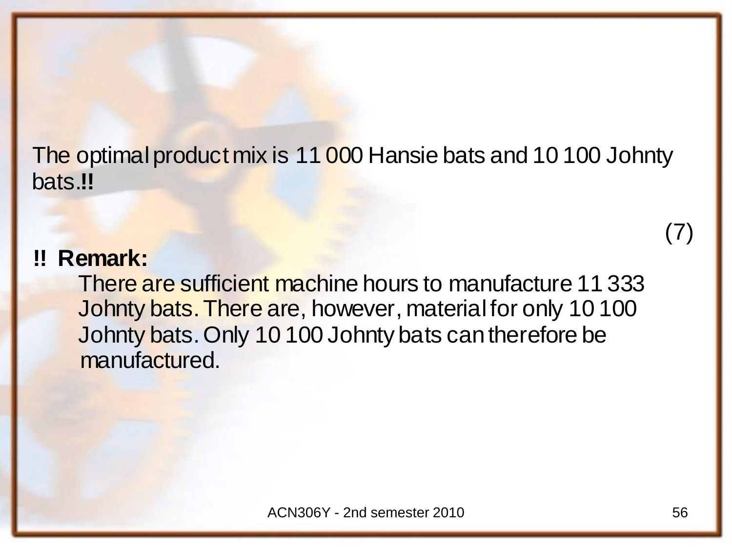The optimal product mix is 11 000 Hansie bats and 10 100 Johnty bats.**!!**

(7)

**!! Remark:**

There are sufficient machine hours to manufacture 11 333 Johnty bats. There are, however, material for only 10 100 Johnty bats. Only 10 100 Johnty bats can therefore be manufactured.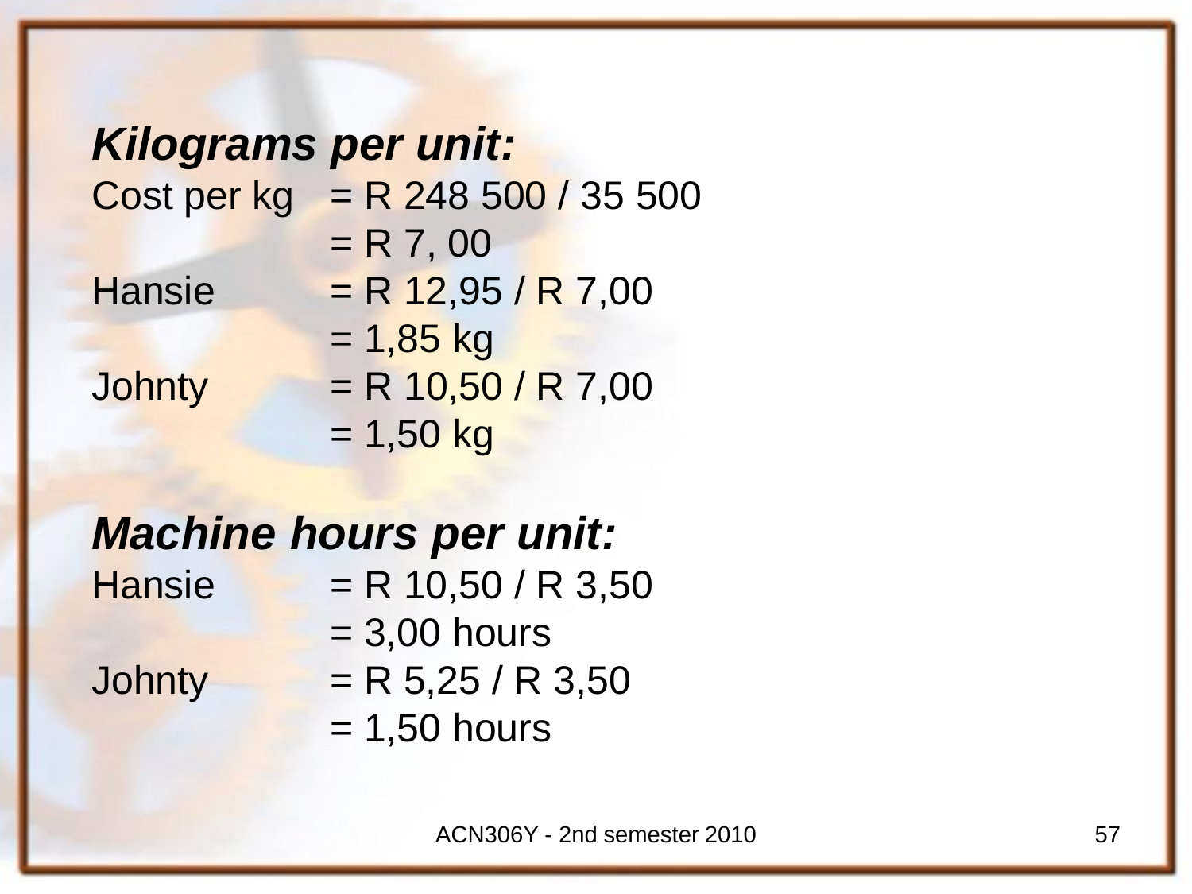***Kilograms per unit:***

Cost per kg = R 248 500 / 35 500
= R 7, 00

Hansie = R 12,95 / R 7,00
= 1,85 kg

Johnty = R 10,50 / R 7,00
= 1,50 kg

***Machine hours per unit:***

Hansie = R 10,50 / R 3,50
= 3,00 hours

Johnty = R 5,25 / R 3,50
= 1,50 hours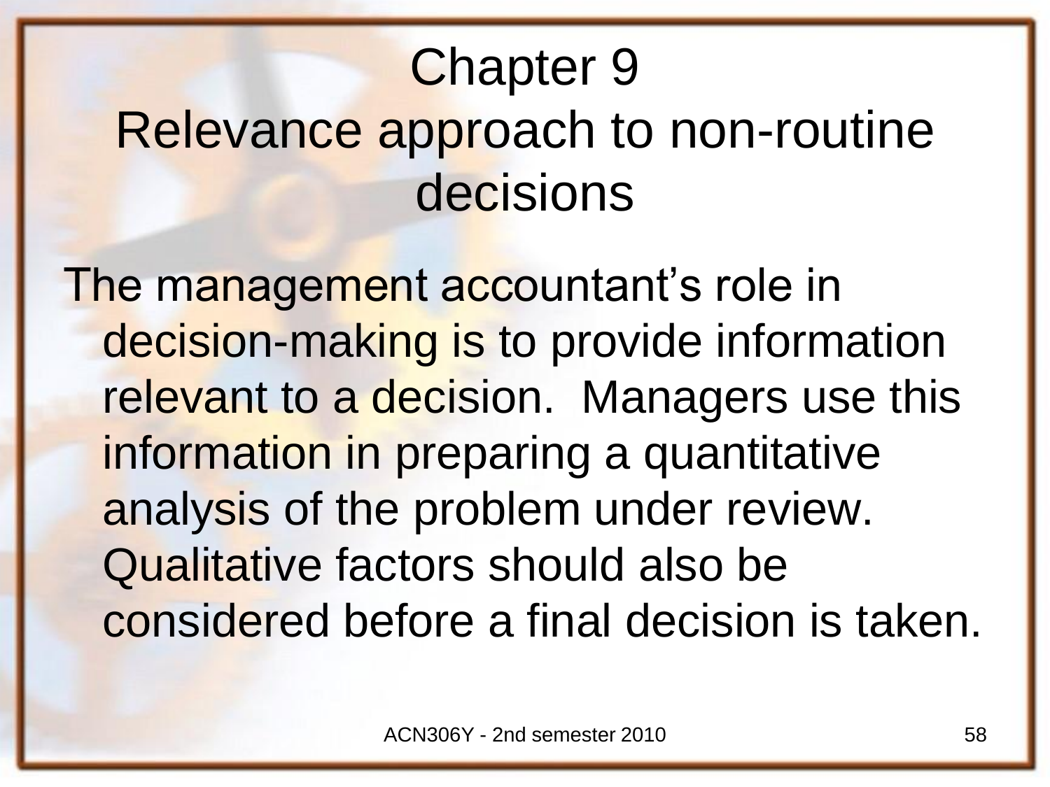# Chapter 9
# Relevance approach to non-routine decisions

The management accountant's role in decision-making is to provide information relevant to a decision. Managers use this information in preparing a quantitative analysis of the problem under review. Qualitative factors should also be considered before a final decision is taken.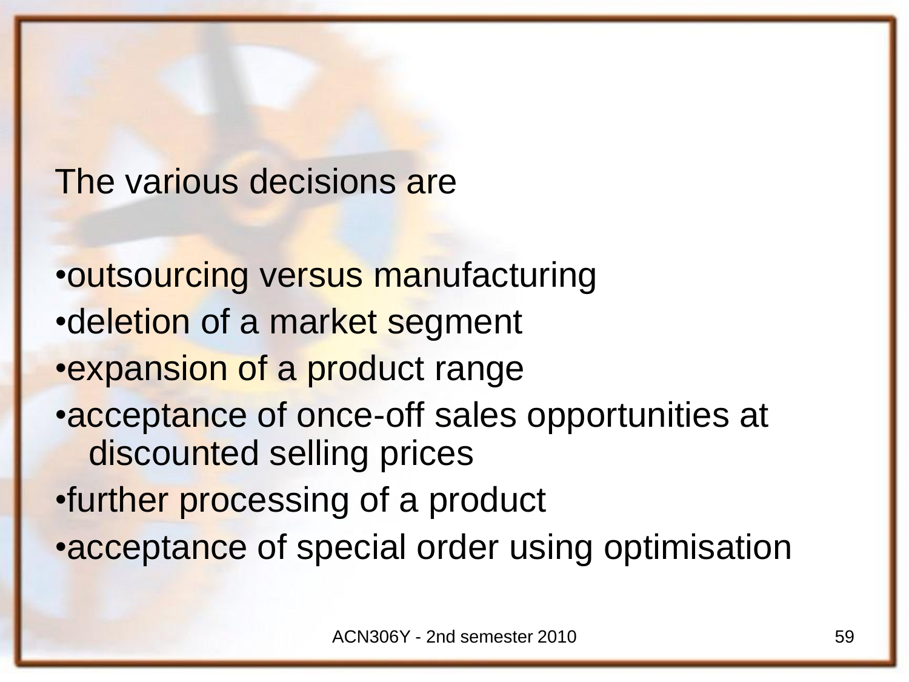The various decisions are

- outsourcing versus manufacturing
- deletion of a market segment
- expansion of a product range
- acceptance of once-off sales opportunities at discounted selling prices
- further processing of a product
- acceptance of special order using optimisation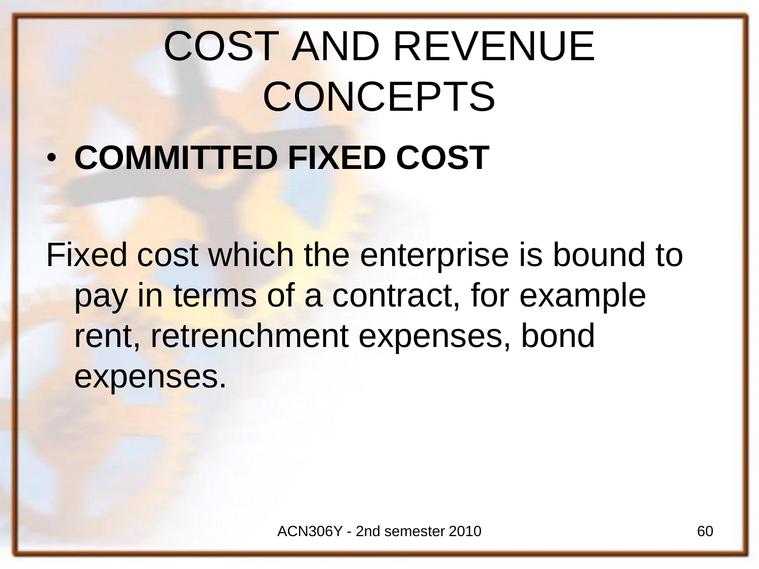# COST AND REVENUE CONCEPTS

- **COMMITTED FIXED COST**

Fixed cost which the enterprise is bound to pay in terms of a contract, for example rent, retrenchment expenses, bond expenses.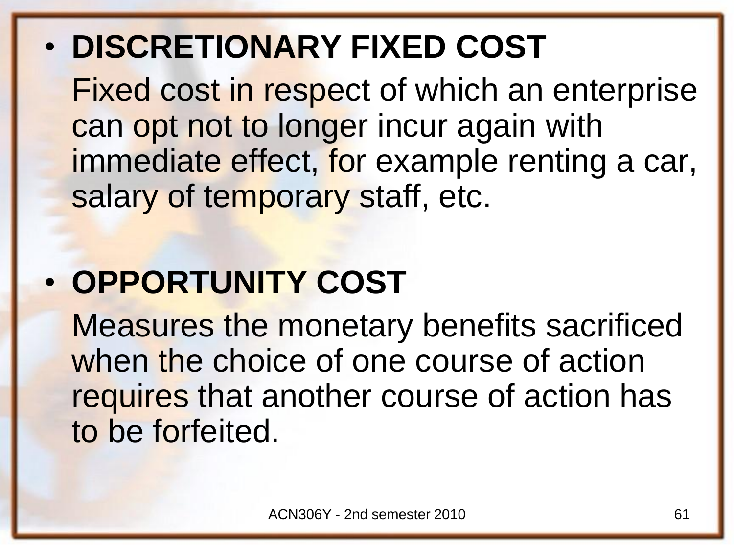- **DISCRETIONARY FIXED COST**

  Fixed cost in respect of which an enterprise can opt not to longer incur again with immediate effect, for example renting a car, salary of temporary staff, etc.

- **OPPORTUNITY COST**

  Measures the monetary benefits sacrificed when the choice of one course of action requires that another course of action has to be forfeited.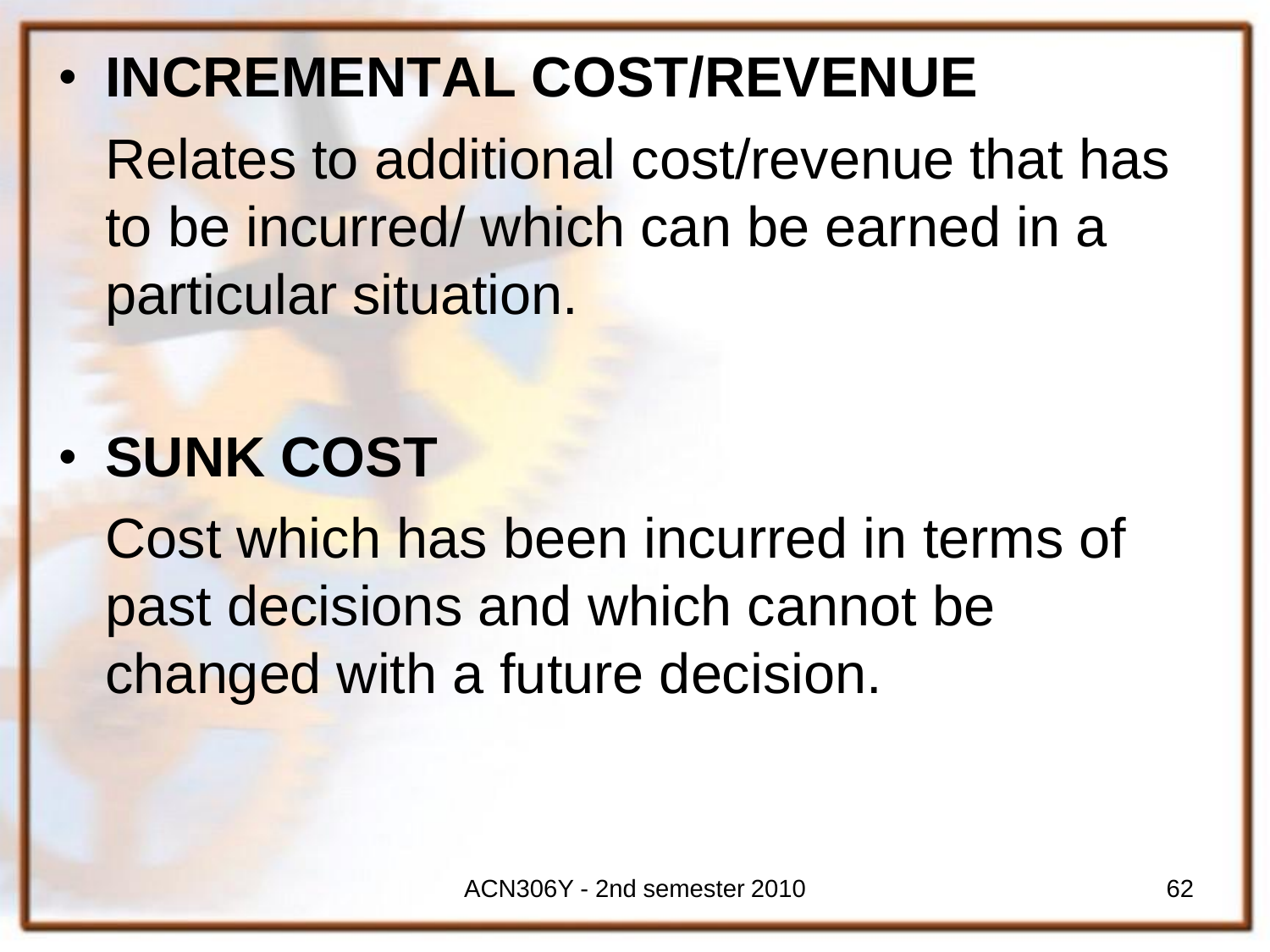- **INCREMENTAL COST/REVENUE**

  Relates to additional cost/revenue that has to be incurred/ which can be earned in a particular situation.

- **SUNK COST**

  Cost which has been incurred in terms of past decisions and which cannot be changed with a future decision.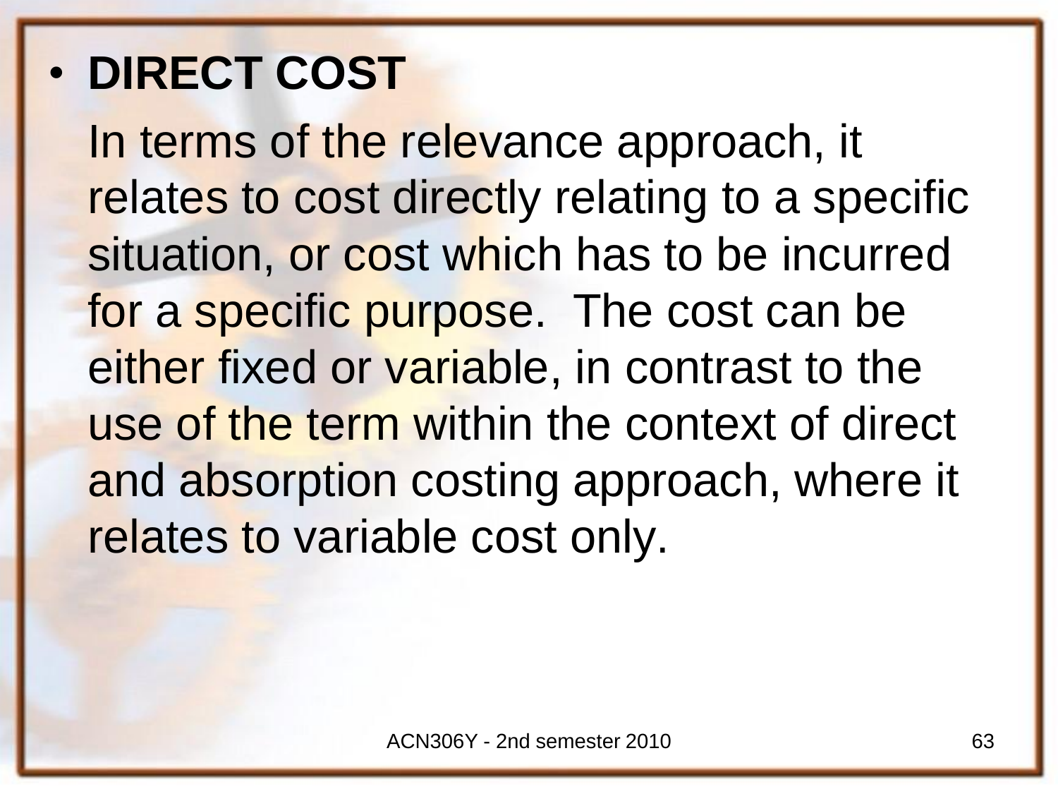- **DIRECT COST**

  In terms of the relevance approach, it relates to cost directly relating to a specific situation, or cost which has to be incurred for a specific purpose. The cost can be either fixed or variable, in contrast to the use of the term within the context of direct and absorption costing approach, where it relates to variable cost only.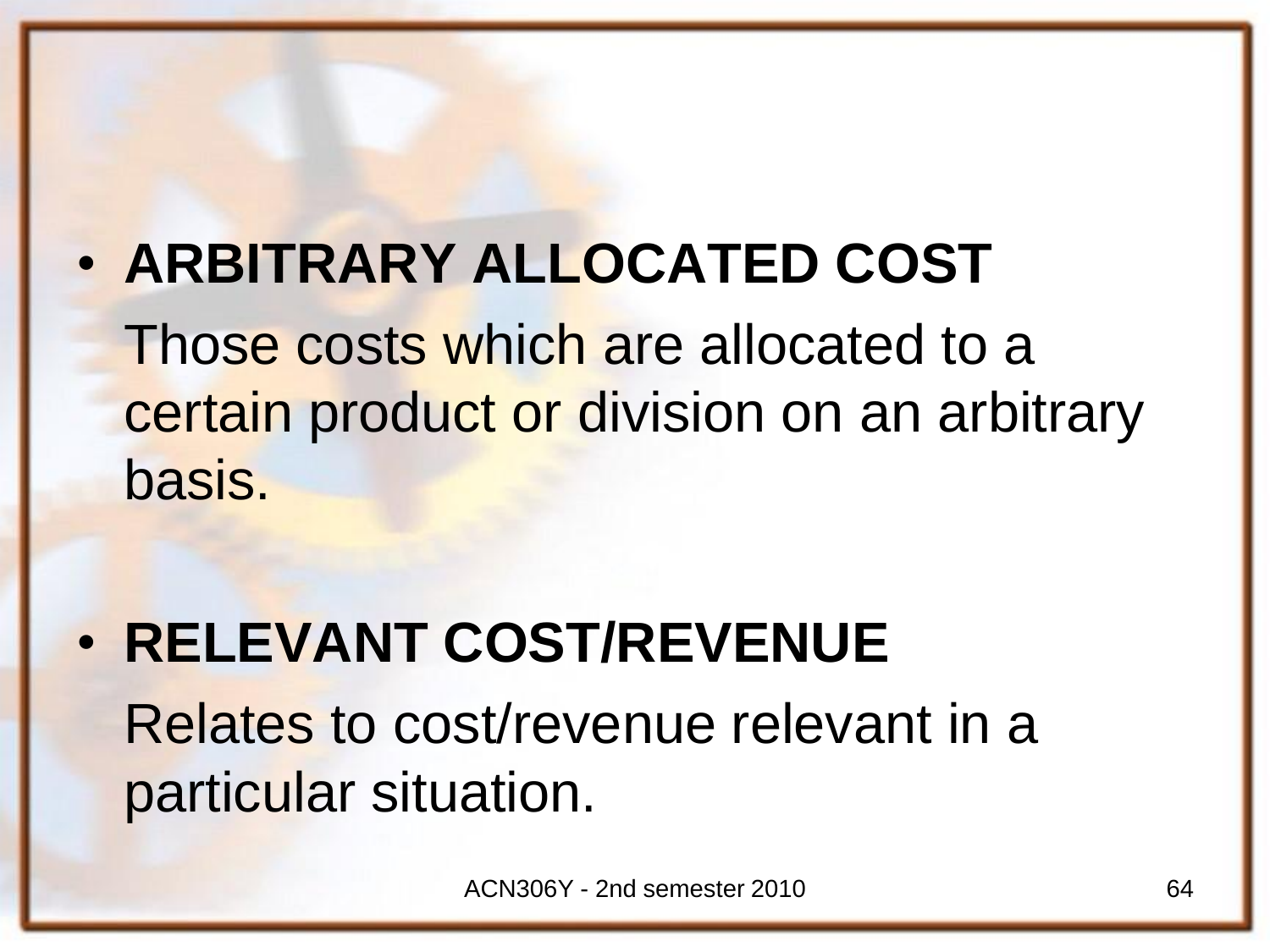- **ARBITRARY ALLOCATED COST**

  Those costs which are allocated to a certain product or division on an arbitrary basis.

- **RELEVANT COST/REVENUE**

  Relates to cost/revenue relevant in a particular situation.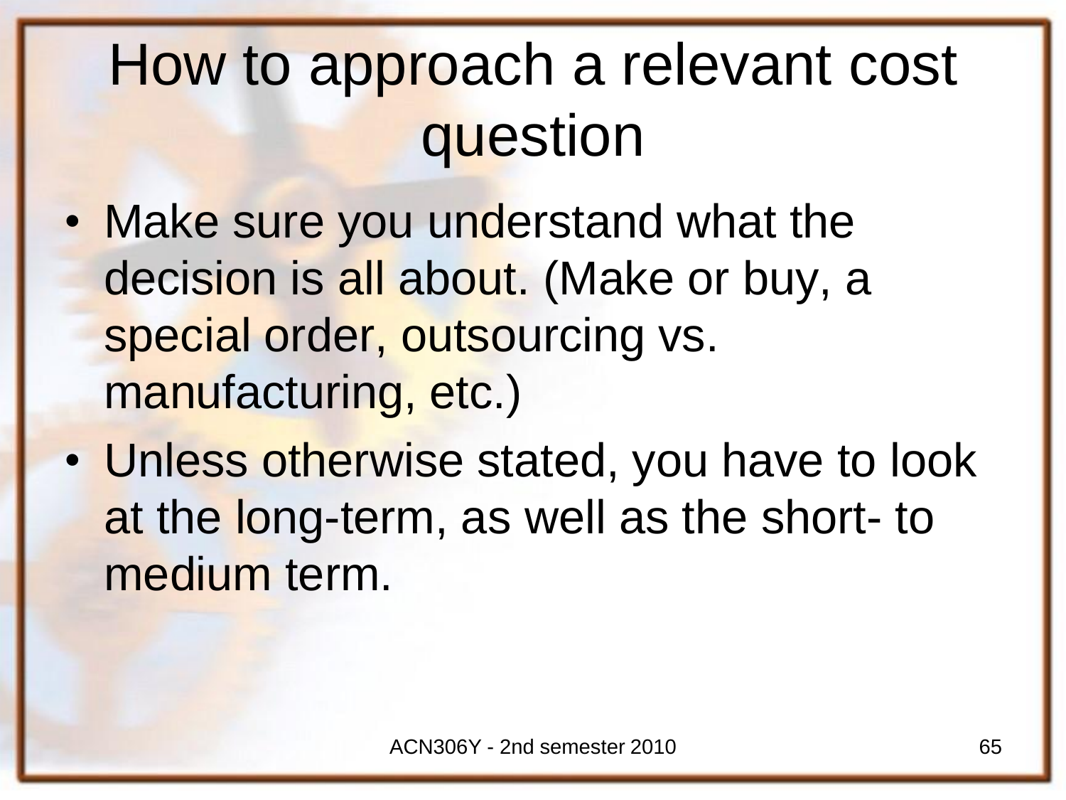# How to approach a relevant cost question

- Make sure you understand what the decision is all about. (Make or buy, a special order, outsourcing vs. manufacturing, etc.)
- Unless otherwise stated, you have to look at the long-term, as well as the short- to medium term.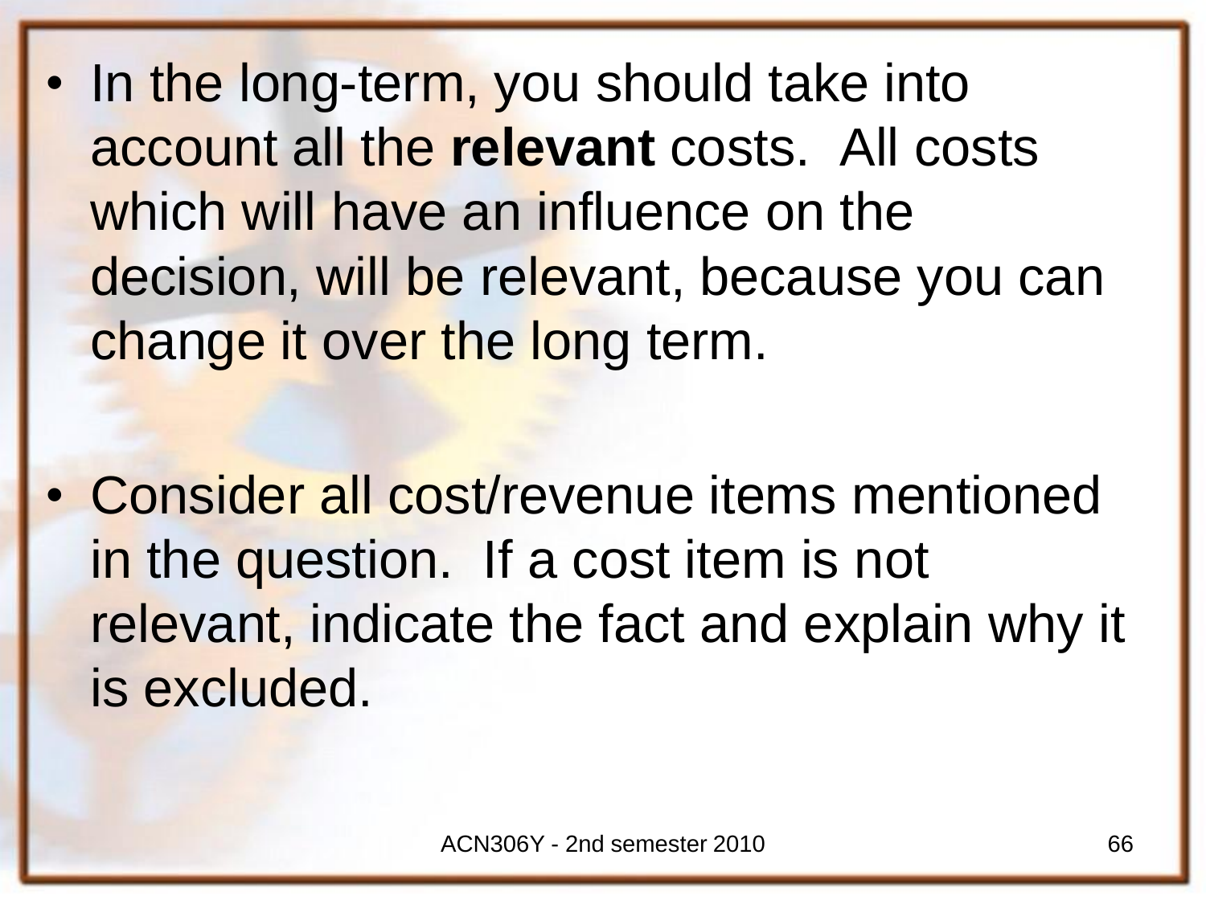- In the long-term, you should take into account all the **relevant** costs.  All costs which will have an influence on the decision, will be relevant, because you can change it over the long term.

- Consider all cost/revenue items mentioned in the question.  If a cost item is not relevant, indicate the fact and explain why it is excluded.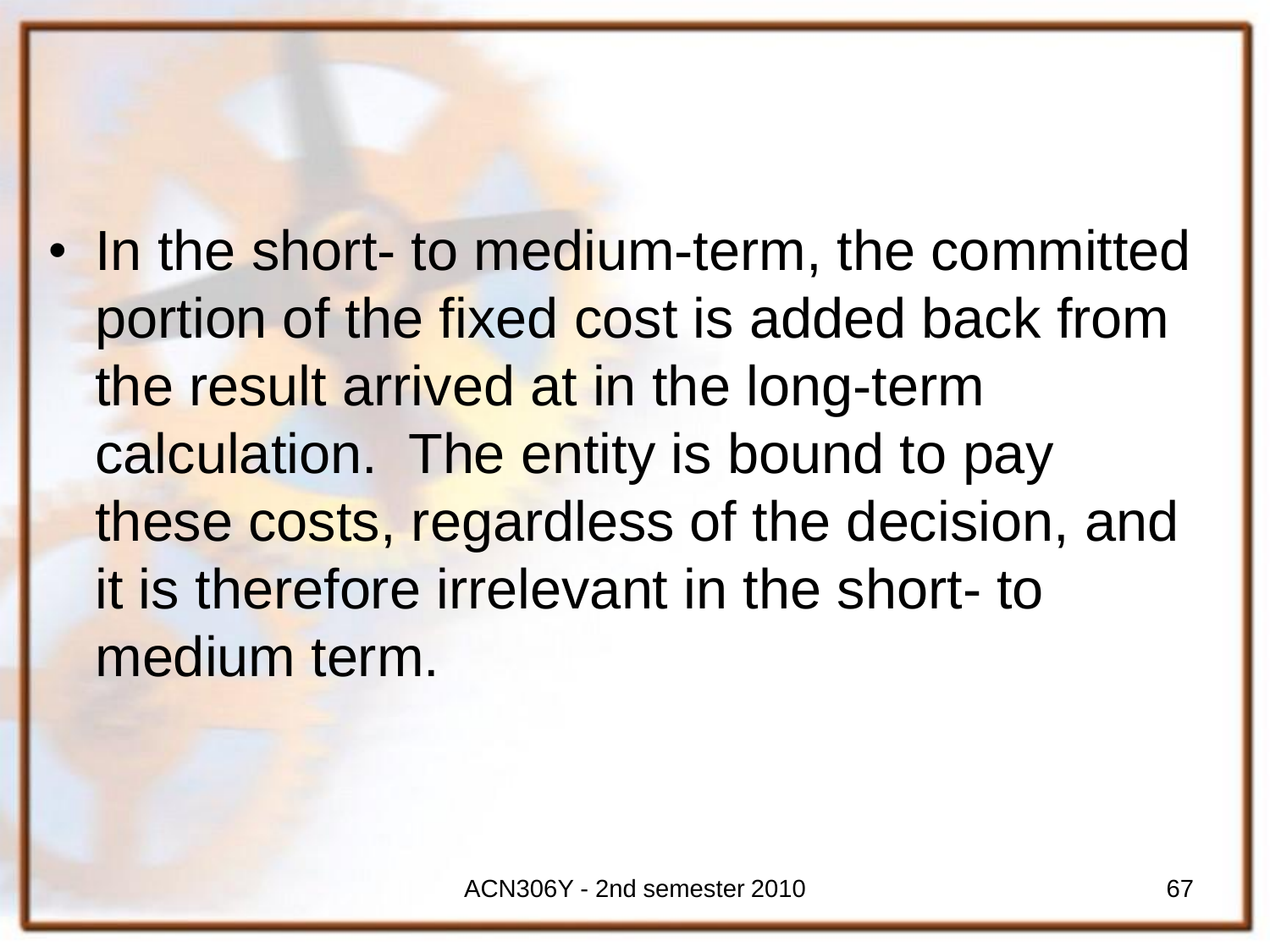- In the short- to medium-term, the committed portion of the fixed cost is added back from the result arrived at in the long-term calculation. The entity is bound to pay these costs, regardless of the decision, and it is therefore irrelevant in the short- to medium term.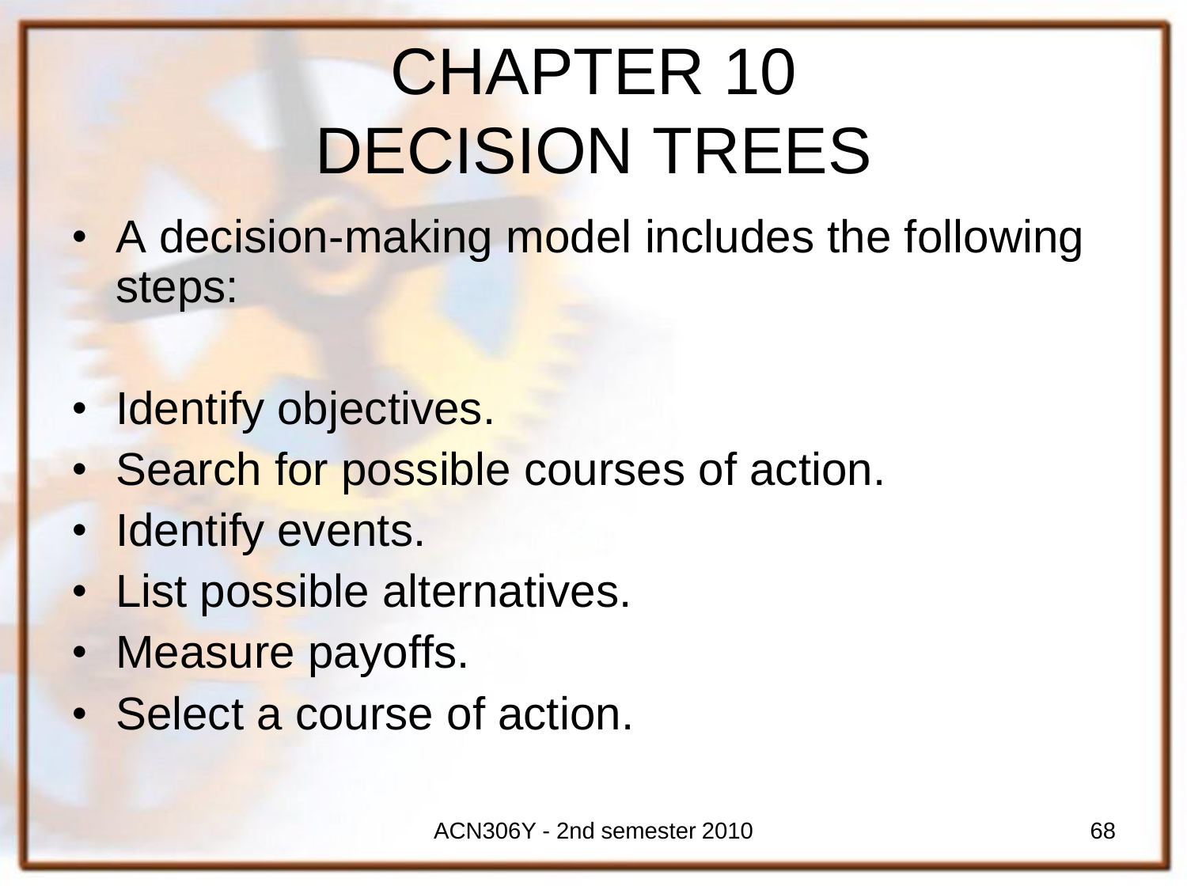# CHAPTER 10
# DECISION TREES

- A decision-making model includes the following steps:

- Identify objectives.
- Search for possible courses of action.
- Identify events.
- List possible alternatives.
- Measure payoffs.
- Select a course of action.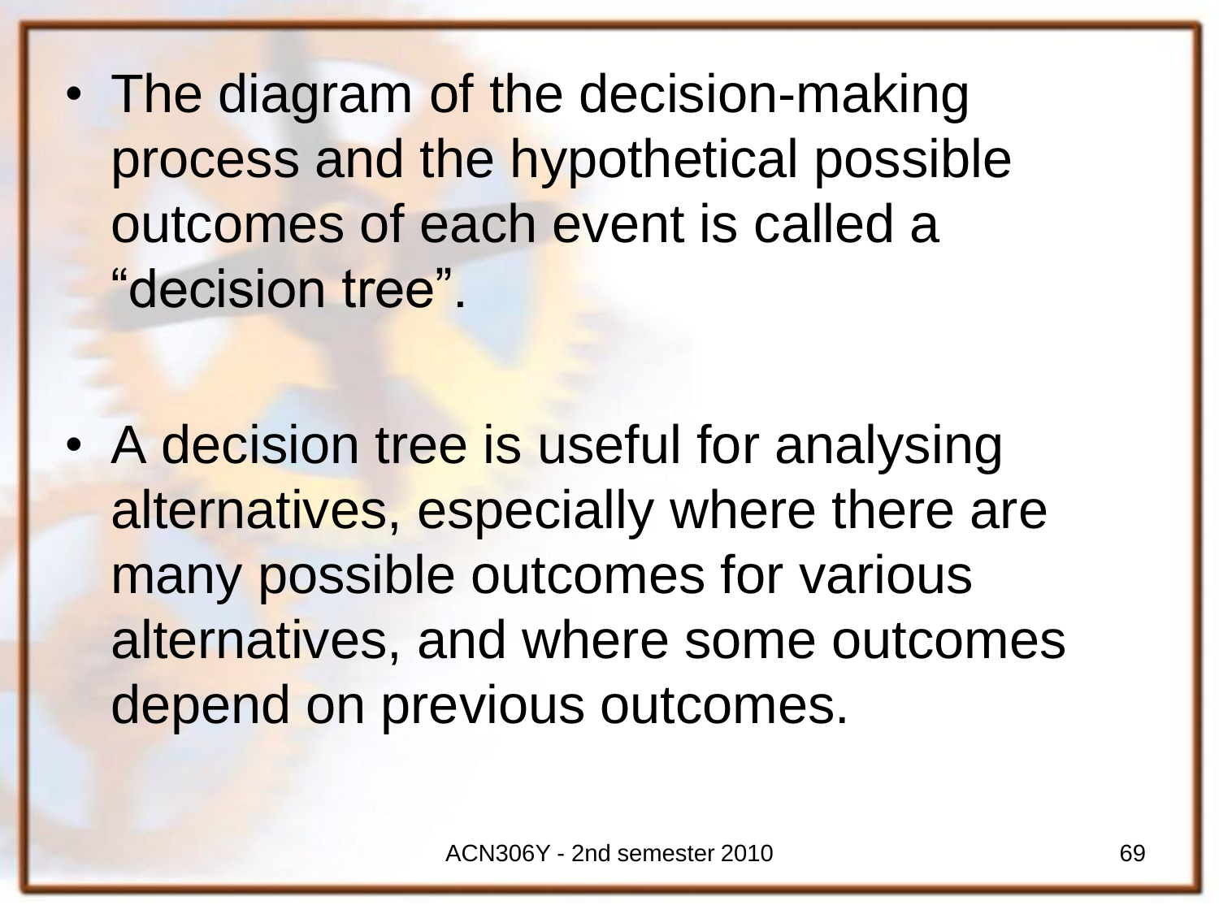- The diagram of the decision-making process and the hypothetical possible outcomes of each event is called a "decision tree".

- A decision tree is useful for analysing alternatives, especially where there are many possible outcomes for various alternatives, and where some outcomes depend on previous outcomes.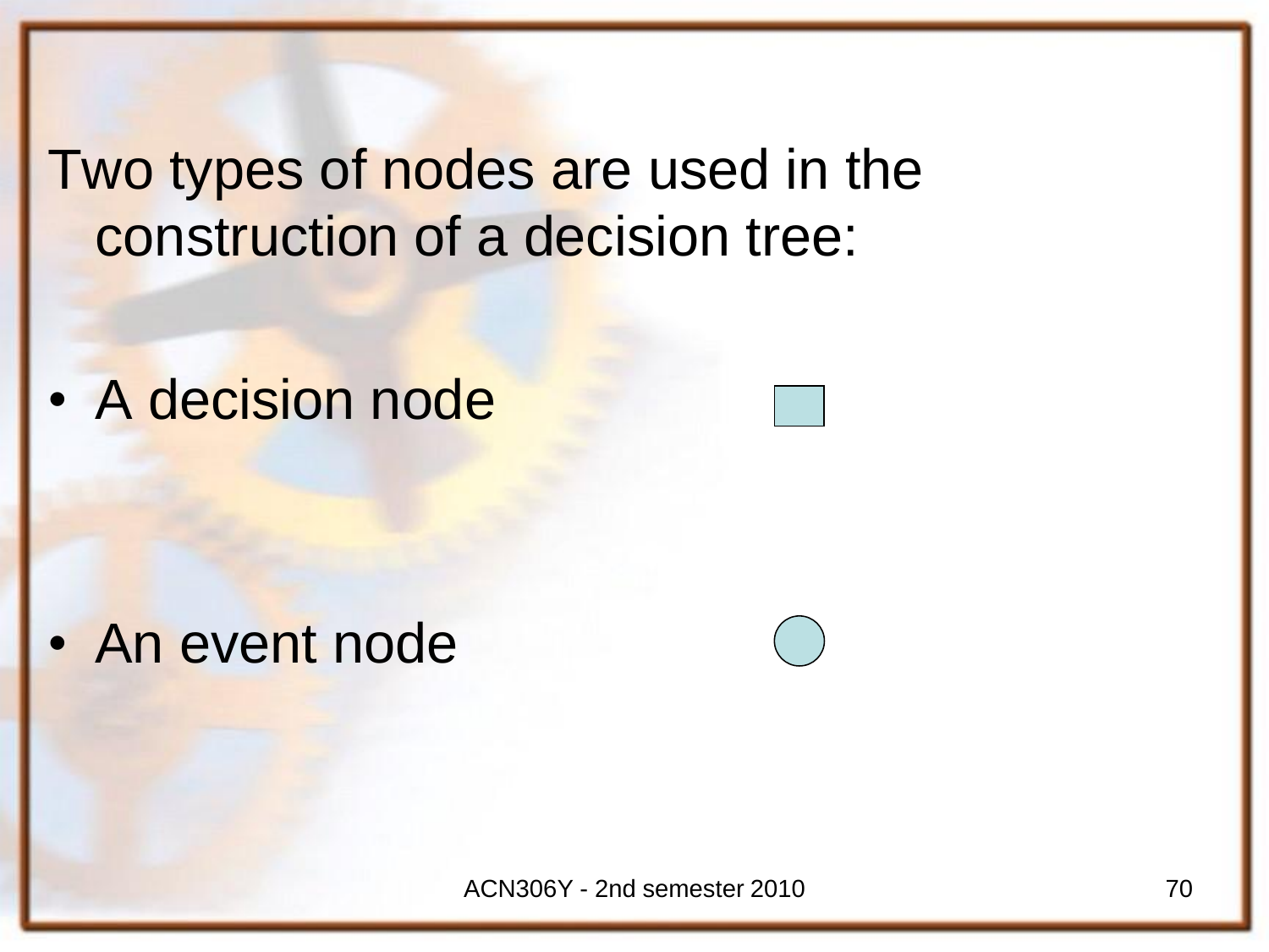Two types of nodes are used in the construction of a decision tree:

- A decision node
- An event node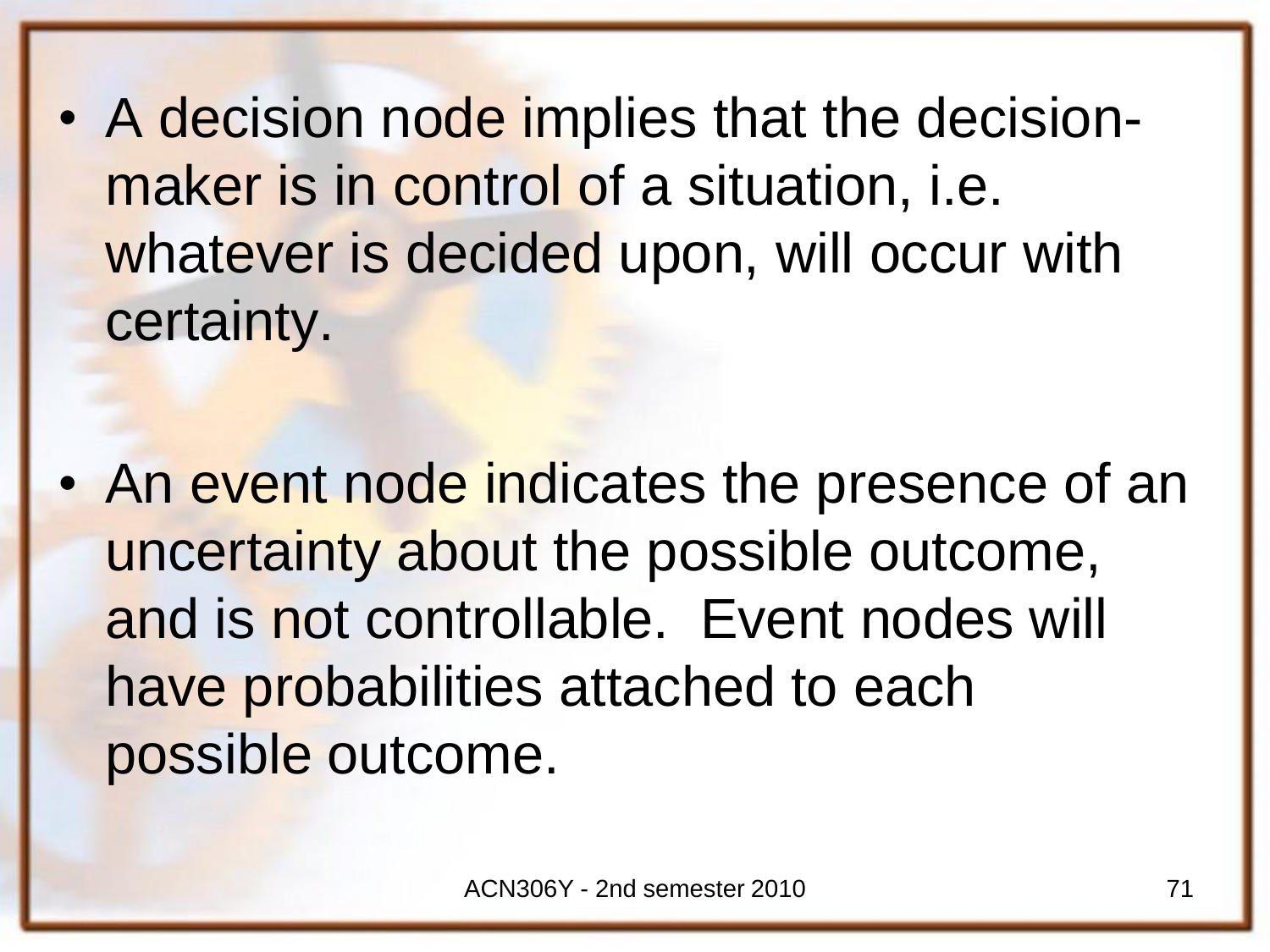- A decision node implies that the decision-maker is in control of a situation, i.e. whatever is decided upon, will occur with certainty.

- An event node indicates the presence of an uncertainty about the possible outcome, and is not controllable. Event nodes will have probabilities attached to each possible outcome.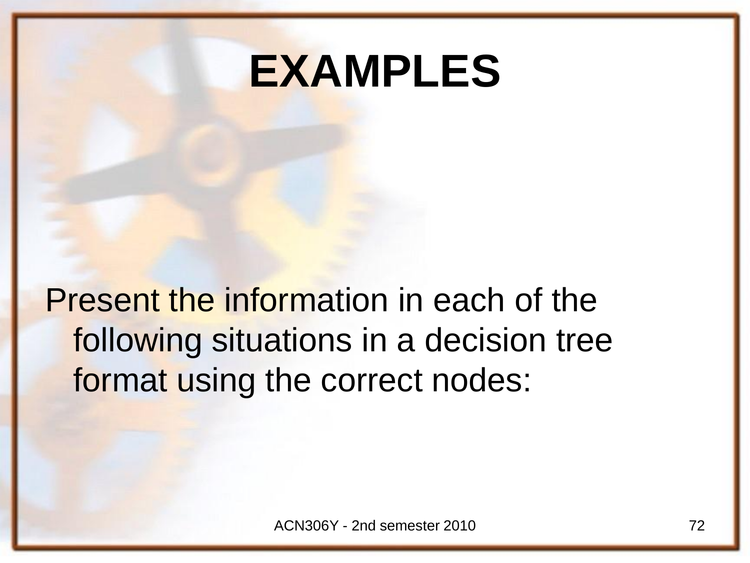# EXAMPLES

Present the information in each of the following situations in a decision tree format using the correct nodes: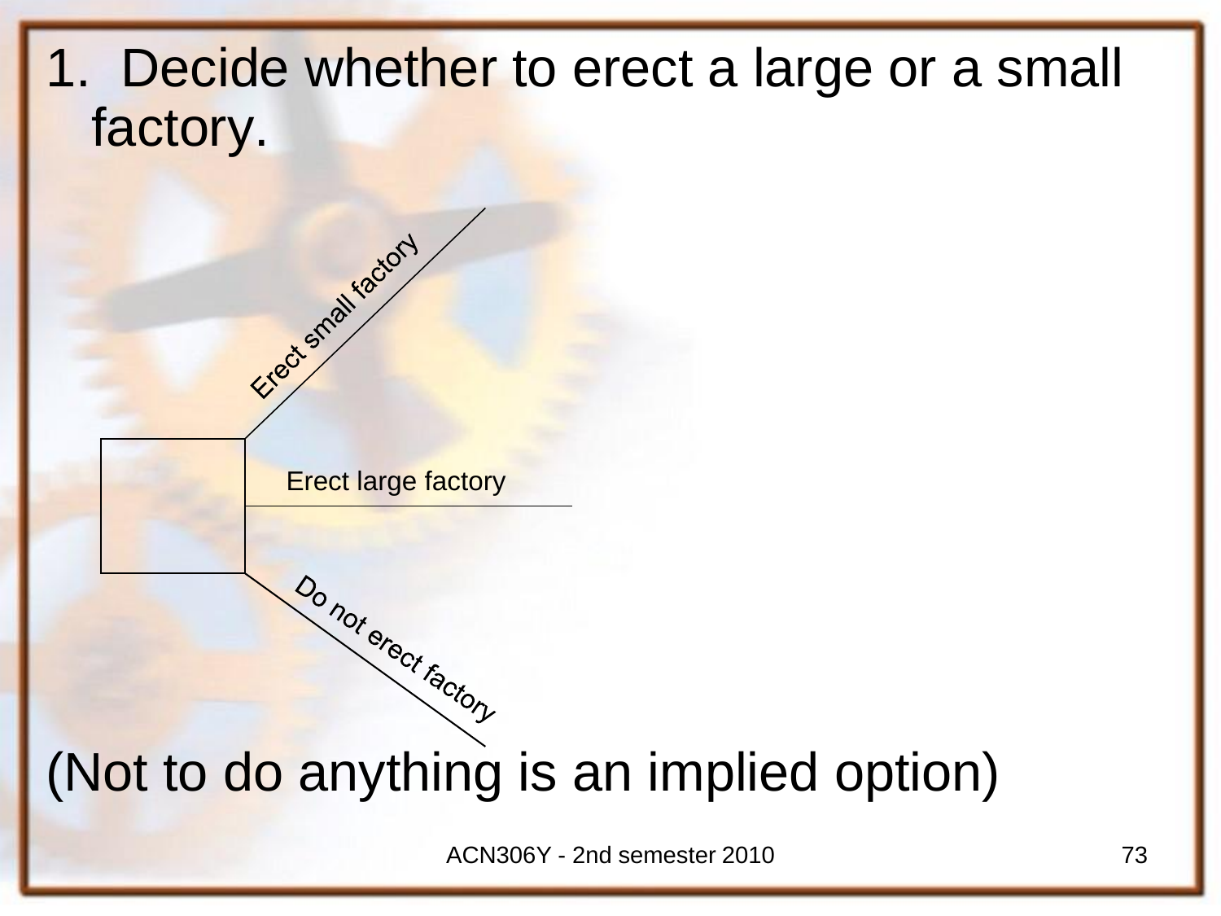1. Decide whether to erect a large or a small factory.

Erect small factory

Erect large factory

Do not erect factory

(Not to do anything is an implied option)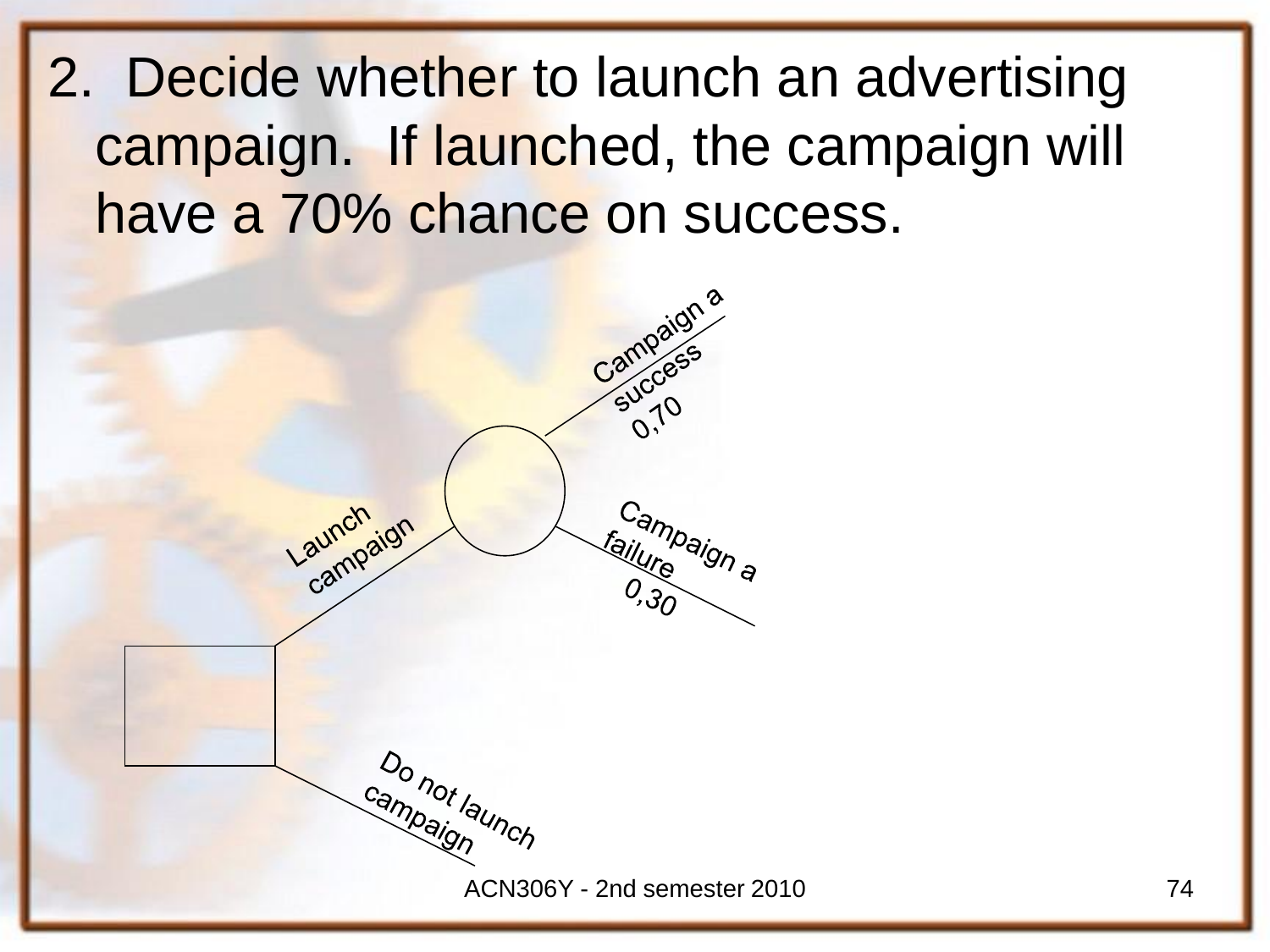2. Decide whether to launch an advertising campaign. If launched, the campaign will have a 70% chance on success.

Launch campaign

Campaign a success 0,70

Campaign a failure 0,30

Do not launch campaign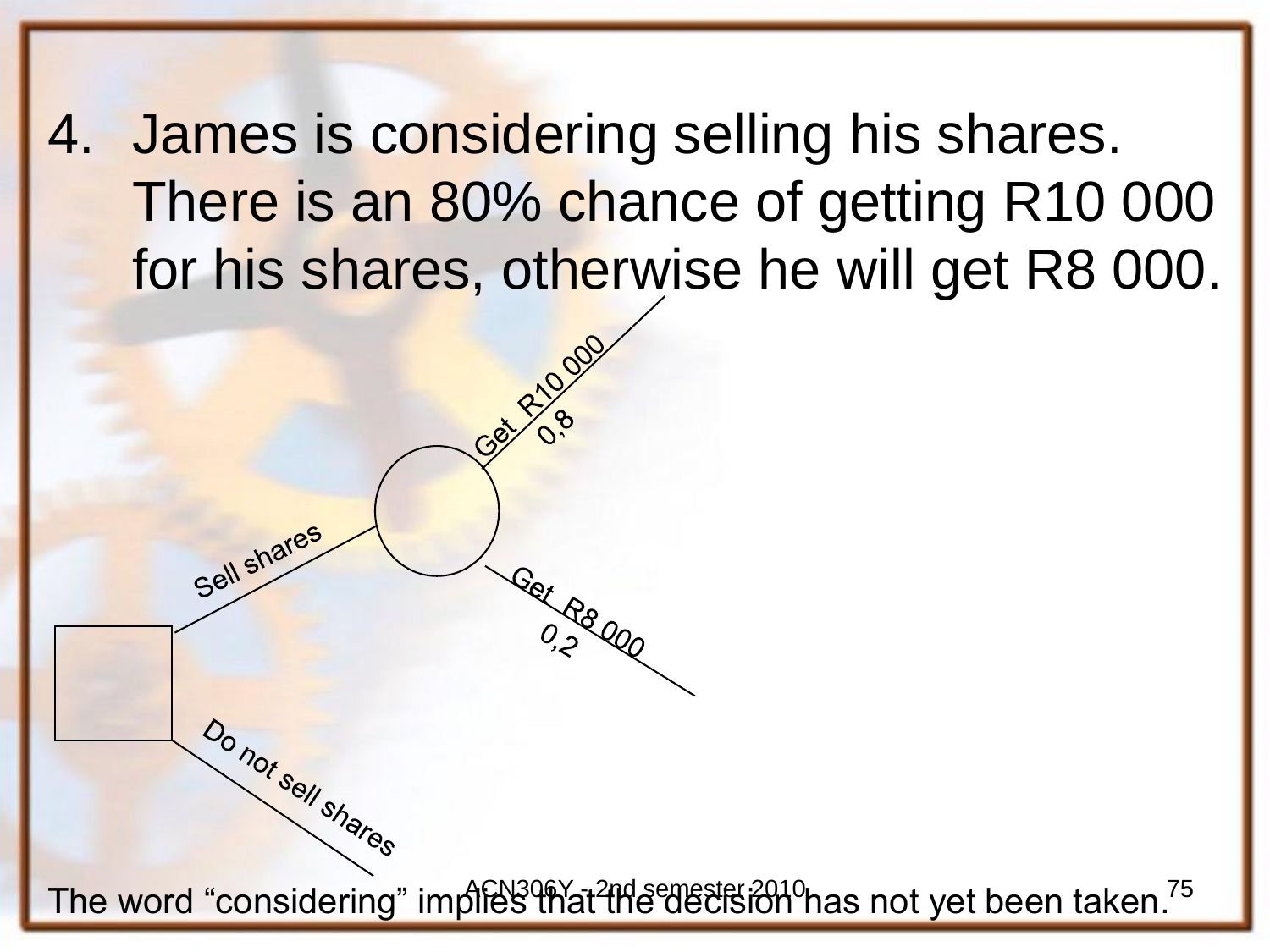4. James is considering selling his shares. There is an 80% chance of getting R10 000 for his shares, otherwise he will get R8 000.

Sell shares

Get R10 000
0,8

Get R8 000
0,2

Do not sell shares

The word "considering" implies that the decision has not yet been taken.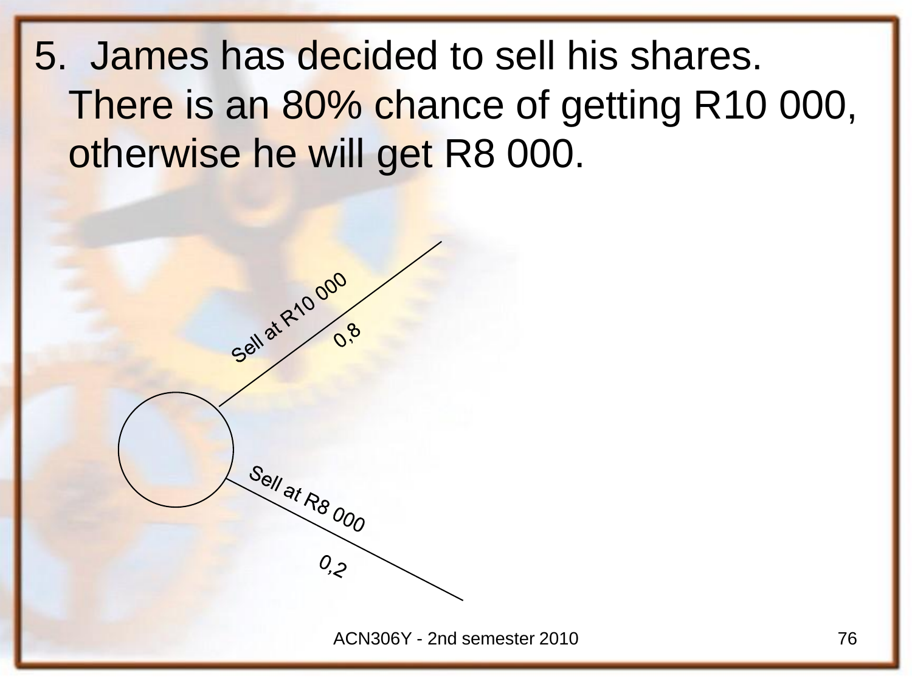5. James has decided to sell his shares. There is an 80% chance of getting R10 000, otherwise he will get R8 000.

Sell at R10 000

0,8

Sell at R8 000

0,2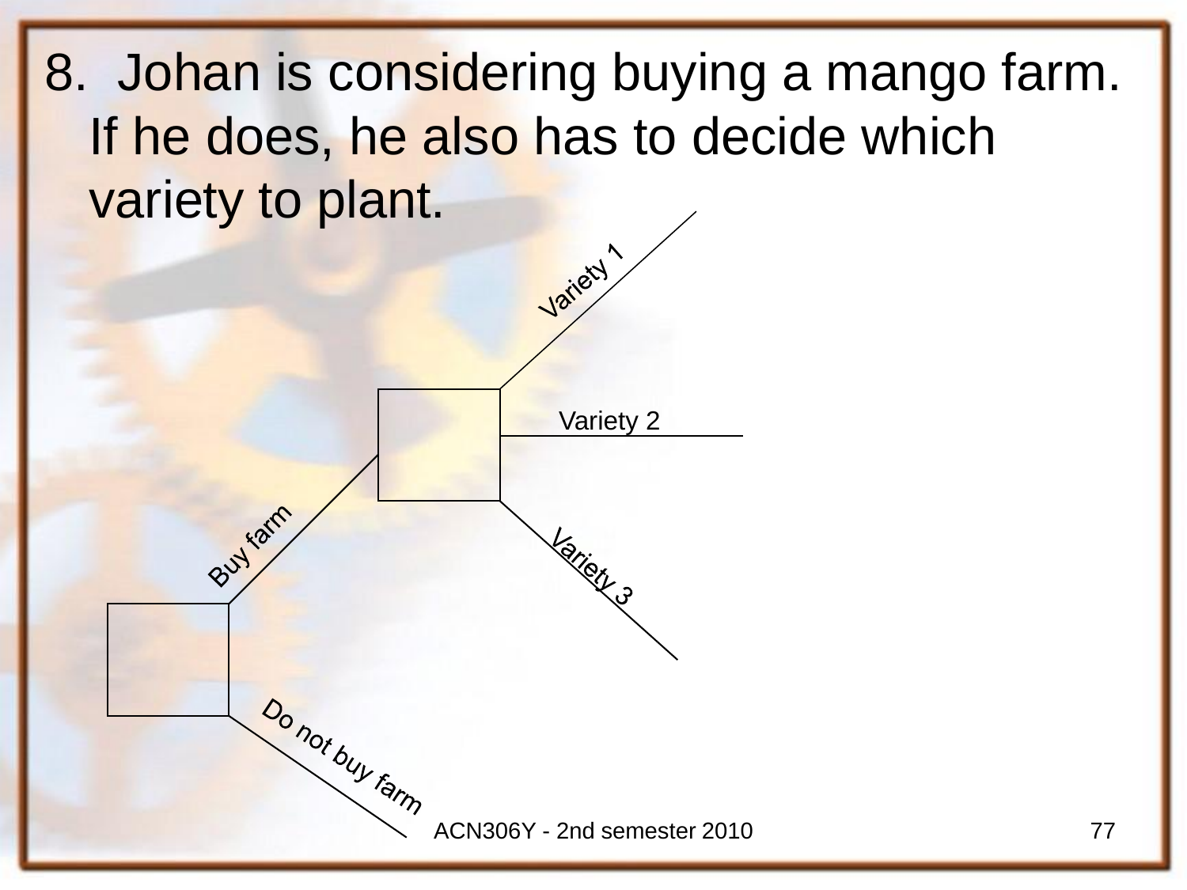8. Johan is considering buying a mango farm. If he does, he also has to decide which variety to plant.

Buy farm

Variety 1

Variety 2

Variety 3

Do not buy farm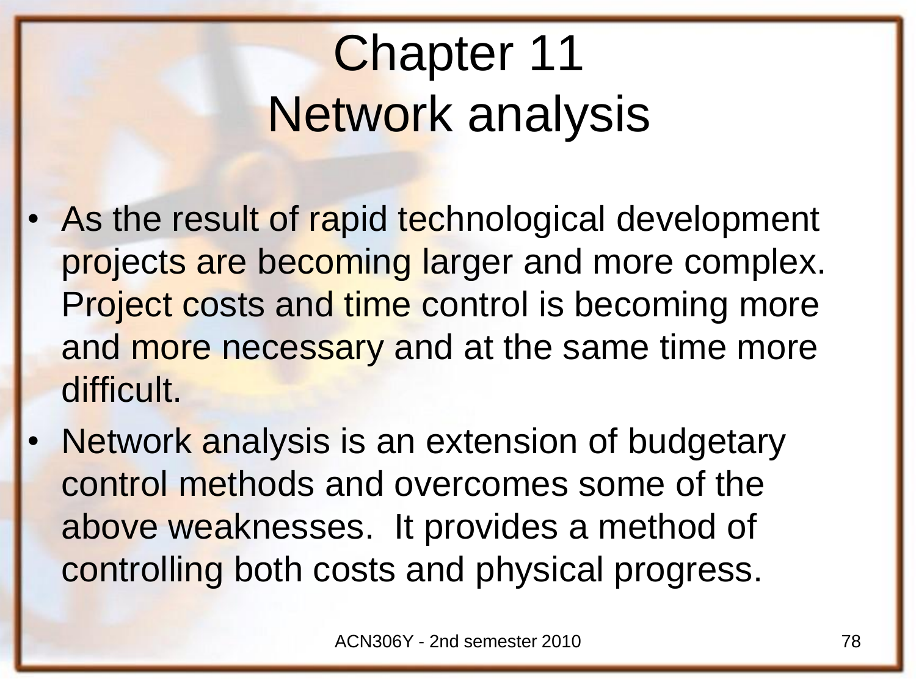# Chapter 11
# Network analysis

- As the result of rapid technological development projects are becoming larger and more complex. Project costs and time control is becoming more and more necessary and at the same time more difficult.
- Network analysis is an extension of budgetary control methods and overcomes some of the above weaknesses. It provides a method of controlling both costs and physical progress.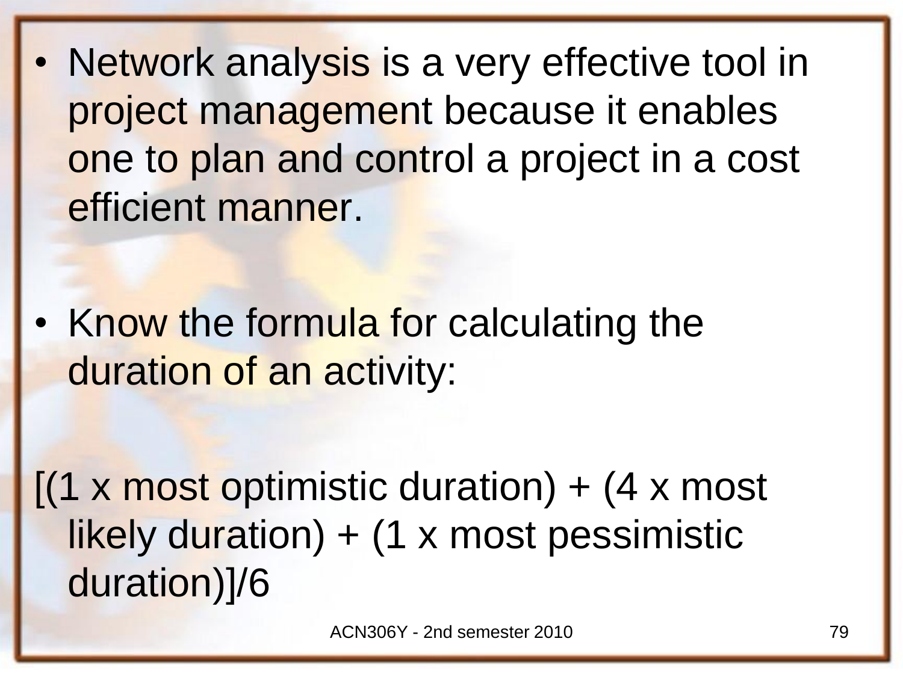- Network analysis is a very effective tool in project management because it enables one to plan and control a project in a cost efficient manner.

- Know the formula for calculating the duration of an activity:

[(1 x most optimistic duration) + (4 x most likely duration) + (1 x most pessimistic duration)]/6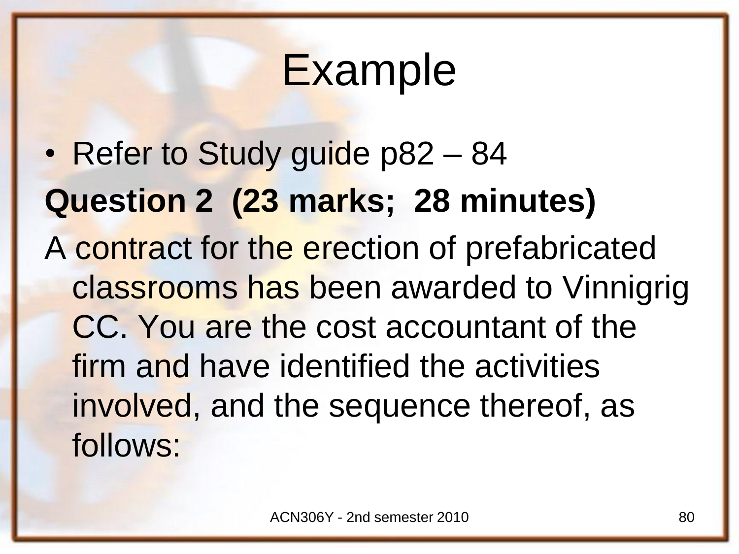# Example

- Refer to Study guide p82 – 84

**Question 2 (23 marks; 28 minutes)**

A contract for the erection of prefabricated classrooms has been awarded to Vinnigrig CC. You are the cost accountant of the firm and have identified the activities involved, and the sequence thereof, as follows: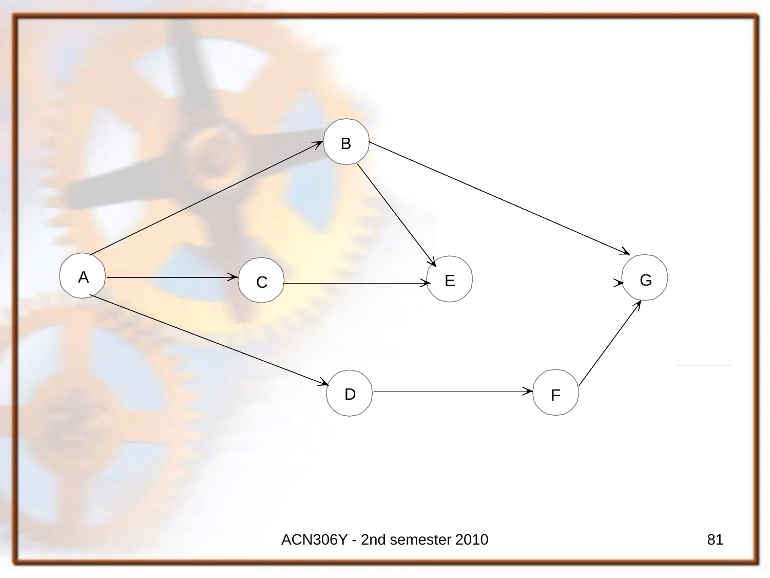A B C D E F G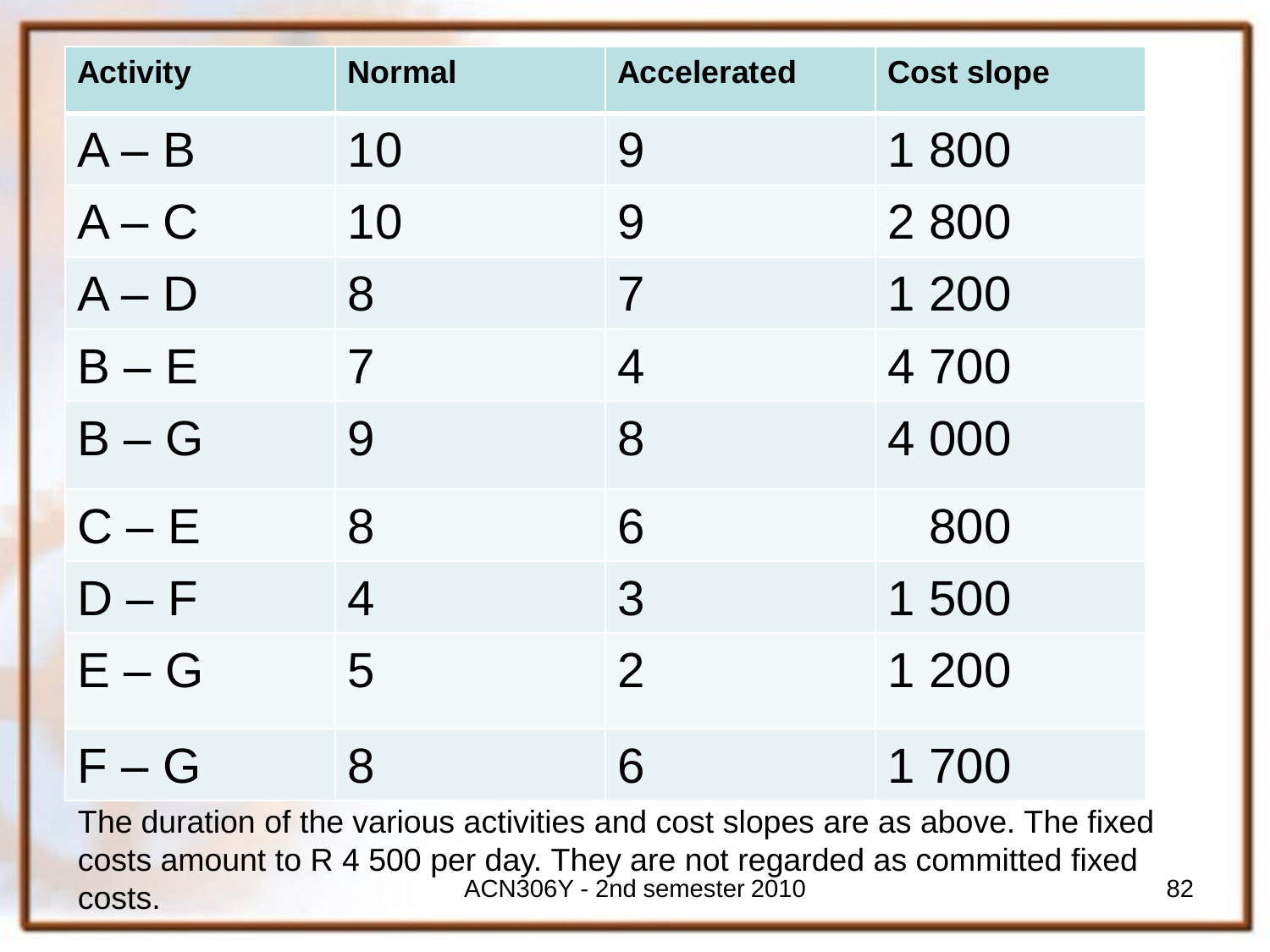| Activity | Normal | Accelerated | Cost slope |
| --- | --- | --- | --- |
| A – B | 10 | 9 | 1 800 |
| A – C | 10 | 9 | 2 800 |
| A – D | 8 | 7 | 1 200 |
| B – E | 7 | 4 | 4 700 |
| B – G | 9 | 8 | 4 000 |
| C – E | 8 | 6 | 800 |
| D – F | 4 | 3 | 1 500 |
| E – G | 5 | 2 | 1 200 |
| F – G | 8 | 6 | 1 700 |

The duration of the various activities and cost slopes are as above. The fixed costs amount to R 4 500 per day. They are not regarded as committed fixed costs.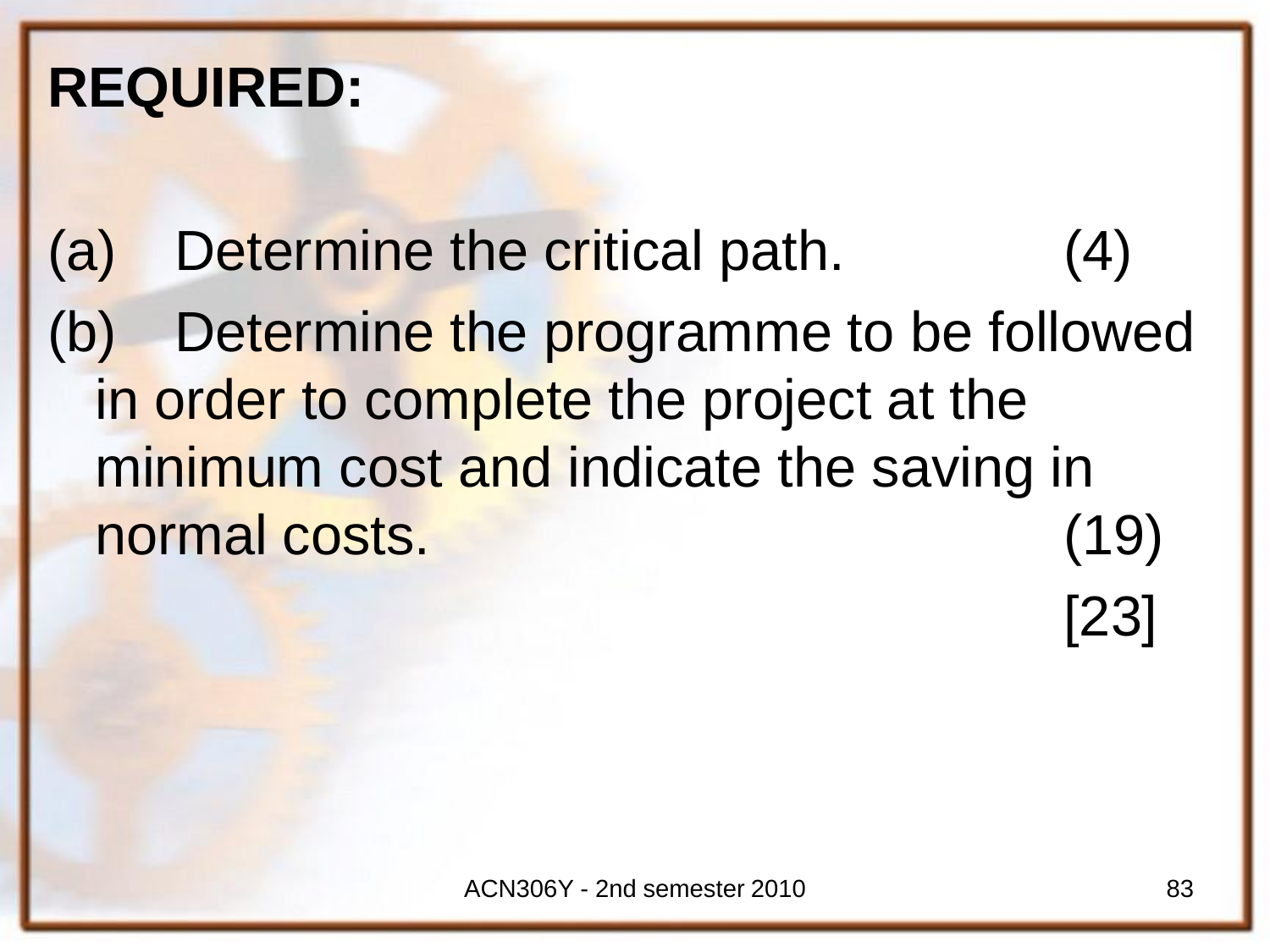**REQUIRED:**

(a) Determine the critical path. (4)

(b) Determine the programme to be followed in order to complete the project at the minimum cost and indicate the saving in normal costs. (19)

[23]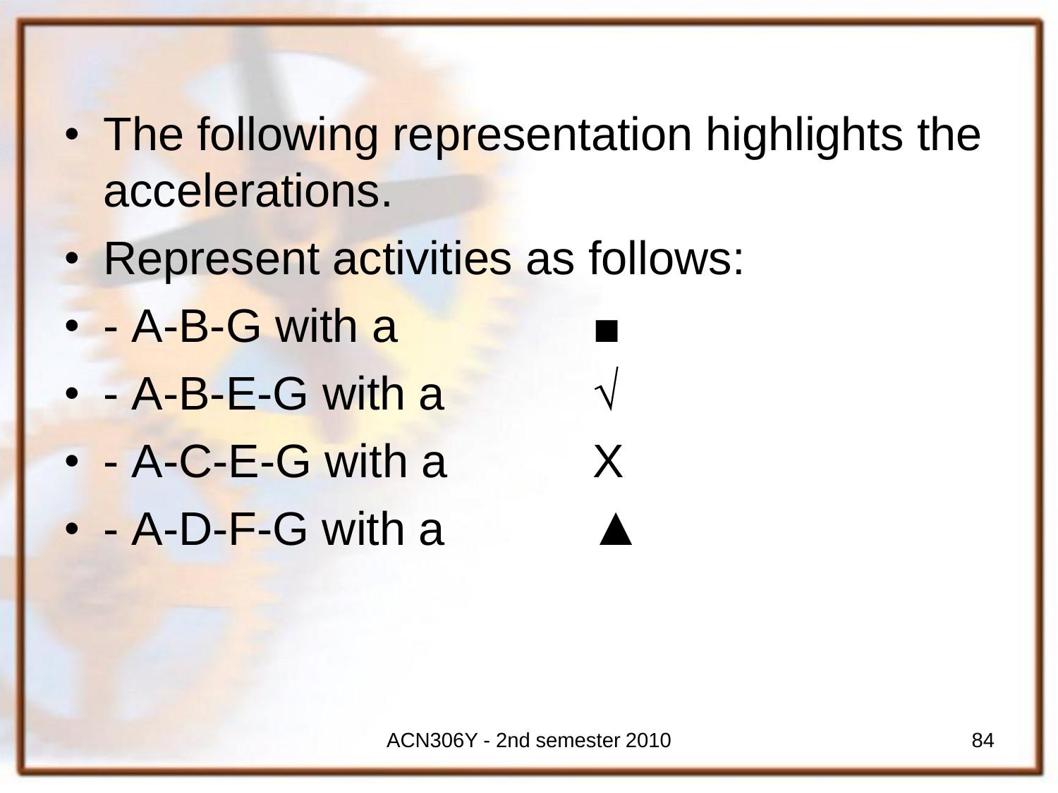- The following representation highlights the accelerations.
- Represent activities as follows:
- - A-B-G with a ■
- - A-B-E-G with a √
- - A-C-E-G with a X
- - A-D-F-G with a ▲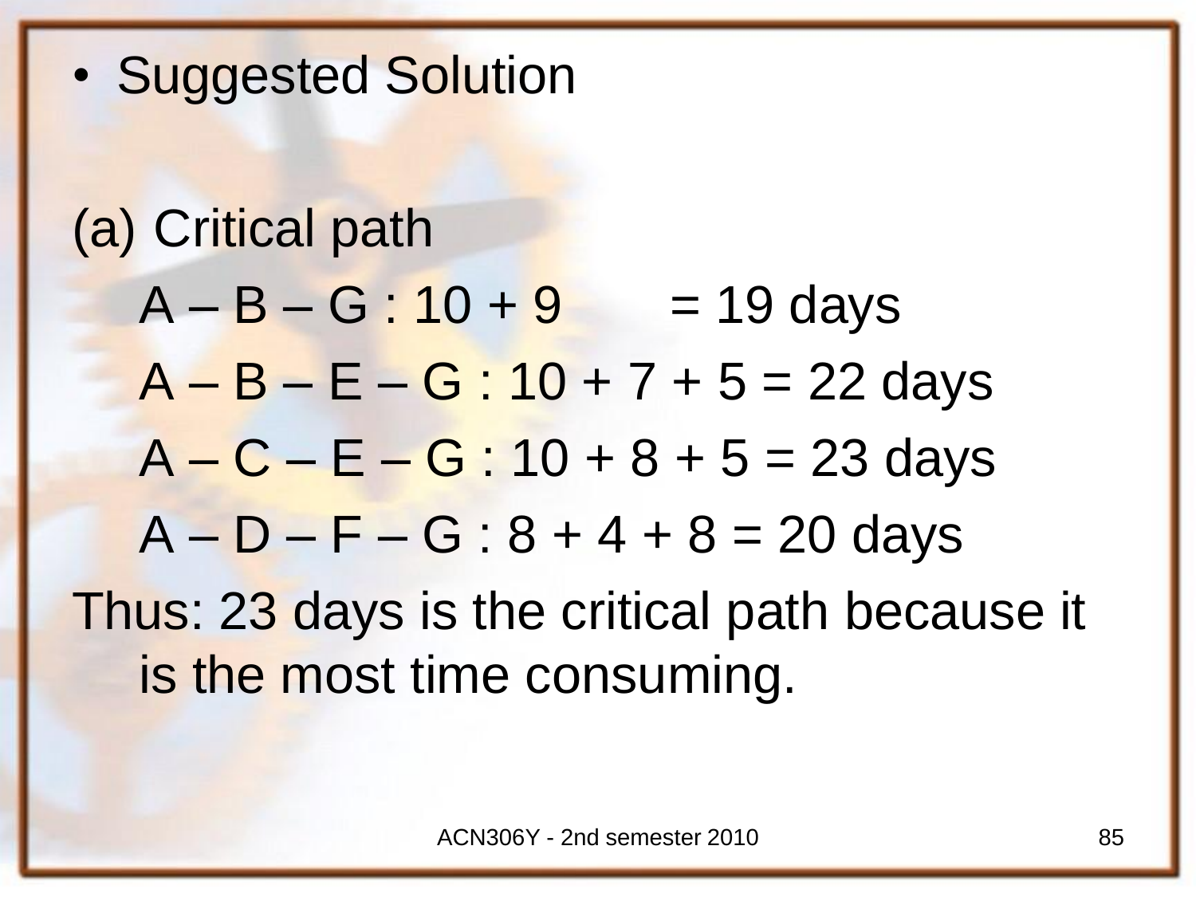- Suggested Solution

(a) Critical path

A – B – G : 10 + 9 = 19 days

A – B – E – G : 10 + 7 + 5 = 22 days

A – C – E – G : 10 + 8 + 5 = 23 days

A – D – F – G : 8 + 4 + 8 = 20 days

Thus: 23 days is the critical path because it is the most time consuming.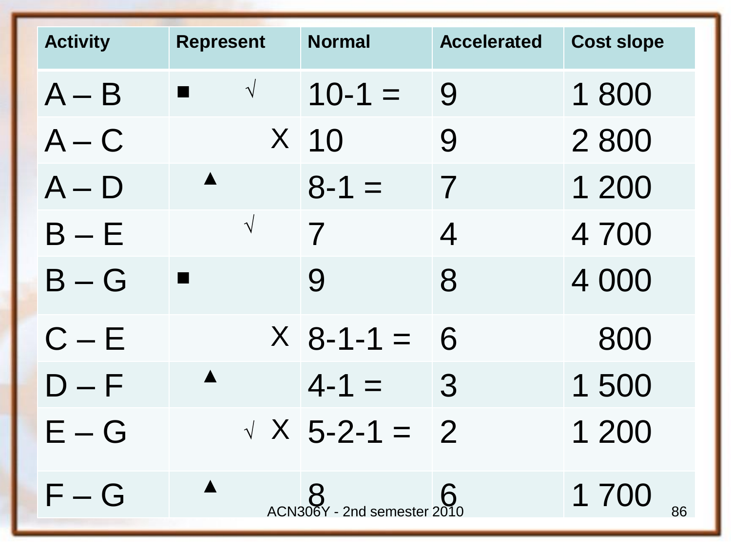| Activity | Represent | Normal | Accelerated | Cost slope |
|---|---|---|---|---|
| A – B | ■ √ | 10-1 = | 9 | 1 800 |
| A – C | X | 10 | 9 | 2 800 |
| A – D | ▲ | 8-1 = | 7 | 1 200 |
| B – E | √ | 7 | 4 | 4 700 |
| B – G | ■ | 9 | 8 | 4 000 |
| C – E | X | 8-1-1 = | 6 | 800 |
| D – F | ▲ | 4-1 = | 3 | 1 500 |
| E – G | √ X | 5-2-1 = | 2 | 1 200 |
| F – G | ▲ | 8 | 6 | 1 700 |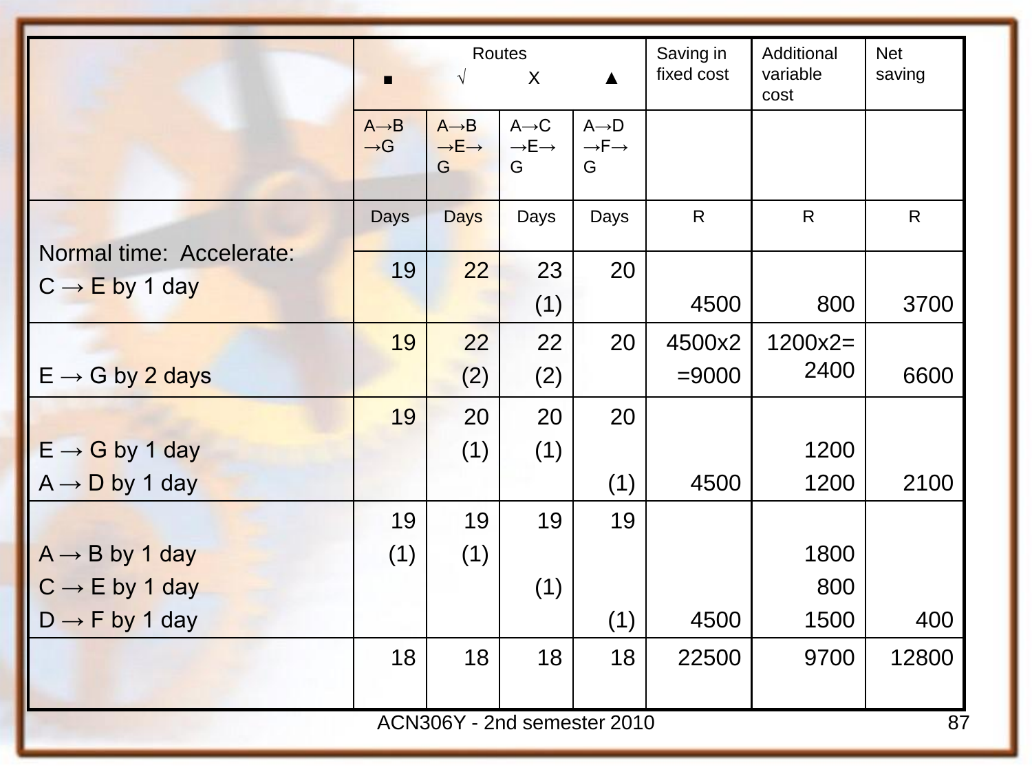| | Routes ■ | √ | X | ▲ | Saving in fixed cost | Additional variable cost | Net saving |
|---|---|---|---|---|---|---|---|
| | A→B →G | A→B →E→ G | A→C →E→ G | A→D →F→ G | | | |
| | Days | Days | Days | Days | R | R | R |
| Normal time: Accelerate: C → E by 1 day | 19 | 22 | 23 (1) | 20 | 4500 | 800 | 3700 |
| E → G by 2 days | 19 | 22 (2) | 22 (2) | 20 | 4500x2 =9000 | 1200x2= 2400 | 6600 |
| E → G by 1 day A → D by 1 day | 19 | 20 (1) | 20 (1) | 20 (1) | 4500 | 1200 1200 | 2100 |
| A → B by 1 day C → E by 1 day D → F by 1 day | 19 (1) | 19 (1) | 19 (1) | 19 (1) | 4500 | 1800 800 1500 | 400 |
| | 18 | 18 | 18 | 18 | 22500 | 9700 | 12800 |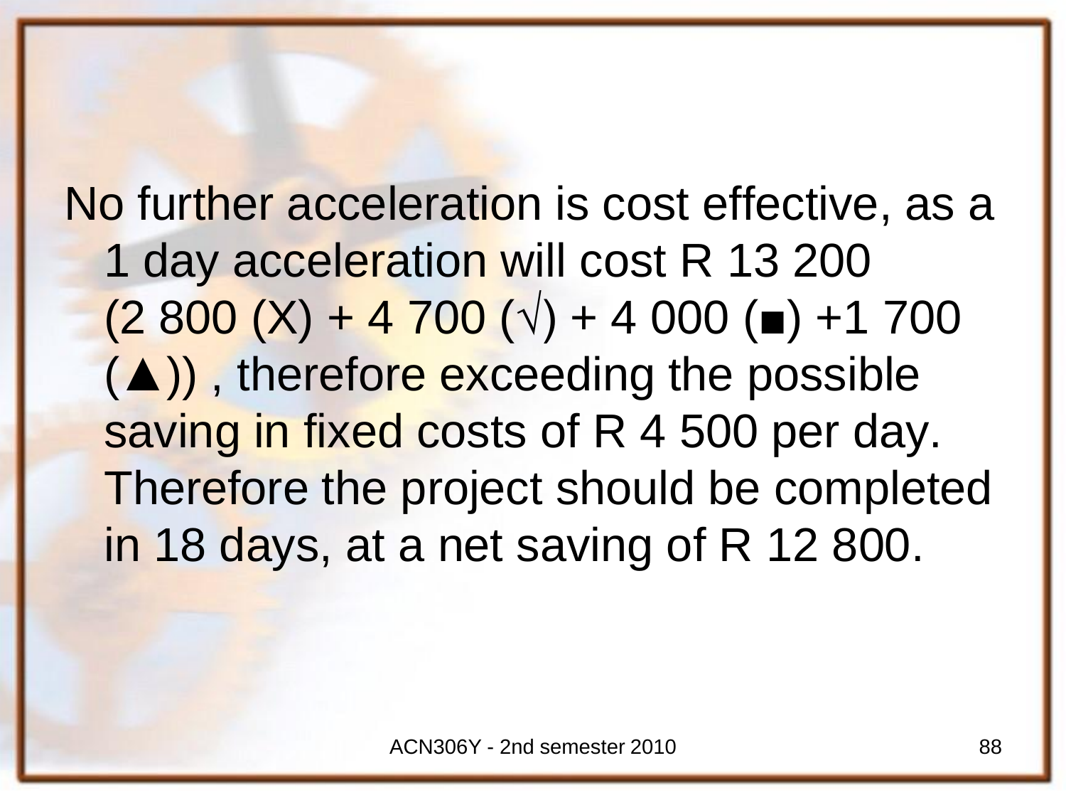No further acceleration is cost effective, as a 1 day acceleration will cost R 13 200 (2 800 (X) + 4 700 (√) + 4 000 (■) +1 700 (▲)) , therefore exceeding the possible saving in fixed costs of R 4 500 per day. Therefore the project should be completed in 18 days, at a net saving of R 12 800.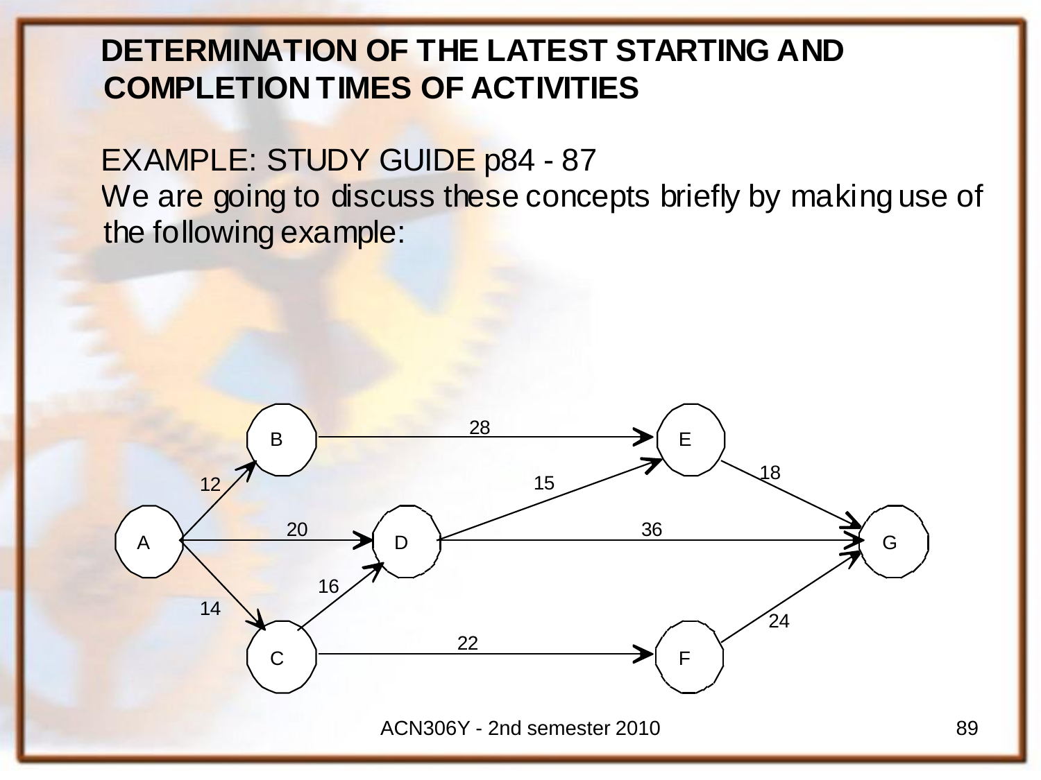## DETERMINATION OF THE LATEST STARTING AND COMPLETION TIMES OF ACTIVITIES

EXAMPLE: STUDY GUIDE p84 - 87

We are going to discuss these concepts briefly by making use of the following example: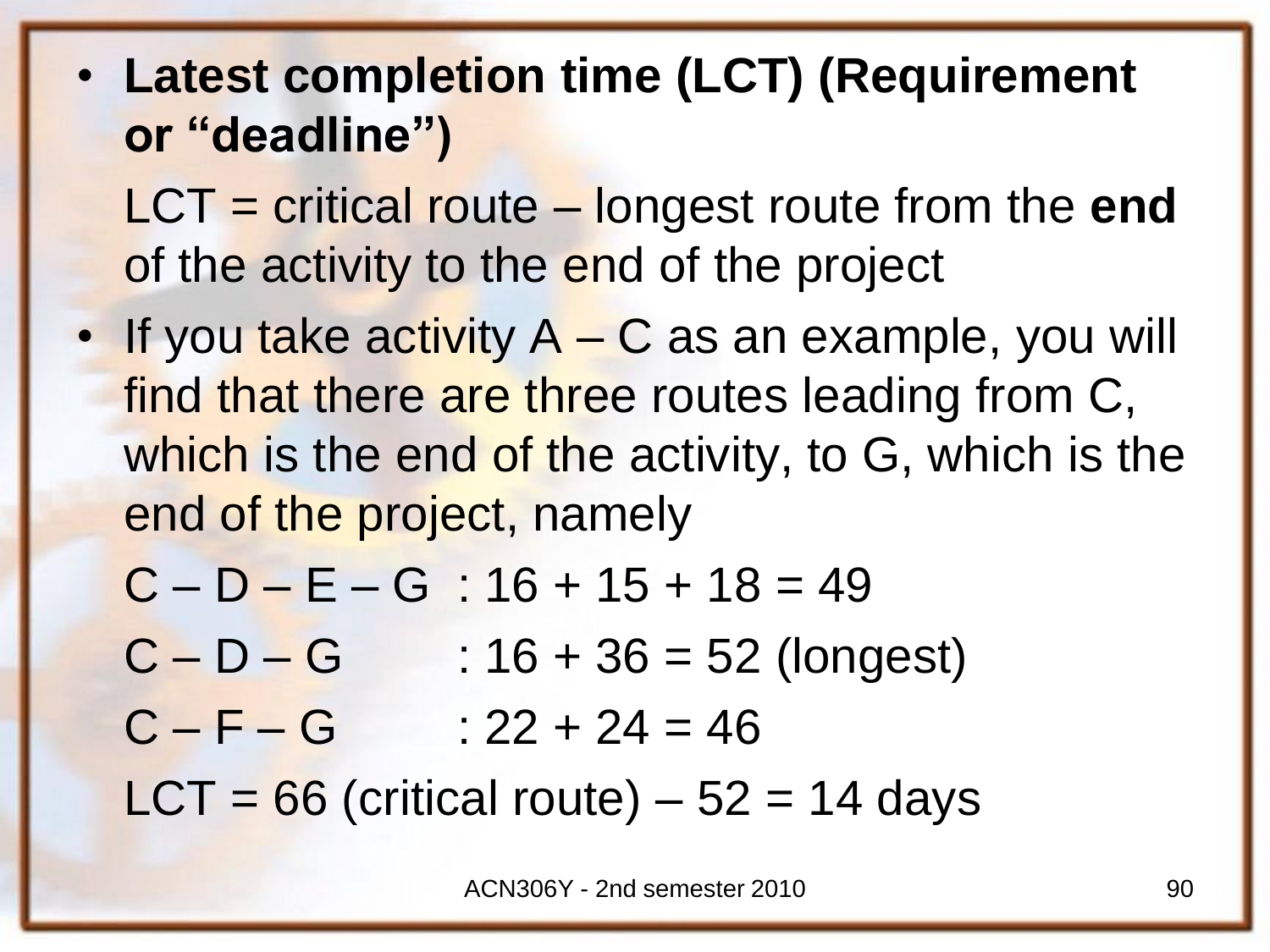- **Latest completion time (LCT) (Requirement or "deadline")**

  LCT = critical route – longest route from the **end** of the activity to the end of the project

- If you take activity A – C as an example, you will find that there are three routes leading from C, which is the end of the activity, to G, which is the end of the project, namely

  C – D – E – G : 16 + 15 + 18 = 49

  C – D – G : 16 + 36 = 52 (longest)

  C – F – G : 22 + 24 = 46

  LCT = 66 (critical route) – 52 = 14 days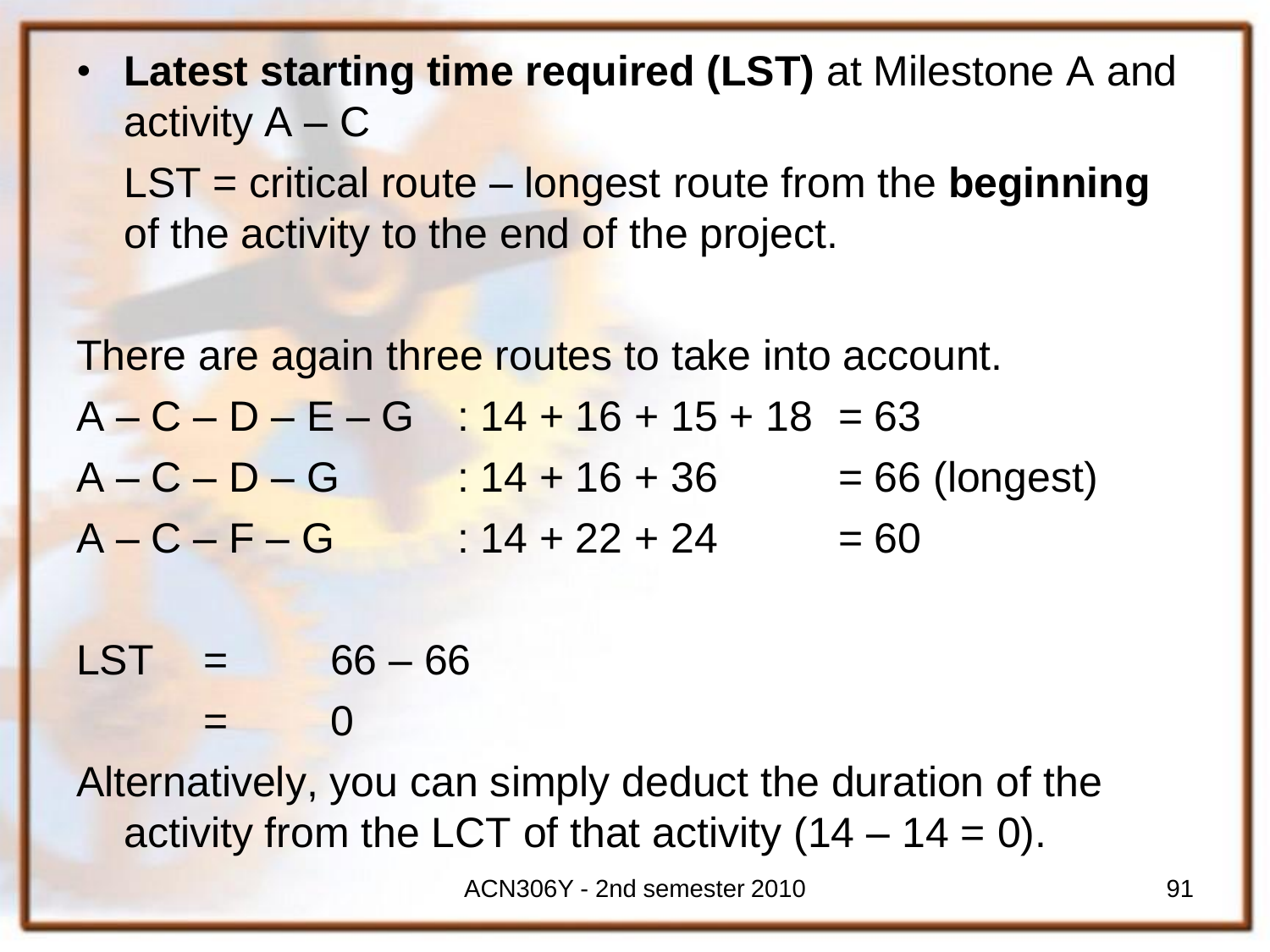- **Latest starting time required (LST)** at Milestone A and activity A – C

  LST = critical route – longest route from the **beginning** of the activity to the end of the project.

There are again three routes to take into account.

| | | |
|---|---|---|
| A – C – D – E – G | : 14 + 16 + 15 + 18 | = 63 |
| A – C – D – G | : 14 + 16 + 36 | = 66 (longest) |
| A – C – F – G | : 14 + 22 + 24 | = 60 |

LST = 66 – 66

= 0

Alternatively, you can simply deduct the duration of the activity from the LCT of that activity (14 – 14 = 0).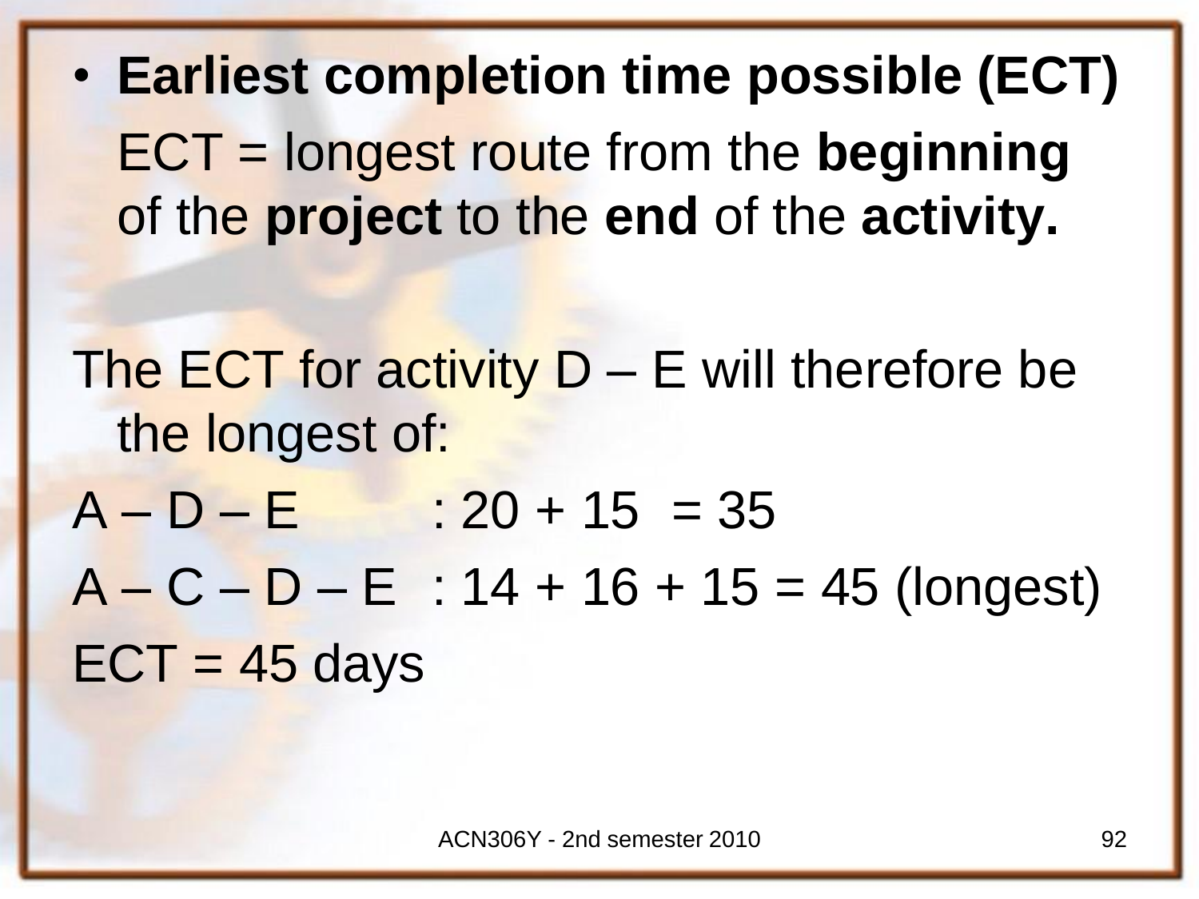- **Earliest completion time possible (ECT)**

  ECT = longest route from the **beginning** of the **project** to the **end** of the **activity.**

The ECT for activity D – E will therefore be the longest of:

A – D – E : 20 + 15 = 35

A – C – D – E : 14 + 16 + 15 = 45 (longest)

ECT = 45 days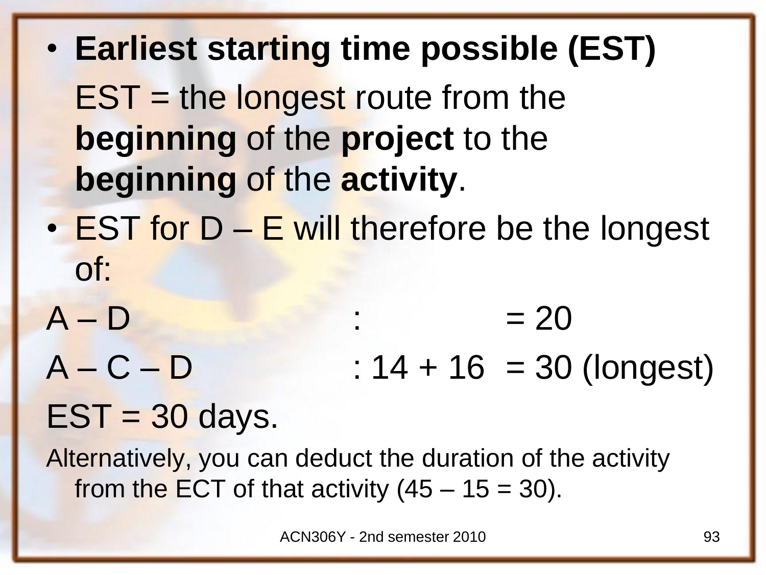- **Earliest starting time possible (EST)**

  EST = the longest route from the **beginning** of the **project** to the **beginning** of the **activity**.

- EST for D – E will therefore be the longest of:

| | | |
|---|---|---|
| A – D | : | = 20 |
| A – C – D | : 14 + 16 | = 30 (longest) |

EST = 30 days.

Alternatively, you can deduct the duration of the activity from the ECT of that activity (45 – 15 = 30).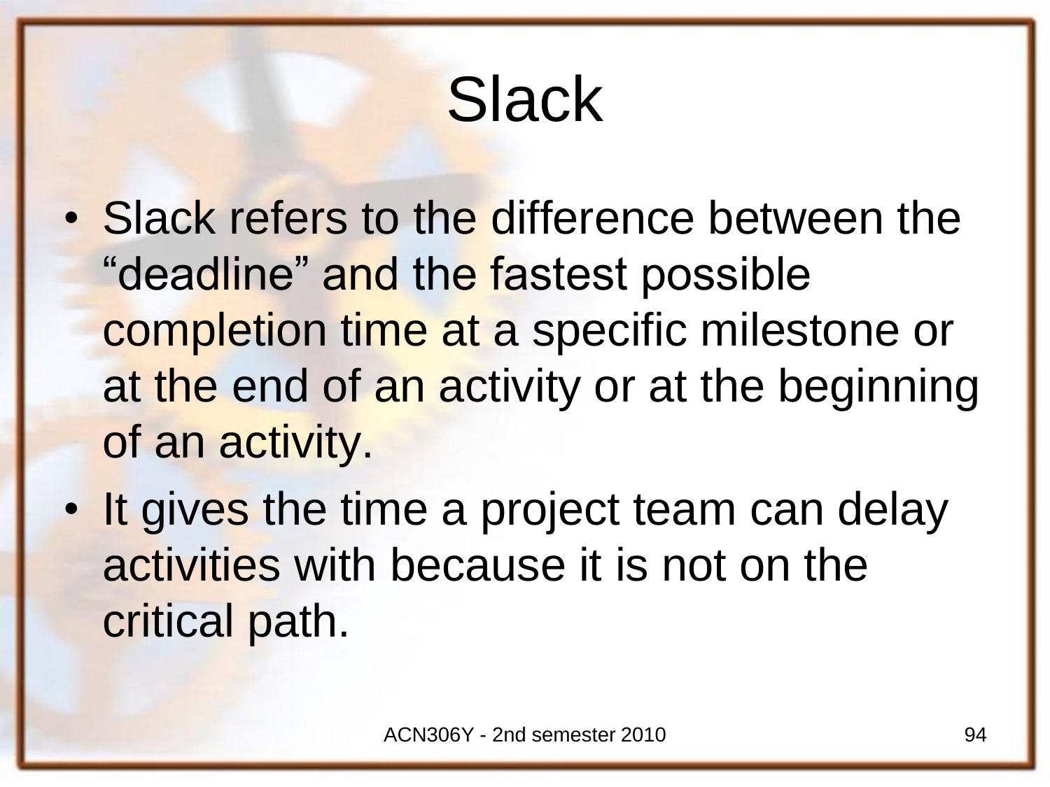# Slack

- Slack refers to the difference between the “deadline” and the fastest possible completion time at a specific milestone or at the end of an activity or at the beginning of an activity.
- It gives the time a project team can delay activities with because it is not on the critical path.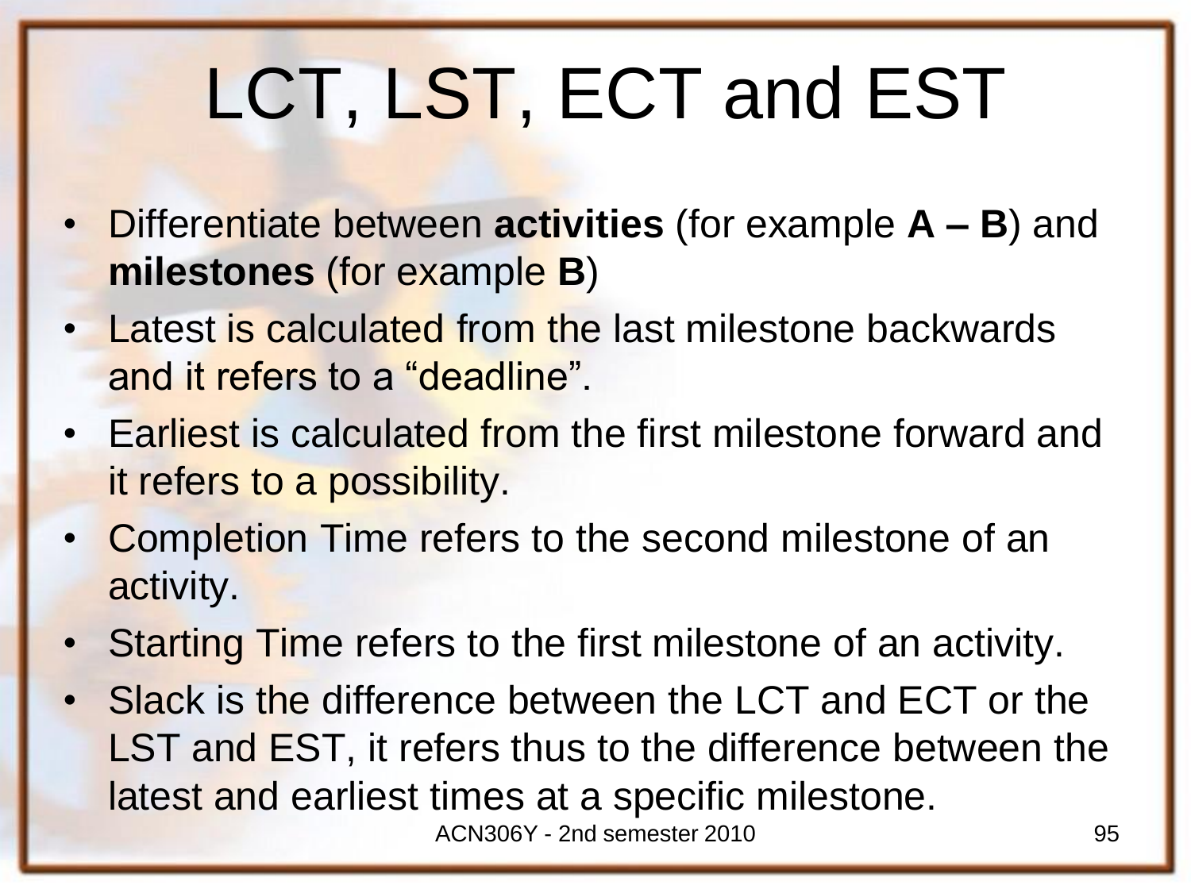# LCT, LST, ECT and EST

- Differentiate between **activities** (for example **A – B**) and **milestones** (for example **B**)
- Latest is calculated from the last milestone backwards and it refers to a "deadline".
- Earliest is calculated from the first milestone forward and it refers to a possibility.
- Completion Time refers to the second milestone of an activity.
- Starting Time refers to the first milestone of an activity.
- Slack is the difference between the LCT and ECT or the LST and EST, it refers thus to the difference between the latest and earliest times at a specific milestone.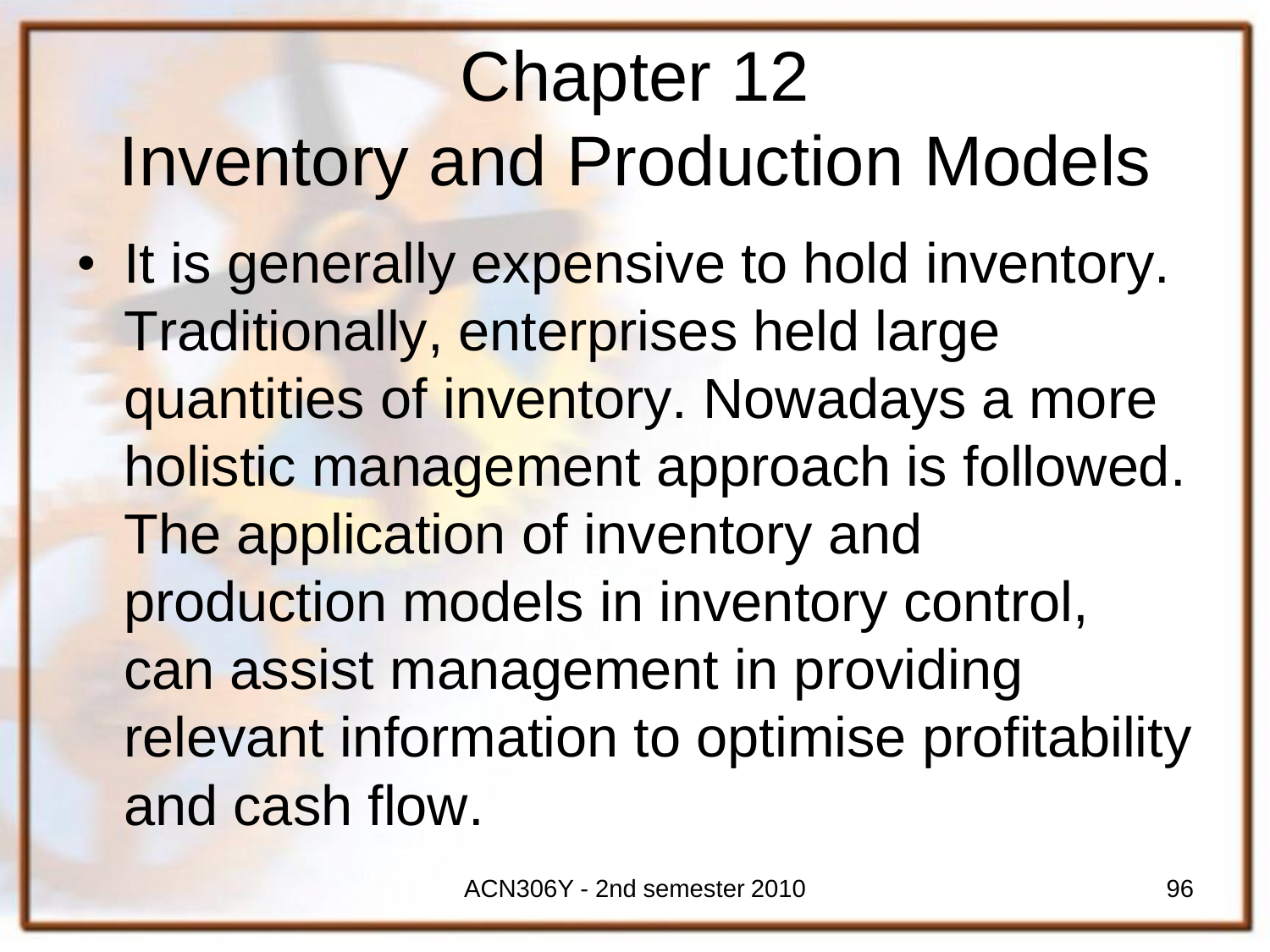# Chapter 12
# Inventory and Production Models

- It is generally expensive to hold inventory. Traditionally, enterprises held large quantities of inventory. Nowadays a more holistic management approach is followed. The application of inventory and production models in inventory control, can assist management in providing relevant information to optimise profitability and cash flow.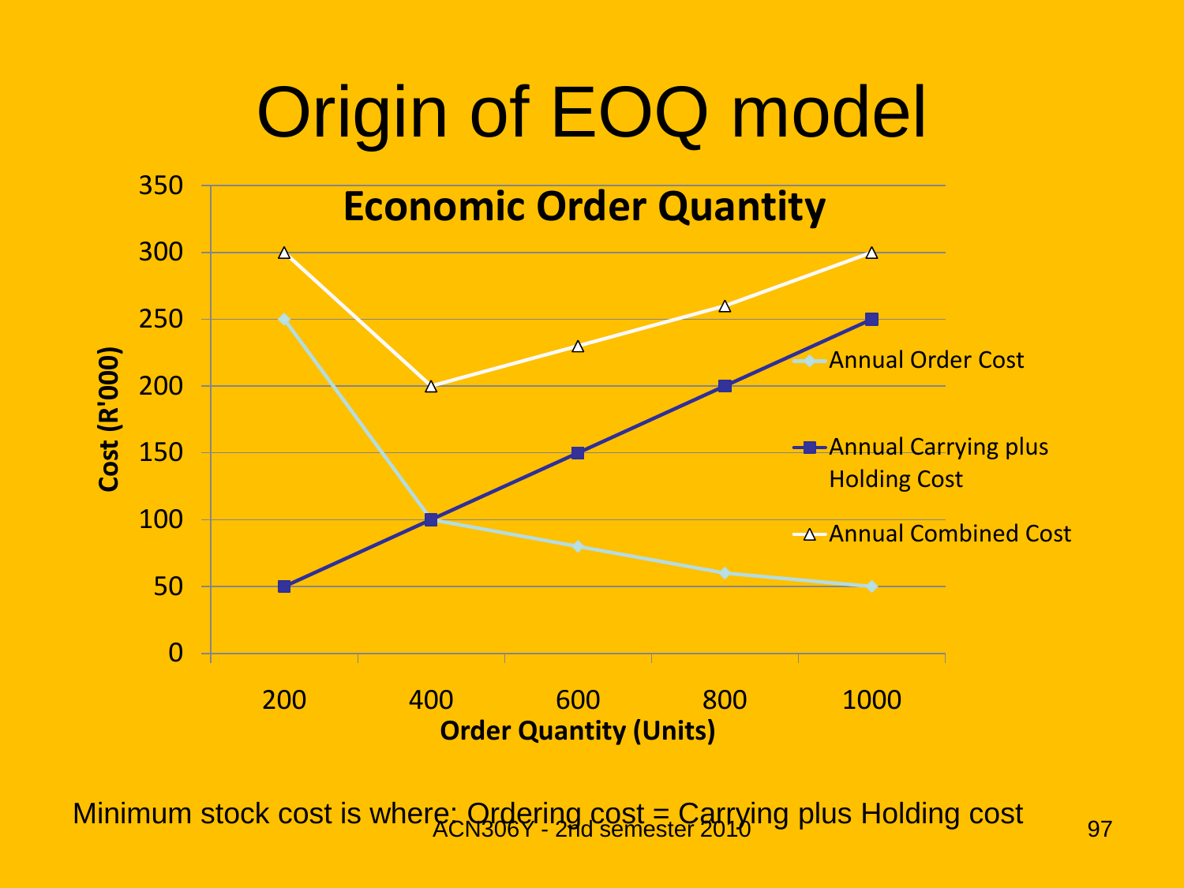# Origin of EOQ model

**Economic Order Quantity**

| Order Quantity (Units) | Annual Order Cost | Annual Carrying plus Holding Cost | Annual Combined Cost |
|---|---|---|---|
| 200 | 250 | 50 | 300 |
| 400 | 100 | 100 | 200 |
| 600 | 80 | 150 | 230 |
| 800 | 60 | 200 | 260 |
| 1000 | 50 | 250 | 300 |

Cost (R'000)

Minimum stock cost is where: Ordering cost = Carrying plus Holding cost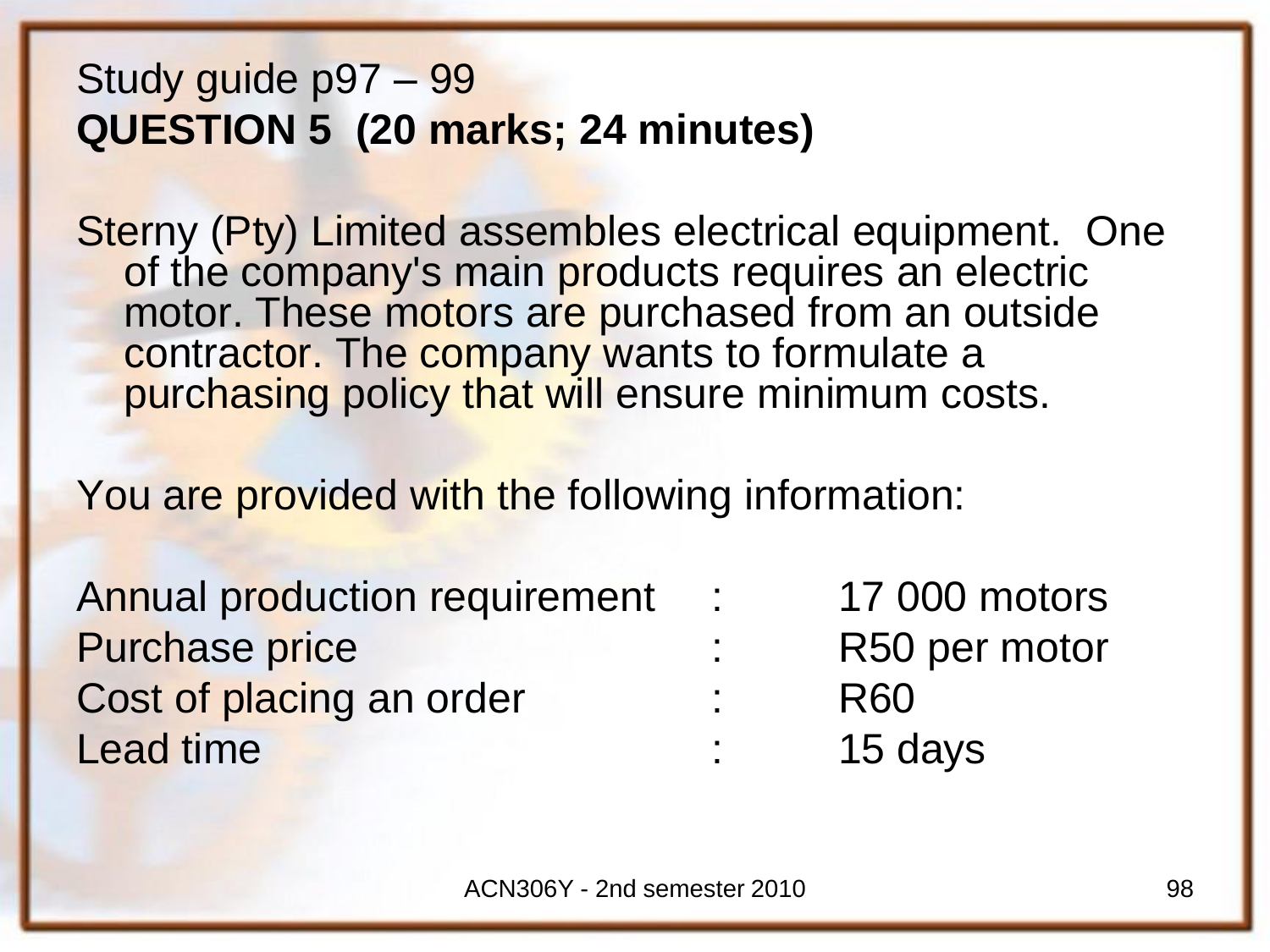Study guide p97 – 99

**QUESTION 5 (20 marks; 24 minutes)**

Sterny (Pty) Limited assembles electrical equipment. One of the company's main products requires an electric motor. These motors are purchased from an outside contractor. The company wants to formulate a purchasing policy that will ensure minimum costs.

You are provided with the following information:

| | | |
|---|---|---|
| Annual production requirement | : | 17 000 motors |
| Purchase price | : | R50 per motor |
| Cost of placing an order | : | R60 |
| Lead time | : | 15 days |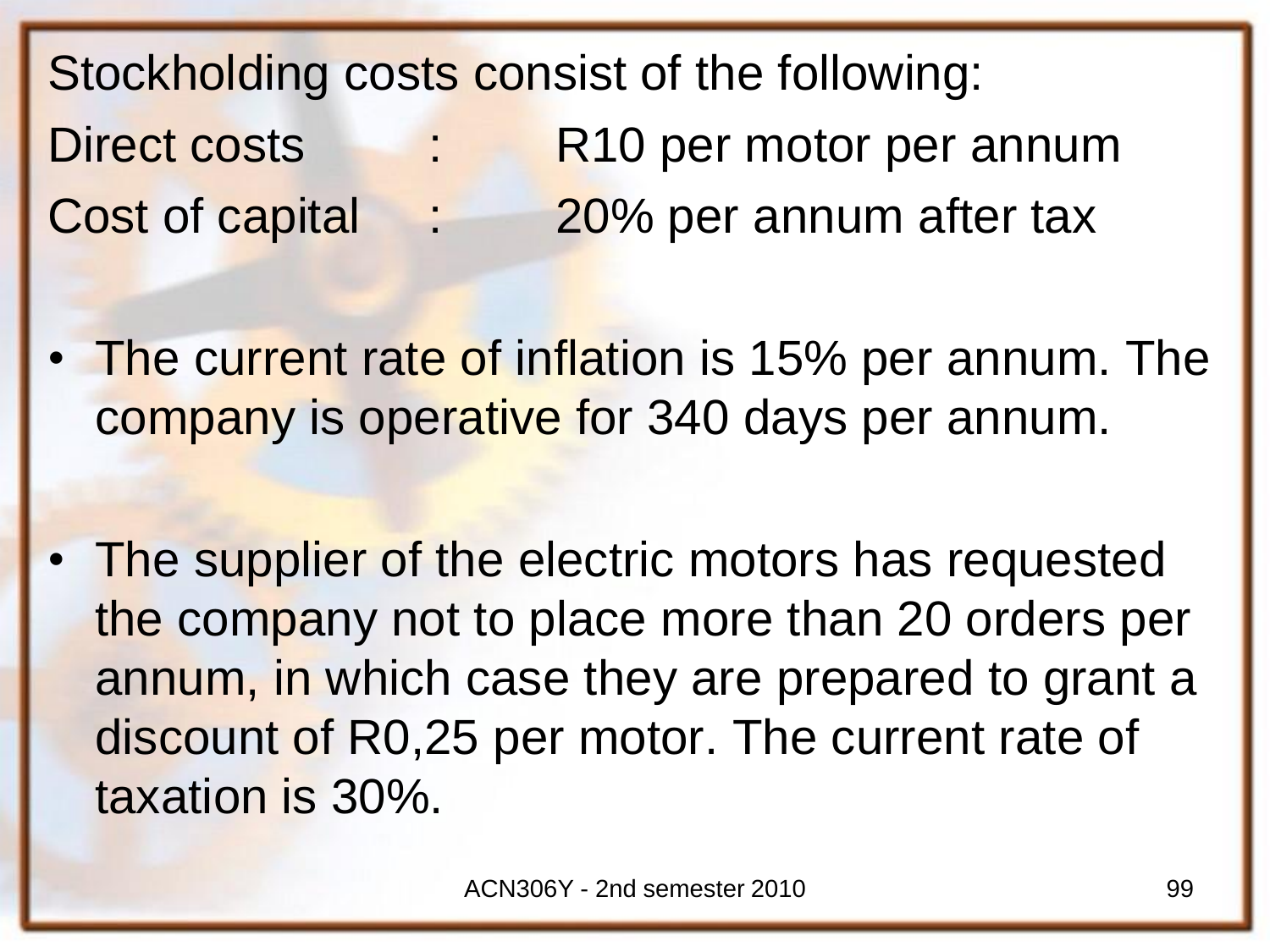Stockholding costs consist of the following:

| | | |
|---|---|---|
| Direct costs | : | R10 per motor per annum |
| Cost of capital | : | 20% per annum after tax |

- The current rate of inflation is 15% per annum. The company is operative for 340 days per annum.

- The supplier of the electric motors has requested the company not to place more than 20 orders per annum, in which case they are prepared to grant a discount of R0,25 per motor. The current rate of taxation is 30%.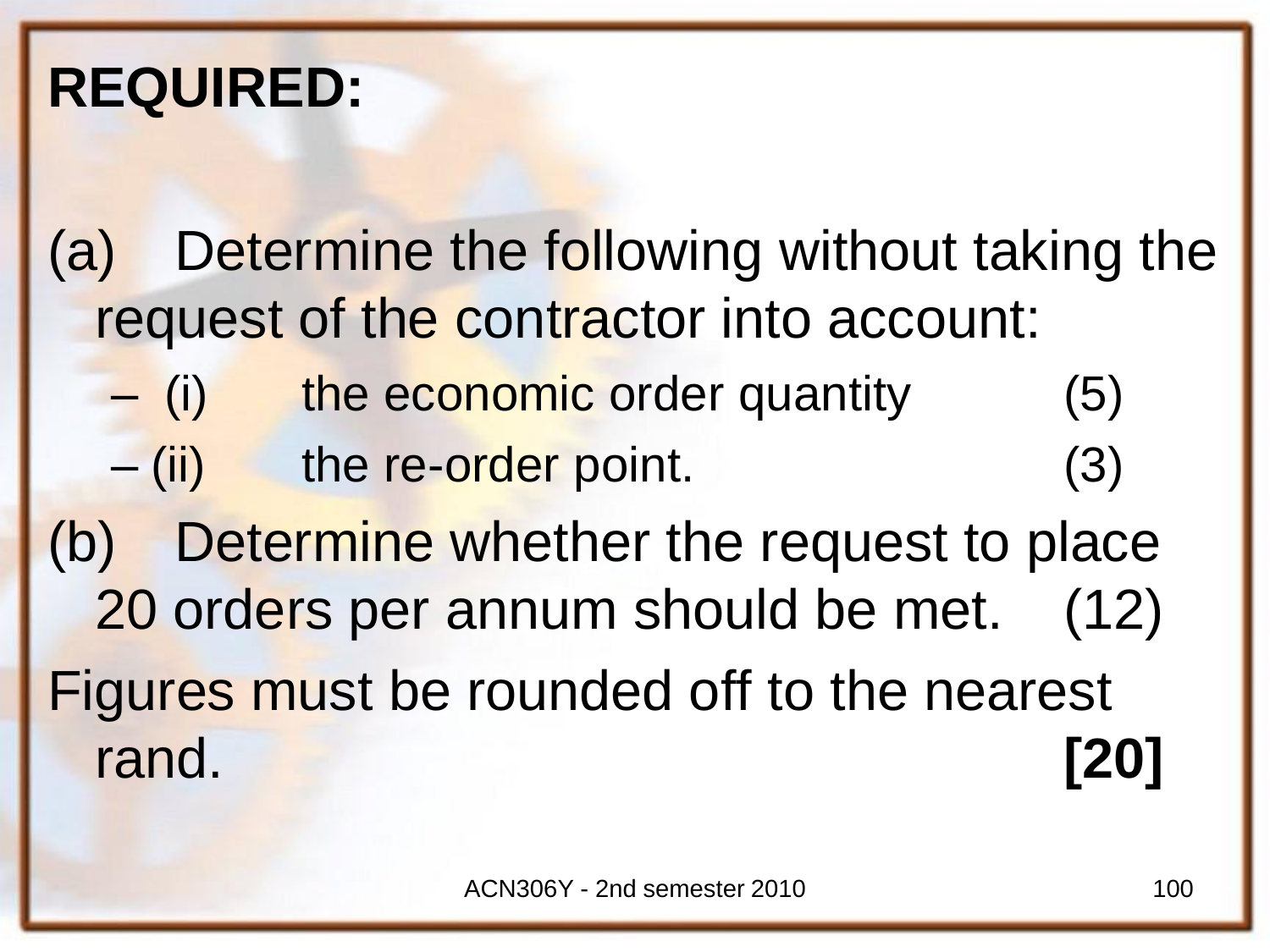**REQUIRED:**

(a) Determine the following without taking the request of the contractor into account:

- (i) the economic order quantity (5)
- (ii) the re-order point. (3)

(b) Determine whether the request to place 20 orders per annum should be met. (12)

Figures must be rounded off to the nearest rand. **[20]**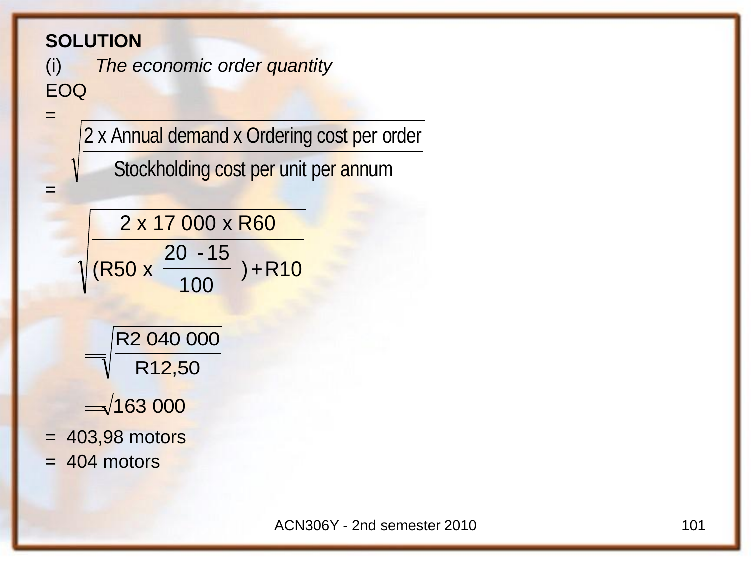**SOLUTION**

(i) *The economic order quantity*

EOQ

$$= \sqrt{\frac{2 \text{ x Annual demand x Ordering cost per order}}{\text{Stockholding cost per unit per annum}}}$$

$$= \sqrt{\frac{2 \text{ x } 17\,000 \text{ x R}60}{(\text{R}50 \text{ x } \frac{20 - 15}{100}) + \text{R}10}}$$

$$= \sqrt{\frac{\text{R}2\,040\,000}{\text{R}12{,}50}}$$

$$= \sqrt{163\,000}$$

= 403,98 motors

= 404 motors

ACN306Y - 2nd semester 2010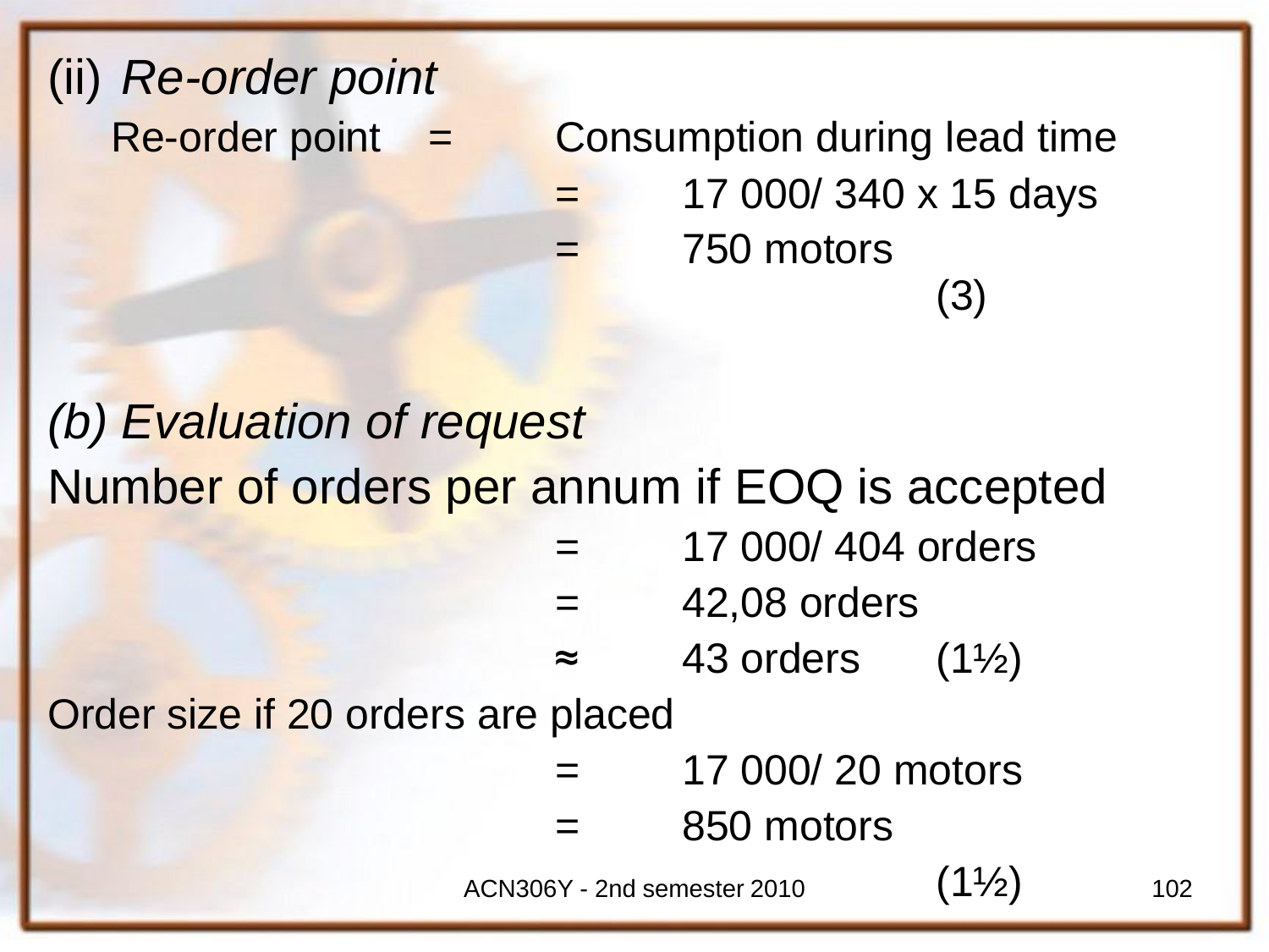(ii) *Re-order point*

Re-order point = Consumption during lead time

= 17 000/ 340 x 15 days

= 750 motors

(3)

*(b) Evaluation of request*

Number of orders per annum if EOQ is accepted

= 17 000/ 404 orders

= 42,08 orders

≈ 43 orders (1½)

Order size if 20 orders are placed

= 17 000/ 20 motors

= 850 motors

(1½)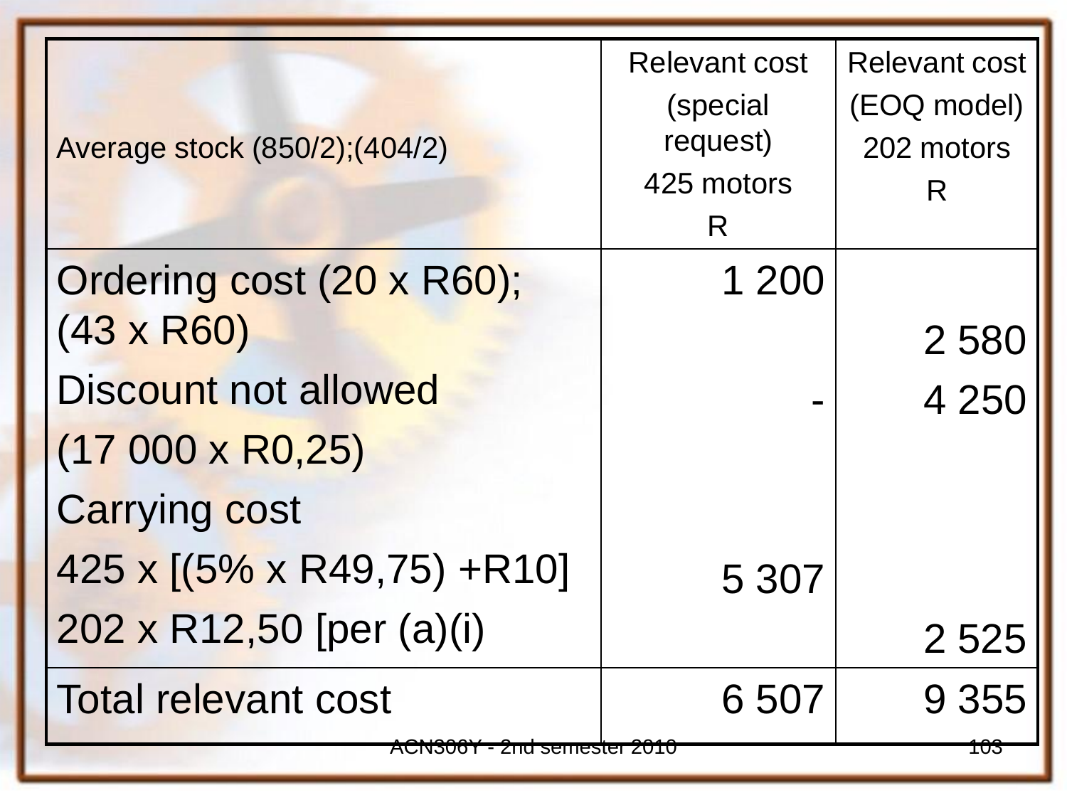| Average stock (850/2);(404/2) | Relevant cost (special request) 425 motors R | Relevant cost (EOQ model) 202 motors R |
|---|---|---|
| Ordering cost (20 x R60); (43 x R60) | 1 200 | 2 580 |
| Discount not allowed (17 000 x R0,25) | - | 4 250 |
| Carrying cost 425 x [(5% x R49,75) +R10] | 5 307 | |
| 202 x R12,50 [per (a)(i) | | 2 525 |
| Total relevant cost | 6 507 | 9 355 |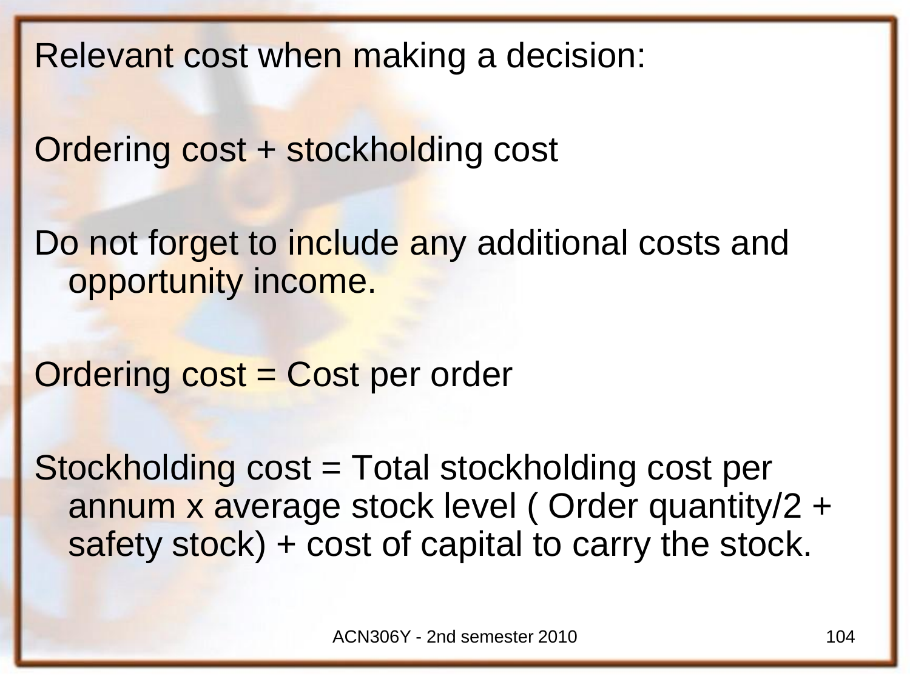Relevant cost when making a decision:

Ordering cost + stockholding cost

Do not forget to include any additional costs and opportunity income.

Ordering cost = Cost per order

Stockholding cost = Total stockholding cost per annum x average stock level ( Order quantity/2 + safety stock) + cost of capital to carry the stock.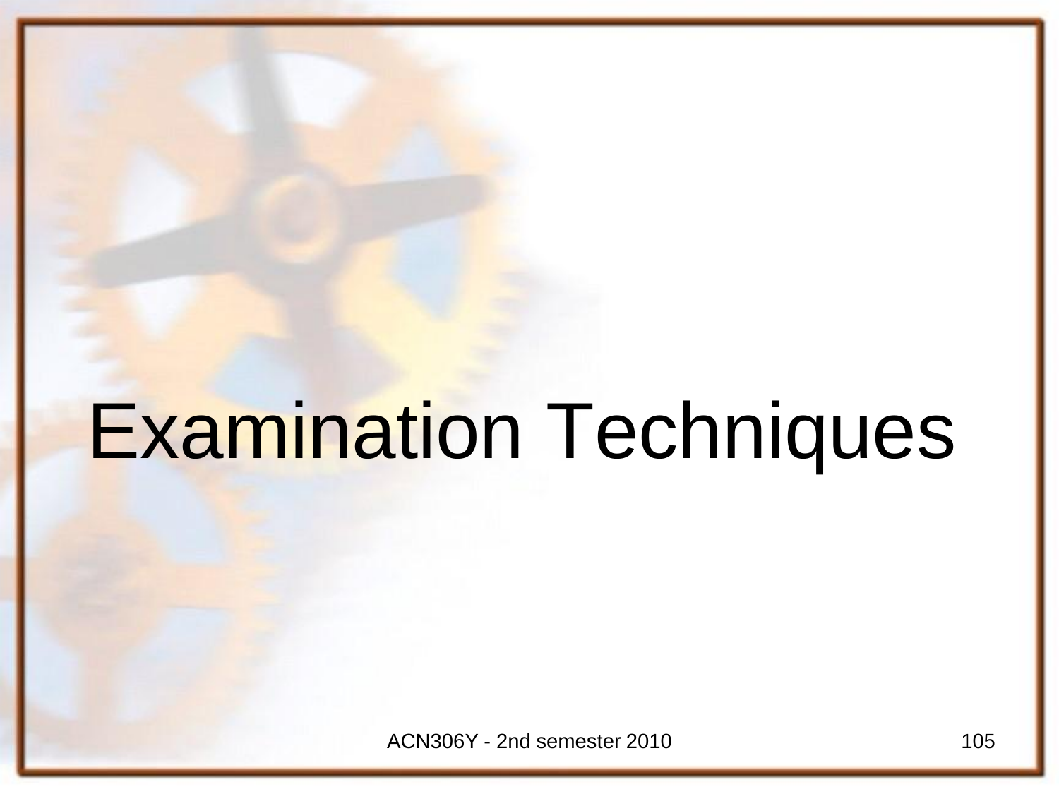# Examination Techniques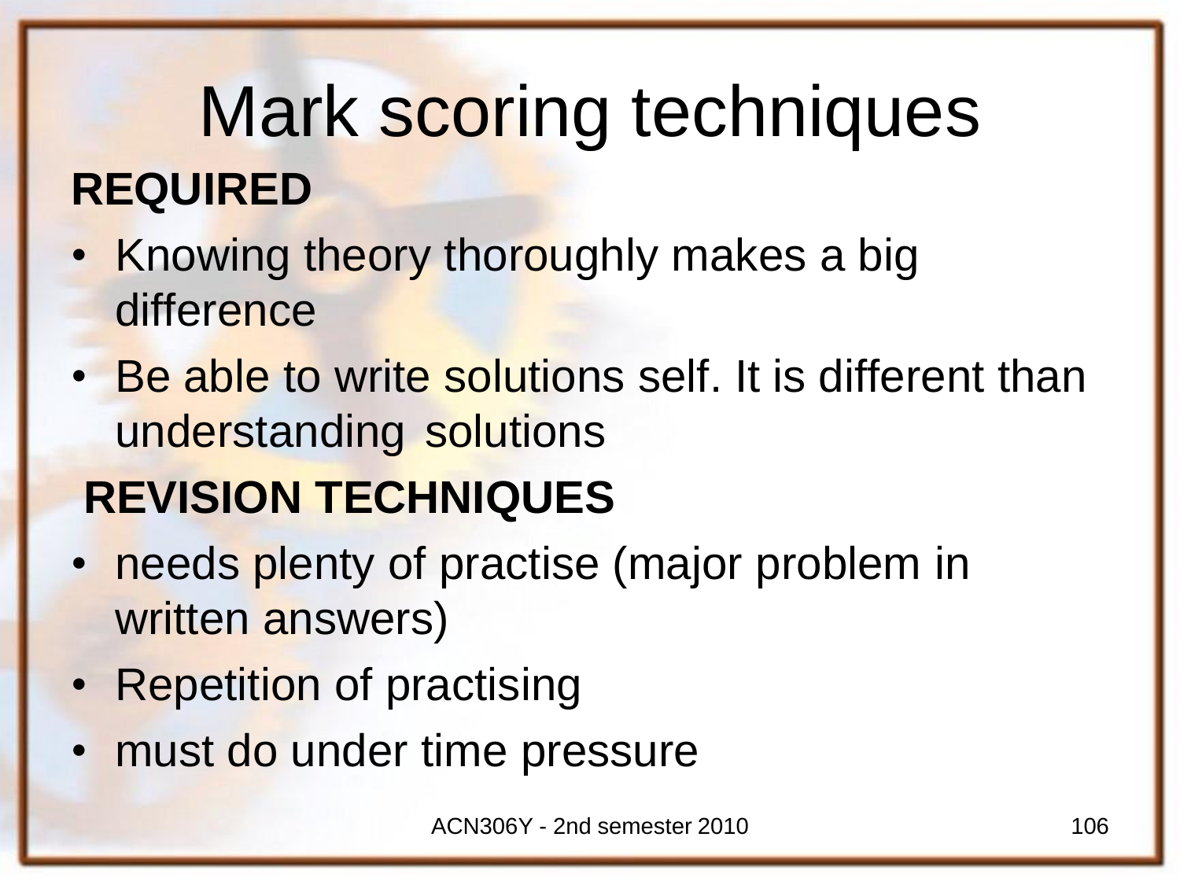# Mark scoring techniques

**REQUIRED**

- Knowing theory thoroughly makes a big difference
- Be able to write solutions self. It is different than understanding solutions

**REVISION TECHNIQUES**

- needs plenty of practise (major problem in written answers)
- Repetition of practising
- must do under time pressure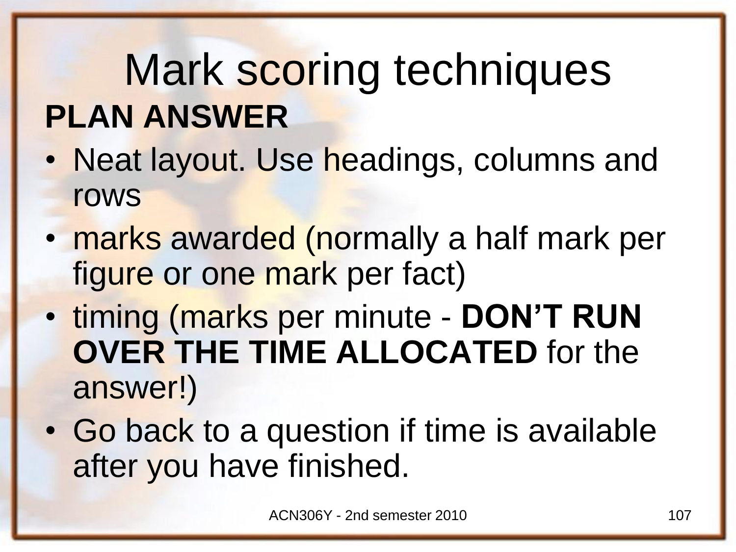# Mark scoring techniques

**PLAN ANSWER**

- Neat layout. Use headings, columns and rows
- marks awarded (normally a half mark per figure or one mark per fact)
- timing (marks per minute - **DON'T RUN OVER THE TIME ALLOCATED** for the answer!)
- Go back to a question if time is available after you have finished.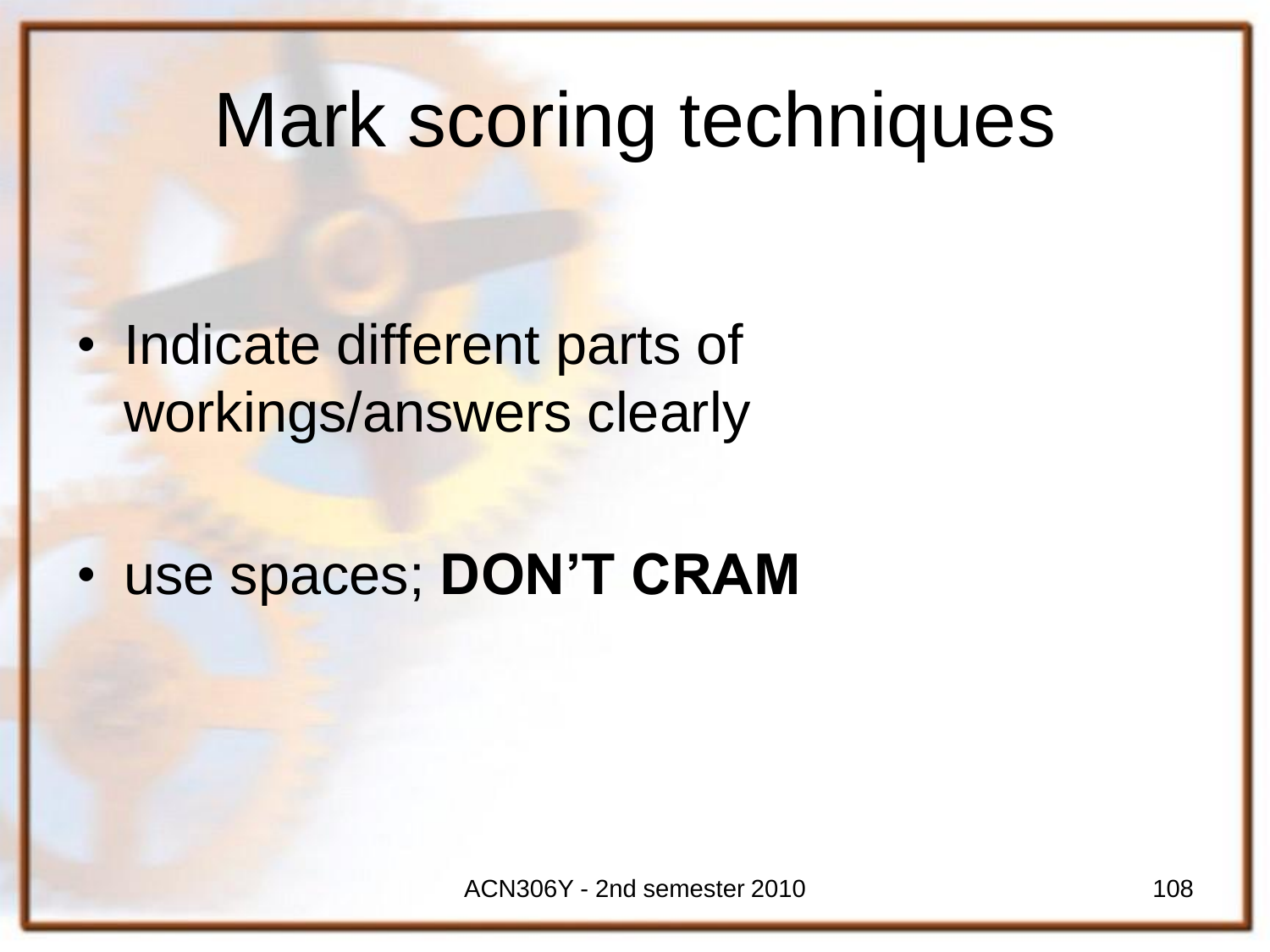# Mark scoring techniques

- Indicate different parts of workings/answers clearly
- use spaces; **DON'T CRAM**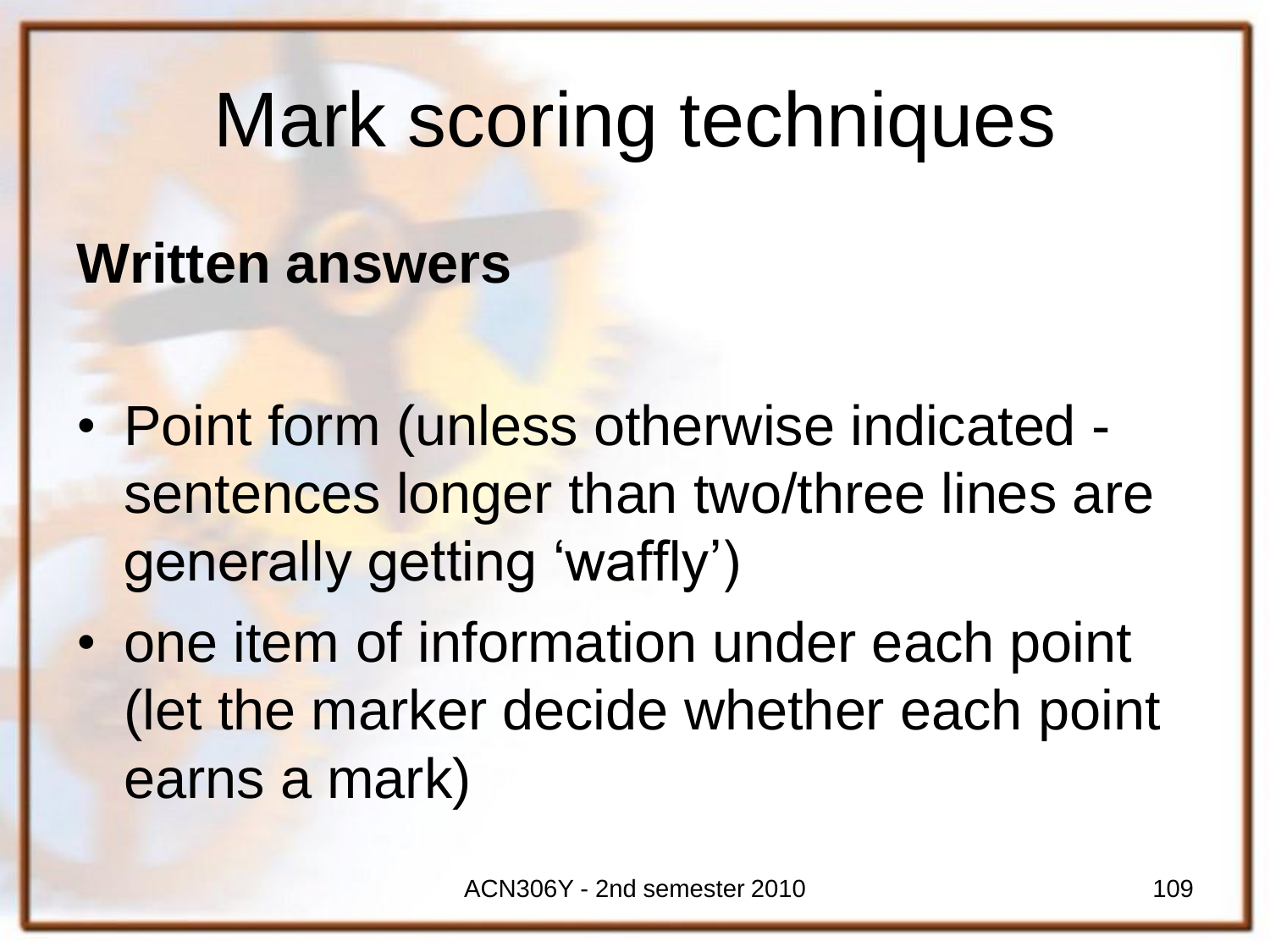# Mark scoring techniques

**Written answers**

- Point form (unless otherwise indicated - sentences longer than two/three lines are generally getting ‘waffly’)
- one item of information under each point (let the marker decide whether each point earns a mark)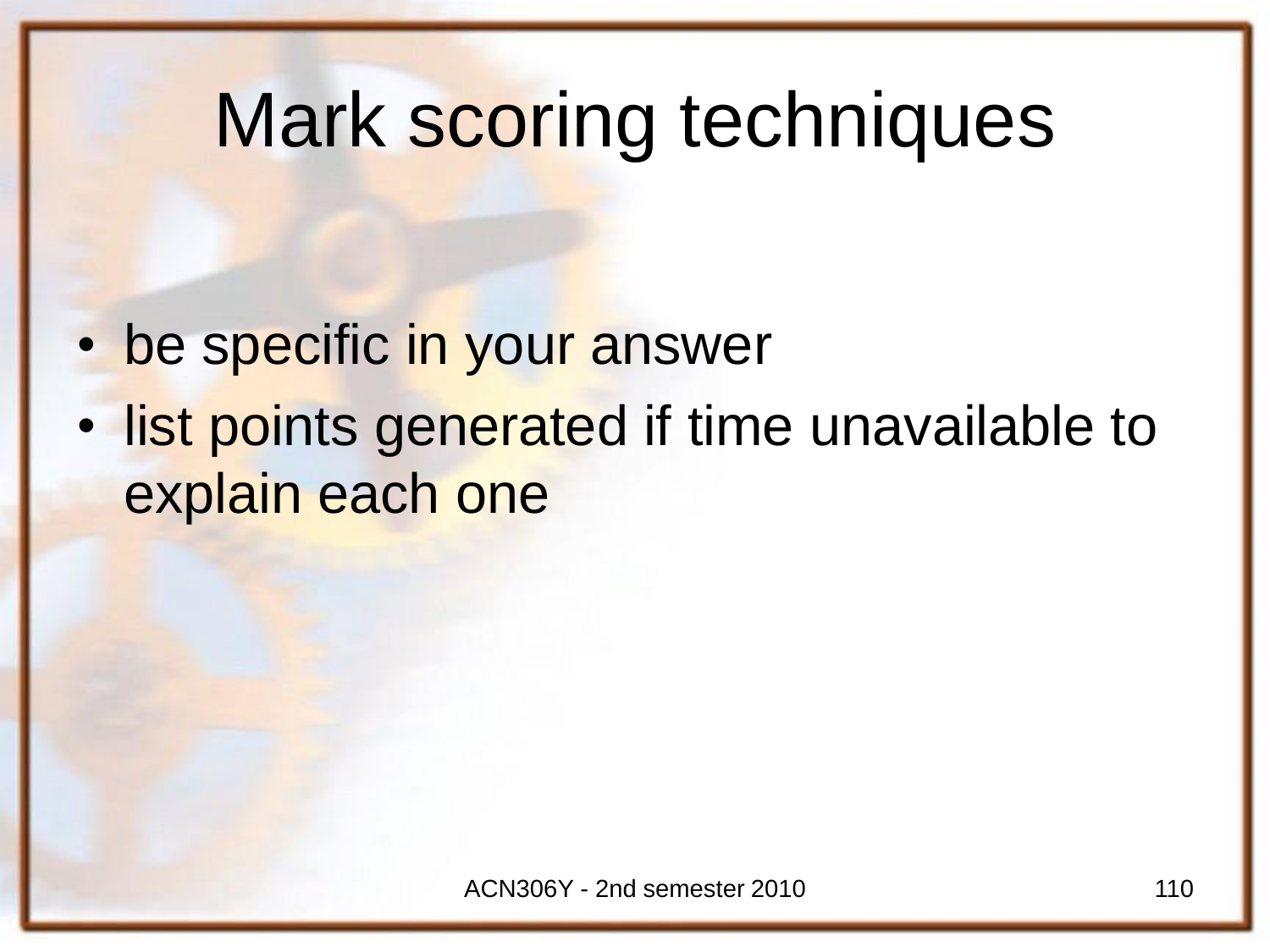# Mark scoring techniques

- be specific in your answer
- list points generated if time unavailable to explain each one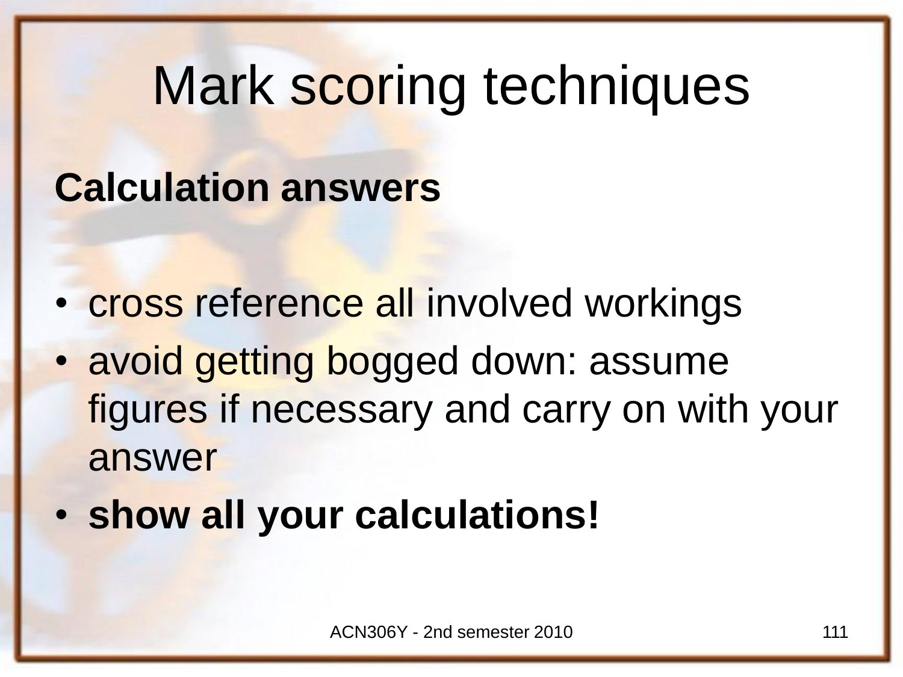# Mark scoring techniques

**Calculation answers**

- cross reference all involved workings
- avoid getting bogged down: assume figures if necessary and carry on with your answer
- **show all your calculations!**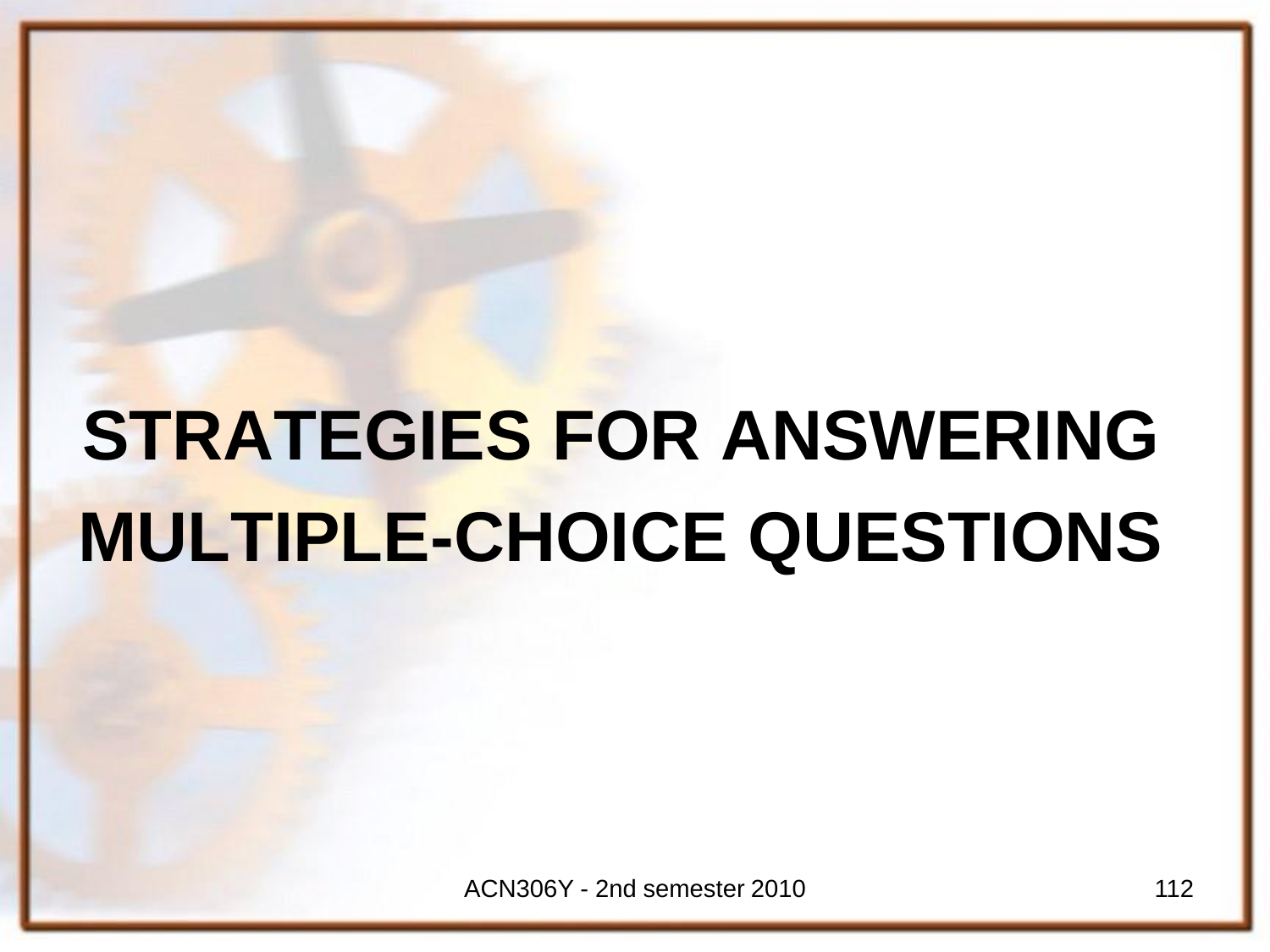# STRATEGIES FOR ANSWERING MULTIPLE-CHOICE QUESTIONS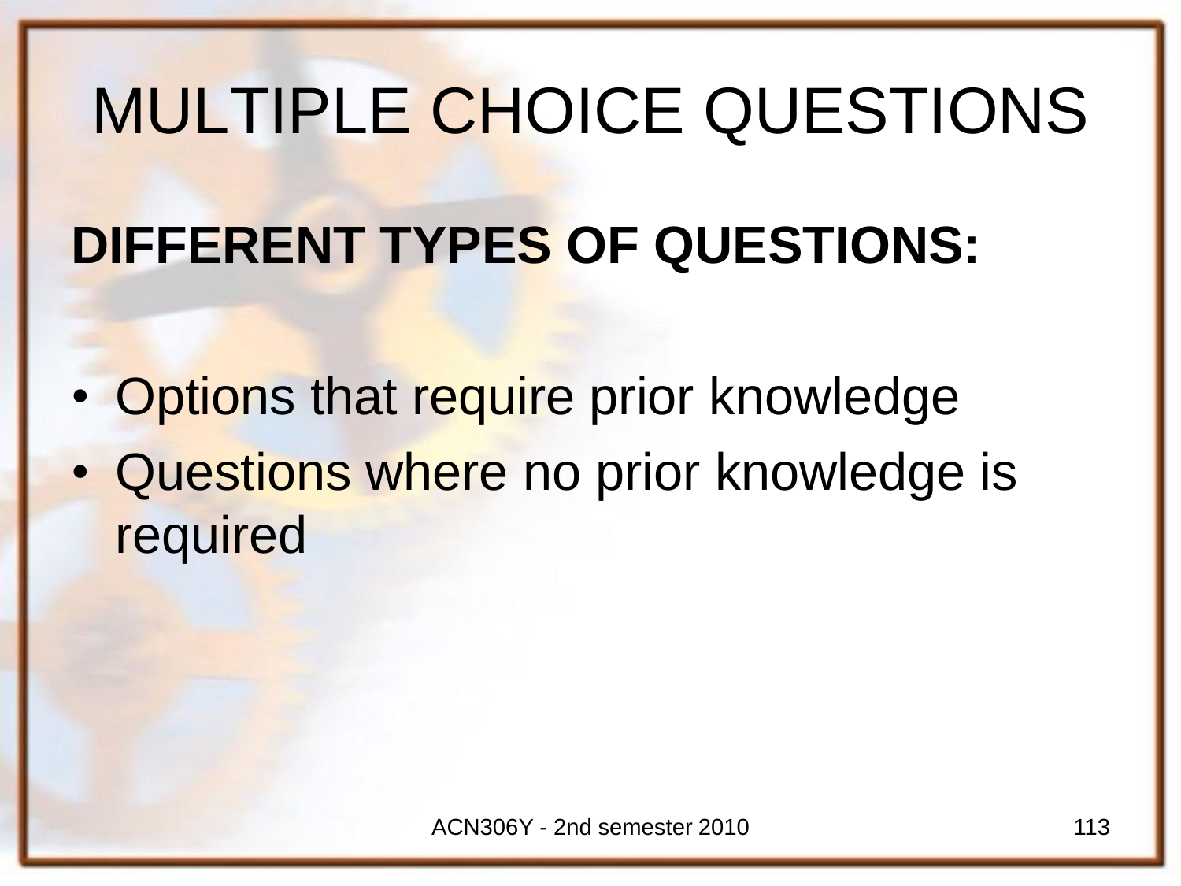# MULTIPLE CHOICE QUESTIONS

**DIFFERENT TYPES OF QUESTIONS:**

- Options that require prior knowledge
- Questions where no prior knowledge is required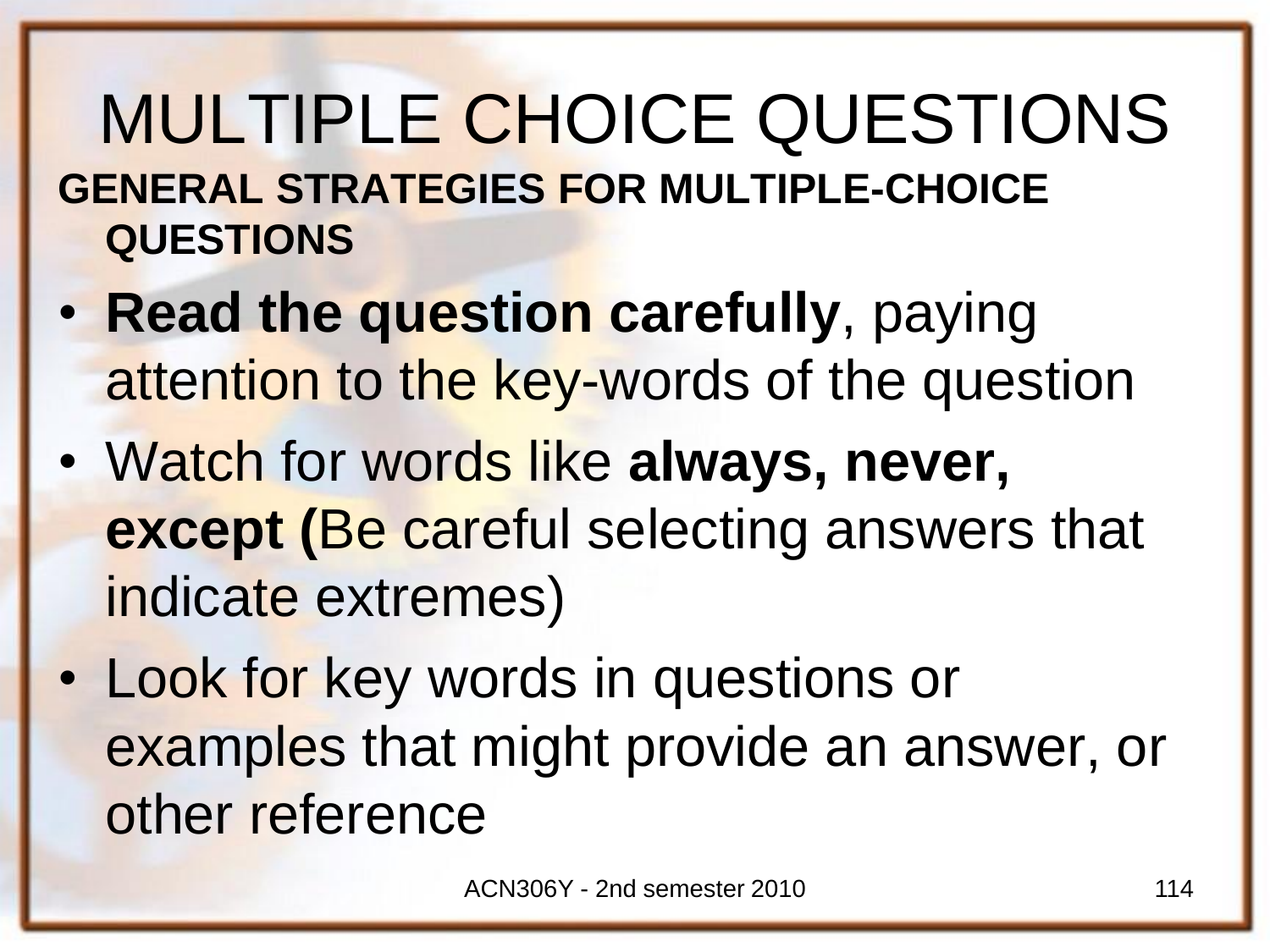# MULTIPLE CHOICE QUESTIONS

**GENERAL STRATEGIES FOR MULTIPLE-CHOICE QUESTIONS**

- **Read the question carefully**, paying attention to the key-words of the question
- Watch for words like **always, never, except (**Be careful selecting answers that indicate extremes)
- Look for key words in questions or examples that might provide an answer, or other reference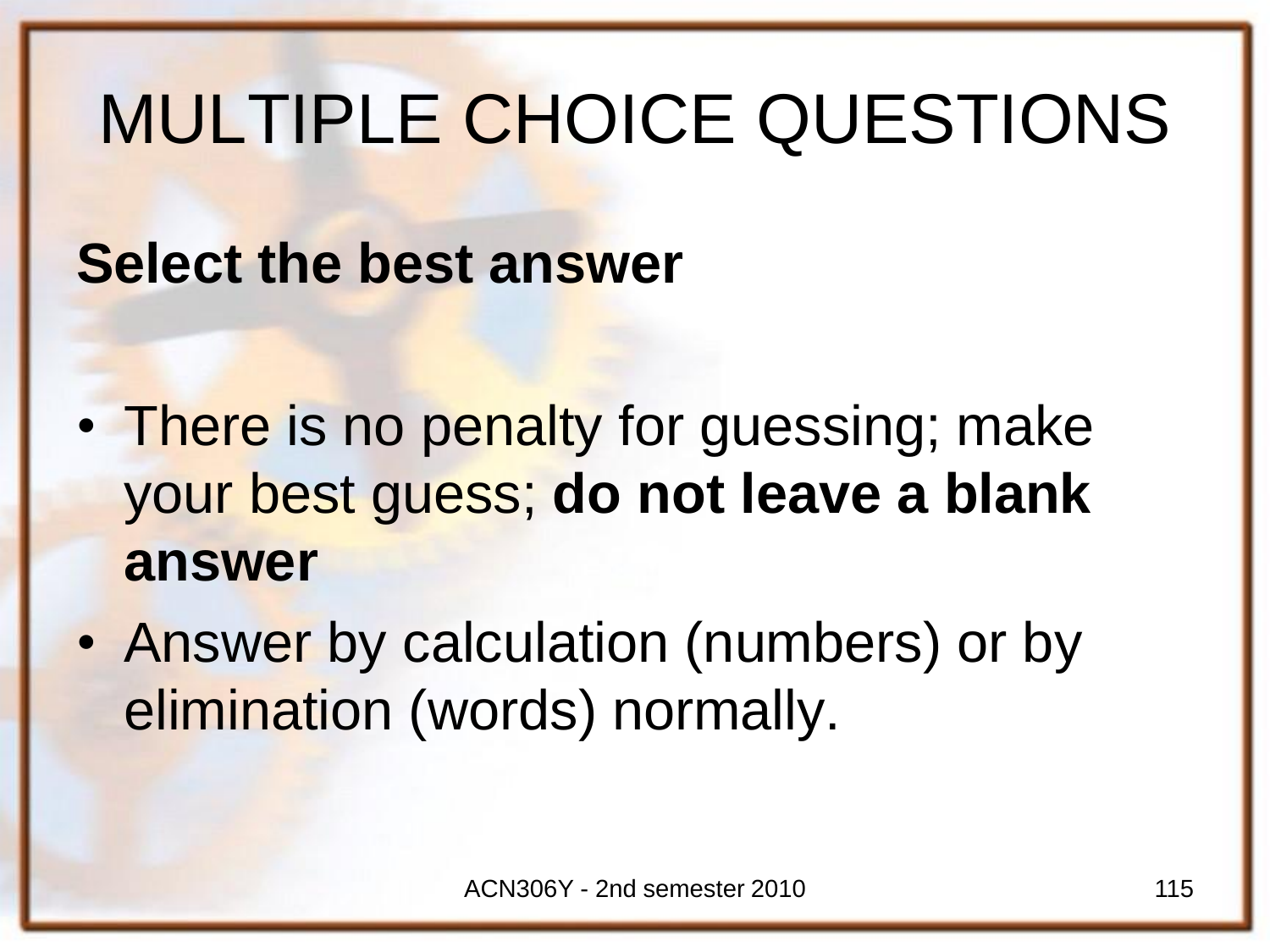# MULTIPLE CHOICE QUESTIONS

**Select the best answer**

- There is no penalty for guessing; make your best guess; **do not leave a blank answer**
- Answer by calculation (numbers) or by elimination (words) normally.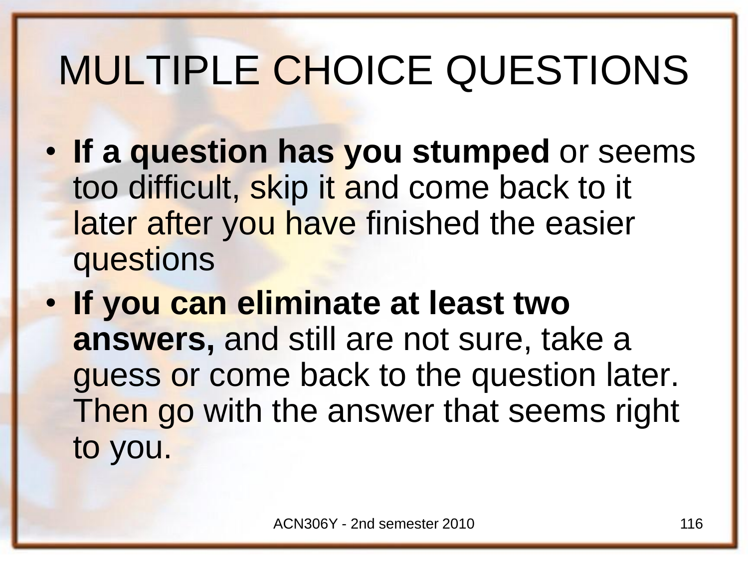# MULTIPLE CHOICE QUESTIONS

- **If a question has you stumped** or seems too difficult, skip it and come back to it later after you have finished the easier questions
- **If you can eliminate at least two answers,** and still are not sure, take a guess or come back to the question later. Then go with the answer that seems right to you.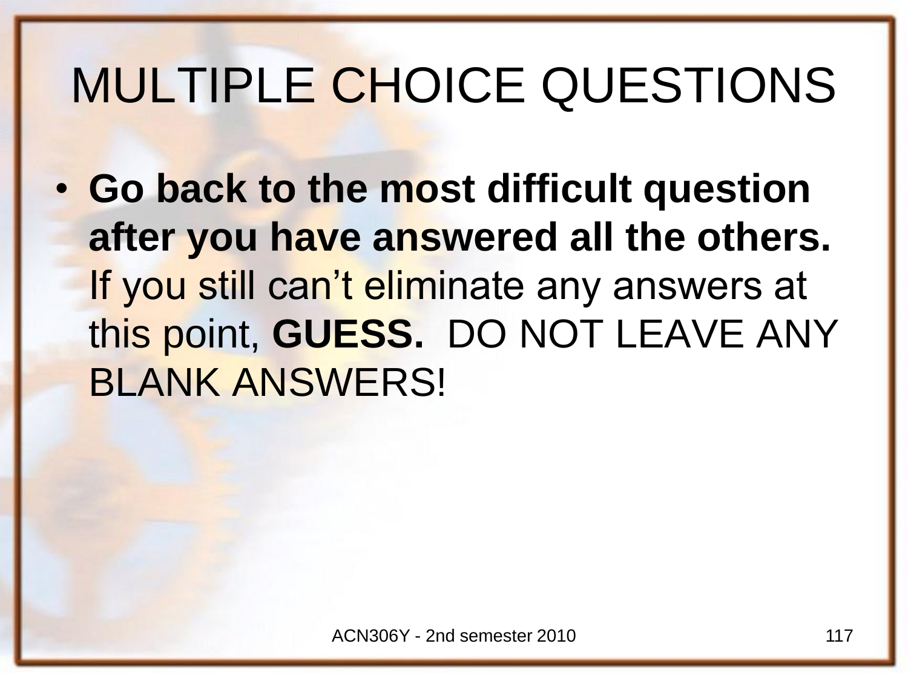# MULTIPLE CHOICE QUESTIONS

- **Go back to the most difficult question after you have answered all the others.** If you still can't eliminate any answers at this point, **GUESS.** DO NOT LEAVE ANY BLANK ANSWERS!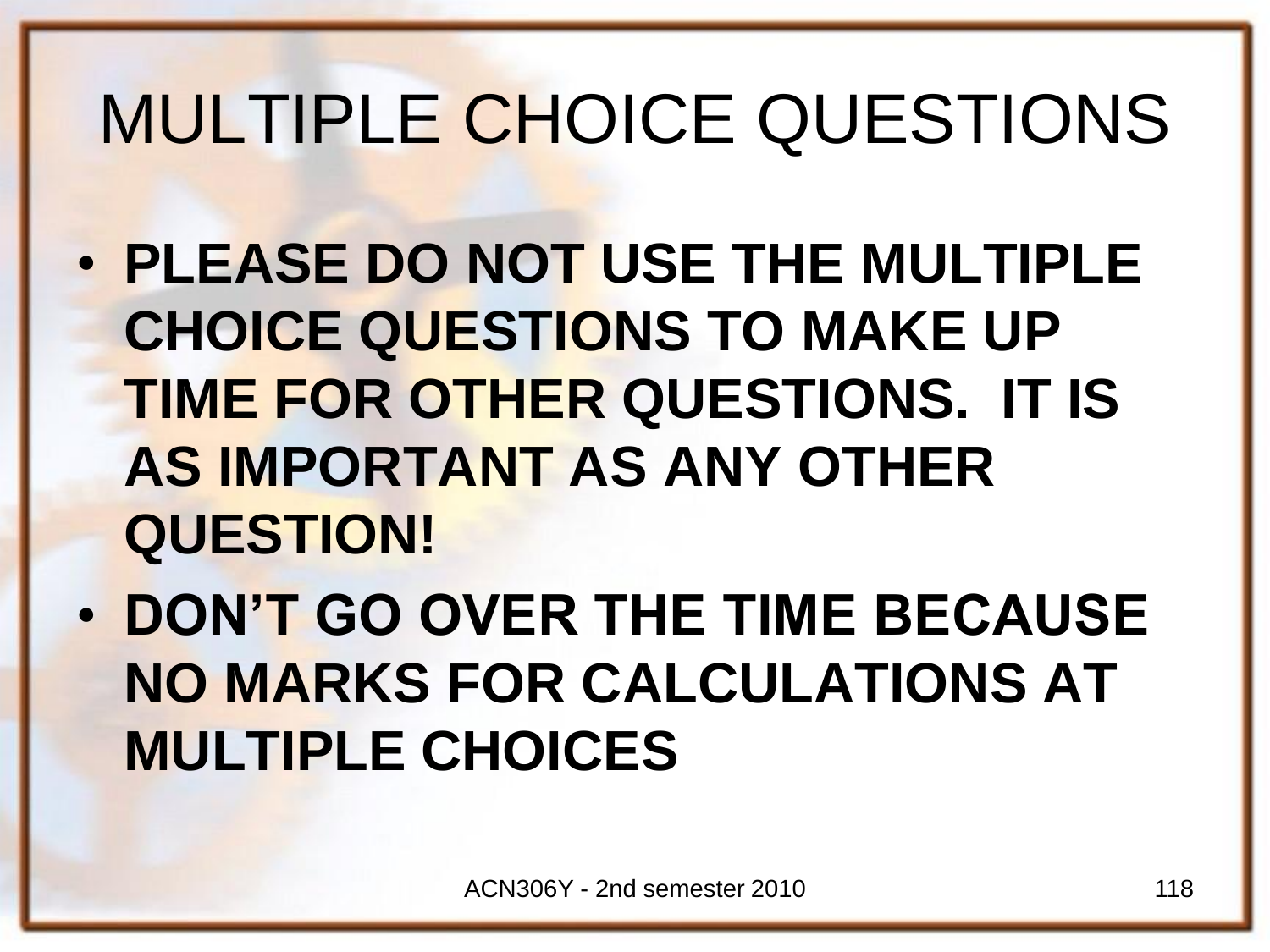# MULTIPLE CHOICE QUESTIONS

- **PLEASE DO NOT USE THE MULTIPLE CHOICE QUESTIONS TO MAKE UP TIME FOR OTHER QUESTIONS. IT IS AS IMPORTANT AS ANY OTHER QUESTION!**
- **DON'T GO OVER THE TIME BECAUSE NO MARKS FOR CALCULATIONS AT MULTIPLE CHOICES**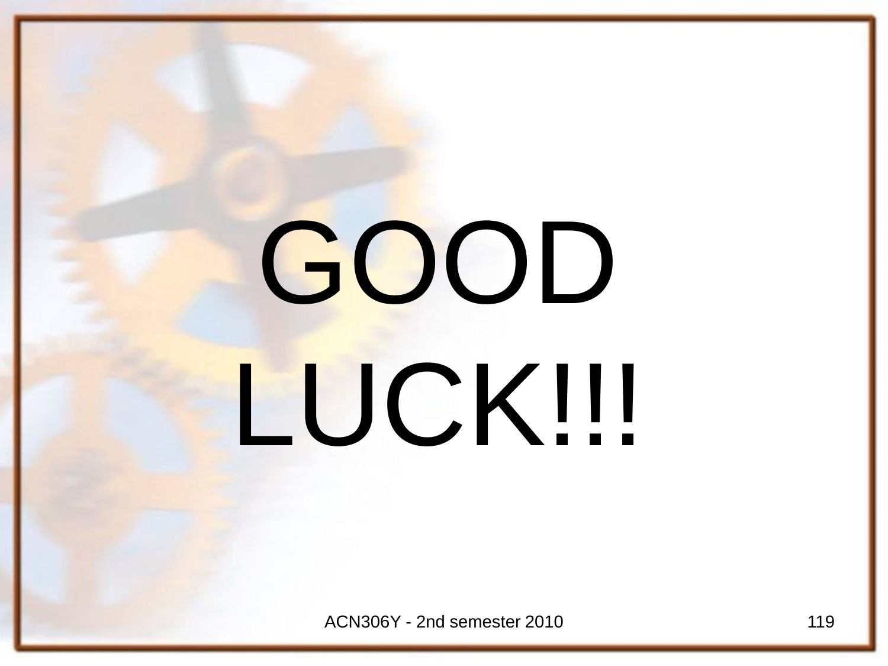# GOOD LUCK!!!